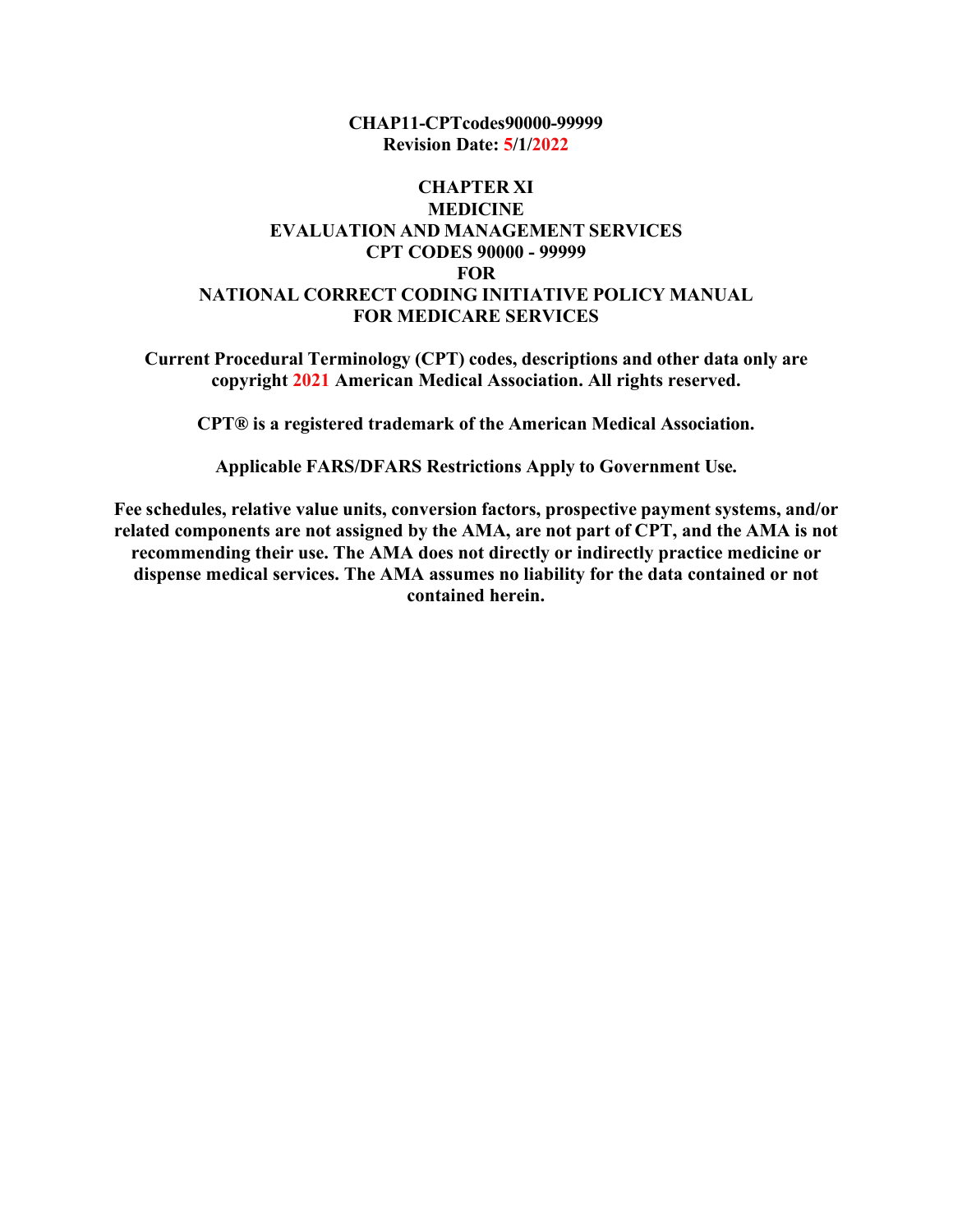**CHAP11-CPTcodes90000-99999**
**Revision Date: 5/1/2022**

# CHAPTER XI
# MEDICINE
# EVALUATION AND MANAGEMENT SERVICES
# CPT CODES 90000 - 99999
# FOR
# NATIONAL CORRECT CODING INITIATIVE POLICY MANUAL
# FOR MEDICARE SERVICES

**Current Procedural Terminology (CPT) codes, descriptions and other data only are copyright 2021 American Medical Association. All rights reserved.**

**CPT® is a registered trademark of the American Medical Association.**

**Applicable FARS/DFARS Restrictions Apply to Government Use.**

**Fee schedules, relative value units, conversion factors, prospective payment systems, and/or related components are not assigned by the AMA, are not part of CPT, and the AMA is not recommending their use. The AMA does not directly or indirectly practice medicine or dispense medical services. The AMA assumes no liability for the data contained or not contained herein.**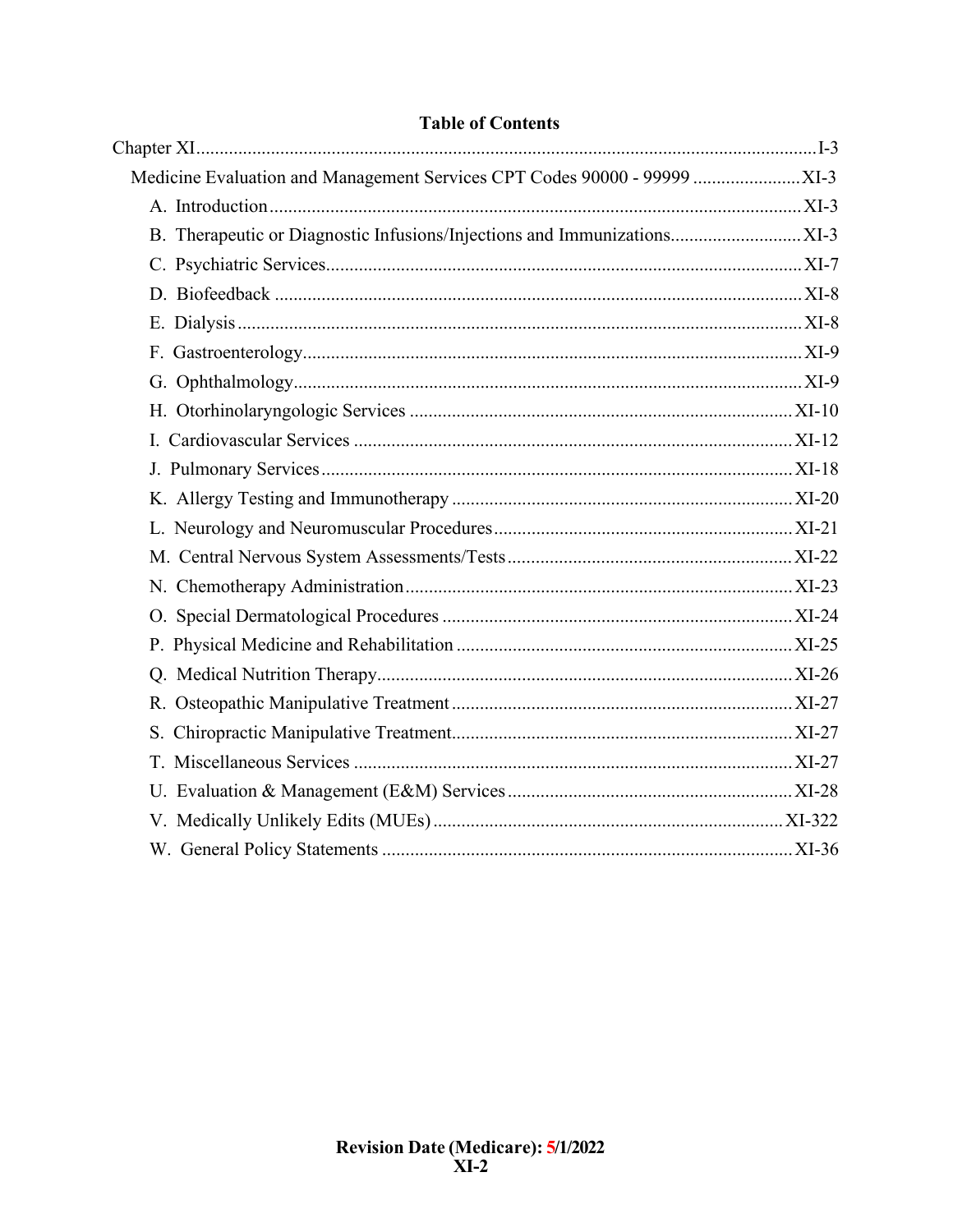**Table of Contents**

Chapter XI ........................................................................................................................ I-3

Medicine Evaluation and Management Services CPT Codes 90000 - 99999 ....................... XI-3

A. Introduction ................................................................................................................ XI-3

B. Therapeutic or Diagnostic Infusions/Injections and Immunizations ............................ XI-3

C. Psychiatric Services ..................................................................................................... XI-7

D. Biofeedback ................................................................................................................ XI-8

E. Dialysis ........................................................................................................................ XI-8

F. Gastroenterology .......................................................................................................... XI-9

G. Ophthalmology ............................................................................................................ XI-9

H. Otorhinolaryngologic Services .................................................................................. XI-10

I. Cardiovascular Services .............................................................................................. XI-12

J. Pulmonary Services ..................................................................................................... XI-18

K. Allergy Testing and Immunotherapy ......................................................................... XI-20

L. Neurology and Neuromuscular Procedures ................................................................ XI-21

M. Central Nervous System Assessments/Tests ............................................................. XI-22

N. Chemotherapy Administration .................................................................................. XI-23

O. Special Dermatological Procedures ........................................................................... XI-24

P. Physical Medicine and Rehabilitation ........................................................................ XI-25

Q. Medical Nutrition Therapy ......................................................................................... XI-26

R. Osteopathic Manipulative Treatment ......................................................................... XI-27

S. Chiropractic Manipulative Treatment ......................................................................... XI-27

T. Miscellaneous Services .............................................................................................. XI-27

U. Evaluation & Management (E&M) Services ............................................................. XI-28

V. Medically Unlikely Edits (MUEs) ............................................................................. XI-322

W. General Policy Statements ........................................................................................ XI-36

**Revision Date (Medicare): 5/1/2022**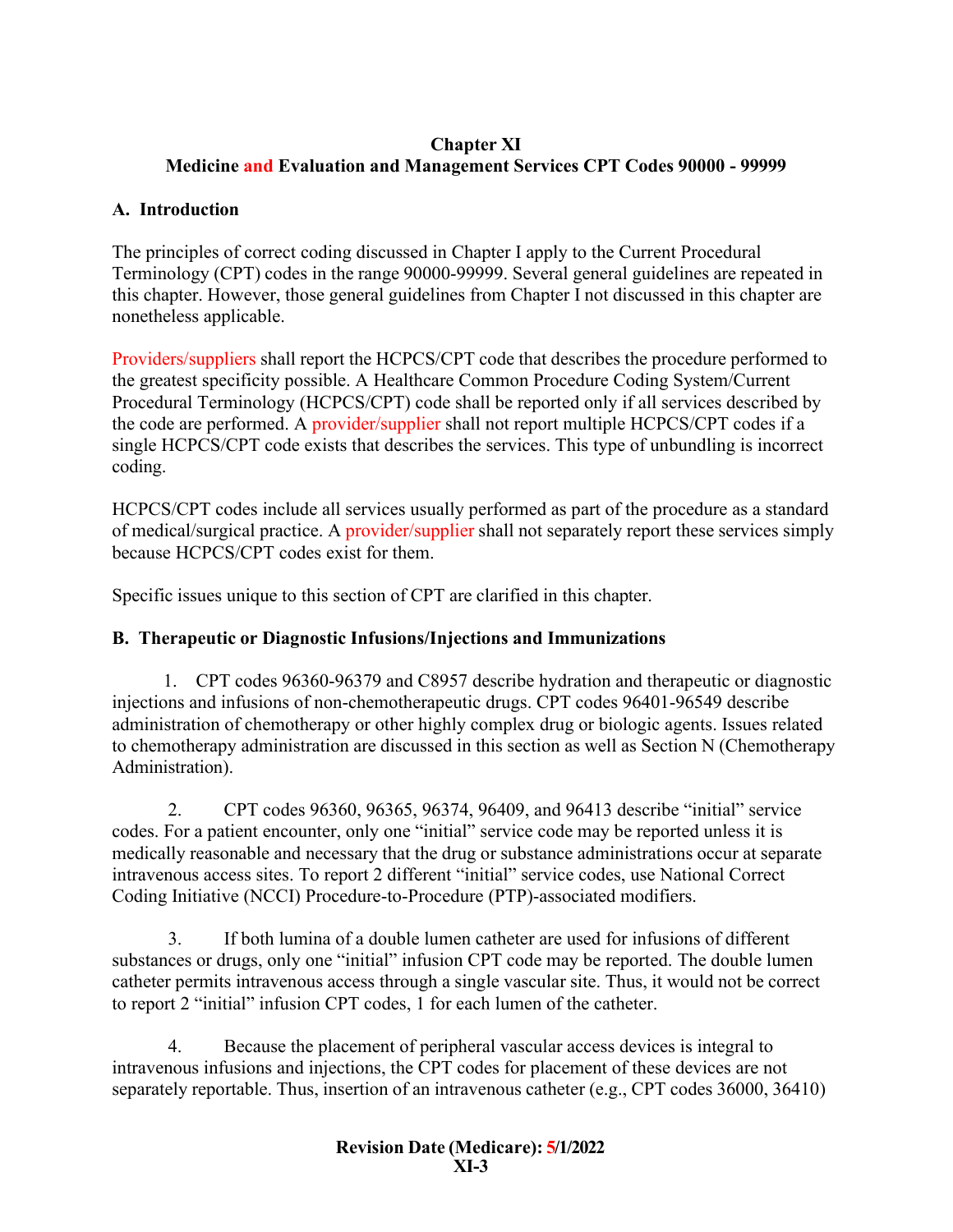# Chapter XI
# Medicine and Evaluation and Management Services CPT Codes 90000 - 99999

## A. Introduction

The principles of correct coding discussed in Chapter I apply to the Current Procedural Terminology (CPT) codes in the range 90000-99999. Several general guidelines are repeated in this chapter. However, those general guidelines from Chapter I not discussed in this chapter are nonetheless applicable.

Providers/suppliers shall report the HCPCS/CPT code that describes the procedure performed to the greatest specificity possible. A Healthcare Common Procedure Coding System/Current Procedural Terminology (HCPCS/CPT) code shall be reported only if all services described by the code are performed. A provider/supplier shall not report multiple HCPCS/CPT codes if a single HCPCS/CPT code exists that describes the services. This type of unbundling is incorrect coding.

HCPCS/CPT codes include all services usually performed as part of the procedure as a standard of medical/surgical practice. A provider/supplier shall not separately report these services simply because HCPCS/CPT codes exist for them.

Specific issues unique to this section of CPT are clarified in this chapter.

## B. Therapeutic or Diagnostic Infusions/Injections and Immunizations

1. CPT codes 96360-96379 and C8957 describe hydration and therapeutic or diagnostic injections and infusions of non-chemotherapeutic drugs. CPT codes 96401-96549 describe administration of chemotherapy or other highly complex drug or biologic agents. Issues related to chemotherapy administration are discussed in this section as well as Section N (Chemotherapy Administration).

2. CPT codes 96360, 96365, 96374, 96409, and 96413 describe "initial" service codes. For a patient encounter, only one "initial" service code may be reported unless it is medically reasonable and necessary that the drug or substance administrations occur at separate intravenous access sites. To report 2 different "initial" service codes, use National Correct Coding Initiative (NCCI) Procedure-to-Procedure (PTP)-associated modifiers.

3. If both lumina of a double lumen catheter are used for infusions of different substances or drugs, only one "initial" infusion CPT code may be reported. The double lumen catheter permits intravenous access through a single vascular site. Thus, it would not be correct to report 2 "initial" infusion CPT codes, 1 for each lumen of the catheter.

4. Because the placement of peripheral vascular access devices is integral to intravenous infusions and injections, the CPT codes for placement of these devices are not separately reportable. Thus, insertion of an intravenous catheter (e.g., CPT codes 36000, 36410)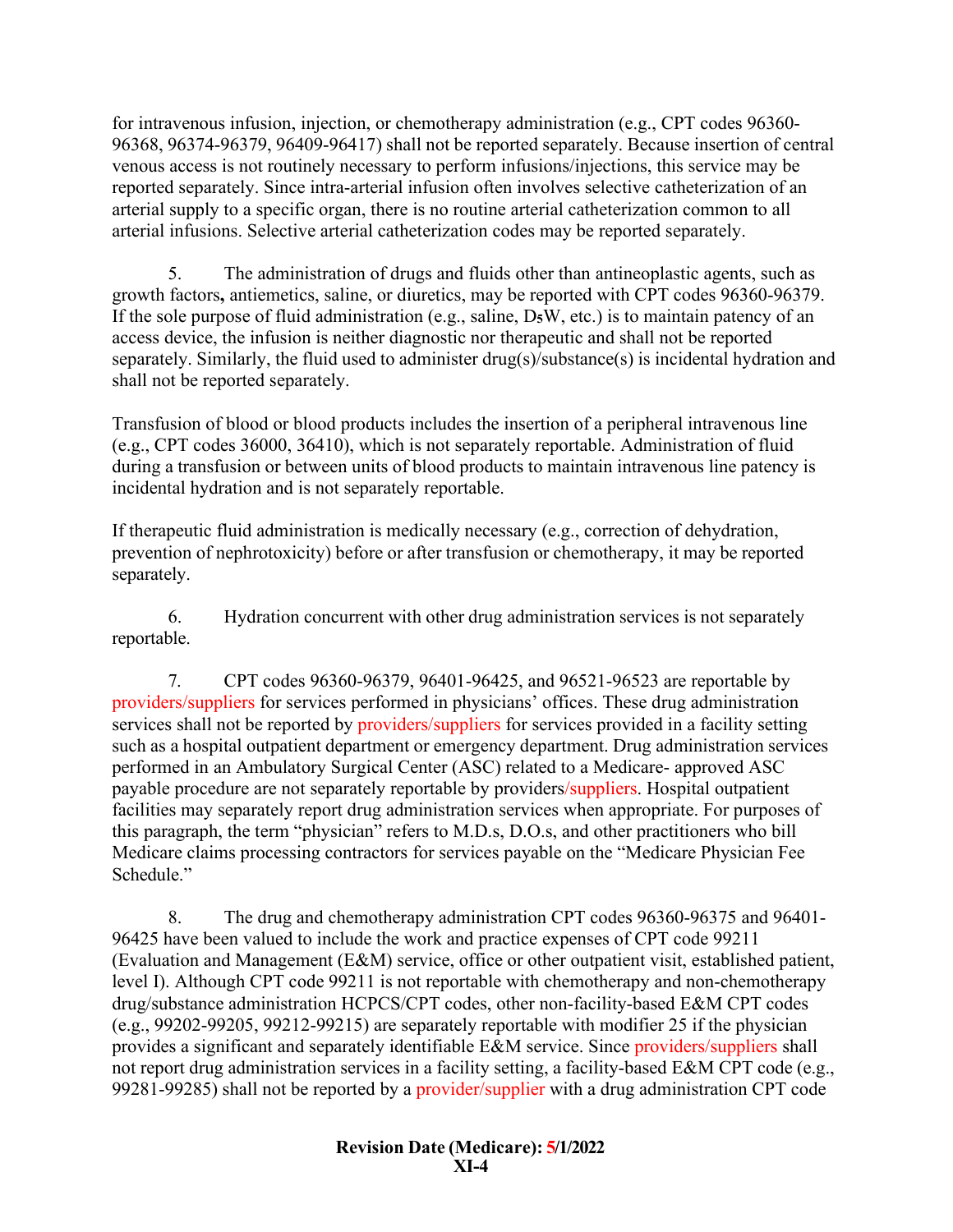for intravenous infusion, injection, or chemotherapy administration (e.g., CPT codes 96360-96368, 96374-96379, 96409-96417) shall not be reported separately. Because insertion of central venous access is not routinely necessary to perform infusions/injections, this service may be reported separately. Since intra-arterial infusion often involves selective catheterization of an arterial supply to a specific organ, there is no routine arterial catheterization common to all arterial infusions. Selective arterial catheterization codes may be reported separately.

5. The administration of drugs and fluids other than antineoplastic agents, such as growth factors**,** antiemetics, saline, or diuretics, may be reported with CPT codes 96360-96379. If the sole purpose of fluid administration (e.g., saline, $D_5W$, etc.) is to maintain patency of an access device, the infusion is neither diagnostic nor therapeutic and shall not be reported separately. Similarly, the fluid used to administer drug(s)/substance(s) is incidental hydration and shall not be reported separately.

Transfusion of blood or blood products includes the insertion of a peripheral intravenous line (e.g., CPT codes 36000, 36410), which is not separately reportable. Administration of fluid during a transfusion or between units of blood products to maintain intravenous line patency is incidental hydration and is not separately reportable.

If therapeutic fluid administration is medically necessary (e.g., correction of dehydration, prevention of nephrotoxicity) before or after transfusion or chemotherapy, it may be reported separately.

6. Hydration concurrent with other drug administration services is not separately reportable.

7. CPT codes 96360-96379, 96401-96425, and 96521-96523 are reportable by providers/suppliers for services performed in physicians' offices. These drug administration services shall not be reported by providers/suppliers for services provided in a facility setting such as a hospital outpatient department or emergency department. Drug administration services performed in an Ambulatory Surgical Center (ASC) related to a Medicare- approved ASC payable procedure are not separately reportable by providers/suppliers. Hospital outpatient facilities may separately report drug administration services when appropriate. For purposes of this paragraph, the term "physician" refers to M.D.s, D.O.s, and other practitioners who bill Medicare claims processing contractors for services payable on the "Medicare Physician Fee Schedule."

8. The drug and chemotherapy administration CPT codes 96360-96375 and 96401-96425 have been valued to include the work and practice expenses of CPT code 99211 (Evaluation and Management (E&M) service, office or other outpatient visit, established patient, level I). Although CPT code 99211 is not reportable with chemotherapy and non-chemotherapy drug/substance administration HCPCS/CPT codes, other non-facility-based E&M CPT codes (e.g., 99202-99205, 99212-99215) are separately reportable with modifier 25 if the physician provides a significant and separately identifiable E&M service. Since providers/suppliers shall not report drug administration services in a facility setting, a facility-based E&M CPT code (e.g., 99281-99285) shall not be reported by a provider/supplier with a drug administration CPT code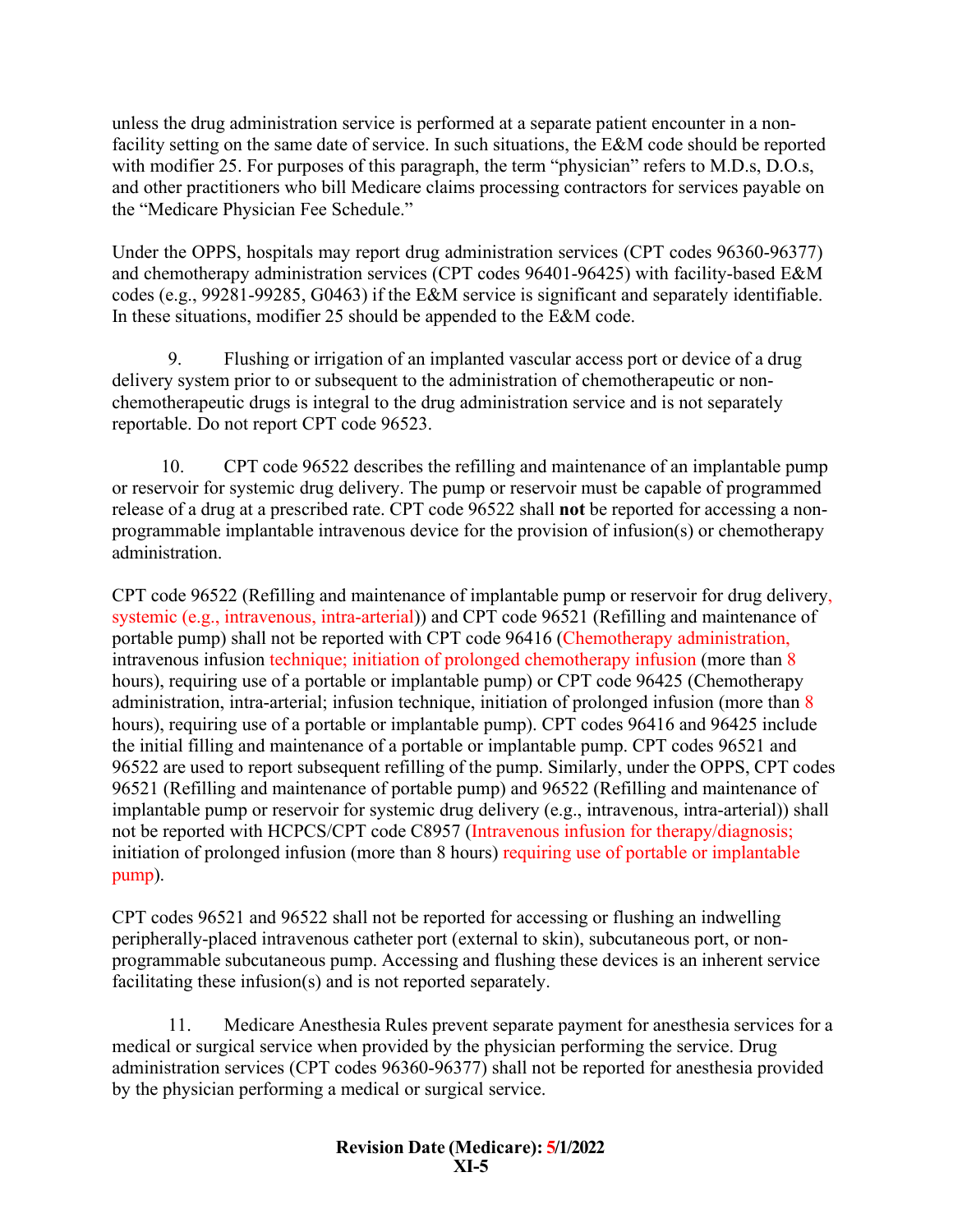unless the drug administration service is performed at a separate patient encounter in a non-facility setting on the same date of service. In such situations, the E&M code should be reported with modifier 25. For purposes of this paragraph, the term "physician" refers to M.D.s, D.O.s, and other practitioners who bill Medicare claims processing contractors for services payable on the "Medicare Physician Fee Schedule."

Under the OPPS, hospitals may report drug administration services (CPT codes 96360-96377) and chemotherapy administration services (CPT codes 96401-96425) with facility-based E&M codes (e.g., 99281-99285, G0463) if the E&M service is significant and separately identifiable. In these situations, modifier 25 should be appended to the E&M code.

9. Flushing or irrigation of an implanted vascular access port or device of a drug delivery system prior to or subsequent to the administration of chemotherapeutic or non-chemotherapeutic drugs is integral to the drug administration service and is not separately reportable. Do not report CPT code 96523.

10. CPT code 96522 describes the refilling and maintenance of an implantable pump or reservoir for systemic drug delivery. The pump or reservoir must be capable of programmed release of a drug at a prescribed rate. CPT code 96522 shall **not** be reported for accessing a non-programmable implantable intravenous device for the provision of infusion(s) or chemotherapy administration.

CPT code 96522 (Refilling and maintenance of implantable pump or reservoir for drug delivery, systemic (e.g., intravenous, intra-arterial)) and CPT code 96521 (Refilling and maintenance of portable pump) shall not be reported with CPT code 96416 (Chemotherapy administration, intravenous infusion technique; initiation of prolonged chemotherapy infusion (more than 8 hours), requiring use of a portable or implantable pump) or CPT code 96425 (Chemotherapy administration, intra-arterial; infusion technique, initiation of prolonged infusion (more than 8 hours), requiring use of a portable or implantable pump). CPT codes 96416 and 96425 include the initial filling and maintenance of a portable or implantable pump. CPT codes 96521 and 96522 are used to report subsequent refilling of the pump. Similarly, under the OPPS, CPT codes 96521 (Refilling and maintenance of portable pump) and 96522 (Refilling and maintenance of implantable pump or reservoir for systemic drug delivery (e.g., intravenous, intra-arterial)) shall not be reported with HCPCS/CPT code C8957 (Intravenous infusion for therapy/diagnosis; initiation of prolonged infusion (more than 8 hours) requiring use of portable or implantable pump).

CPT codes 96521 and 96522 shall not be reported for accessing or flushing an indwelling peripherally-placed intravenous catheter port (external to skin), subcutaneous port, or non-programmable subcutaneous pump. Accessing and flushing these devices is an inherent service facilitating these infusion(s) and is not reported separately.

11. Medicare Anesthesia Rules prevent separate payment for anesthesia services for a medical or surgical service when provided by the physician performing the service. Drug administration services (CPT codes 96360-96377) shall not be reported for anesthesia provided by the physician performing a medical or surgical service.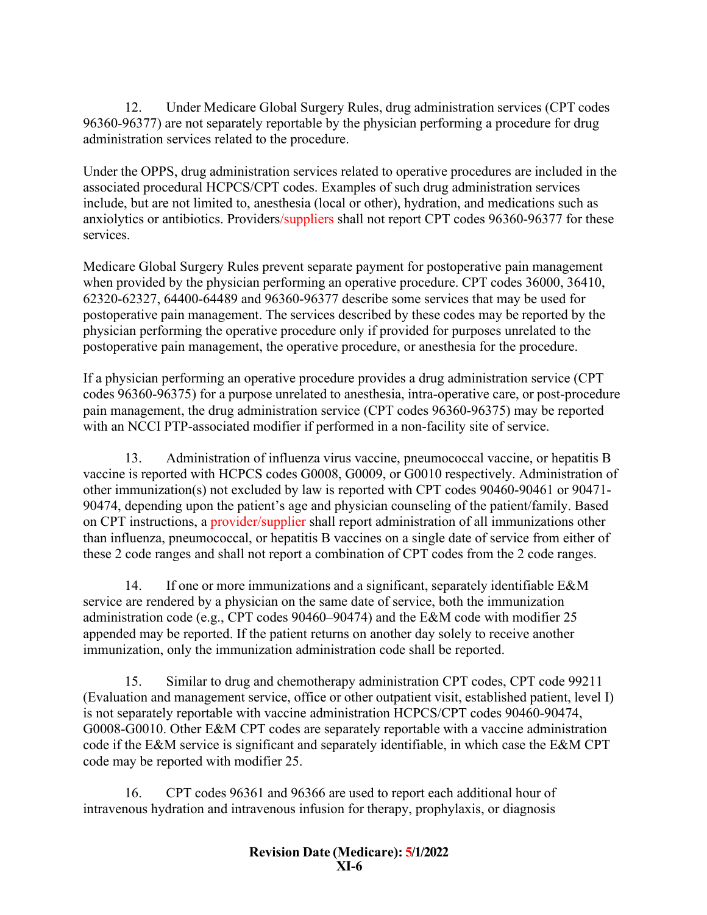12. Under Medicare Global Surgery Rules, drug administration services (CPT codes 96360-96377) are not separately reportable by the physician performing a procedure for drug administration services related to the procedure.

Under the OPPS, drug administration services related to operative procedures are included in the associated procedural HCPCS/CPT codes. Examples of such drug administration services include, but are not limited to, anesthesia (local or other), hydration, and medications such as anxiolytics or antibiotics. Providers/suppliers shall not report CPT codes 96360-96377 for these services.

Medicare Global Surgery Rules prevent separate payment for postoperative pain management when provided by the physician performing an operative procedure. CPT codes 36000, 36410, 62320-62327, 64400-64489 and 96360-96377 describe some services that may be used for postoperative pain management. The services described by these codes may be reported by the physician performing the operative procedure only if provided for purposes unrelated to the postoperative pain management, the operative procedure, or anesthesia for the procedure.

If a physician performing an operative procedure provides a drug administration service (CPT codes 96360-96375) for a purpose unrelated to anesthesia, intra-operative care, or post-procedure pain management, the drug administration service (CPT codes 96360-96375) may be reported with an NCCI PTP-associated modifier if performed in a non-facility site of service.

13. Administration of influenza virus vaccine, pneumococcal vaccine, or hepatitis B vaccine is reported with HCPCS codes G0008, G0009, or G0010 respectively. Administration of other immunization(s) not excluded by law is reported with CPT codes 90460-90461 or 90471-90474, depending upon the patient's age and physician counseling of the patient/family. Based on CPT instructions, a provider/supplier shall report administration of all immunizations other than influenza, pneumococcal, or hepatitis B vaccines on a single date of service from either of these 2 code ranges and shall not report a combination of CPT codes from the 2 code ranges.

14. If one or more immunizations and a significant, separately identifiable E&M service are rendered by a physician on the same date of service, both the immunization administration code (e.g., CPT codes 90460–90474) and the E&M code with modifier 25 appended may be reported. If the patient returns on another day solely to receive another immunization, only the immunization administration code shall be reported.

15. Similar to drug and chemotherapy administration CPT codes, CPT code 99211 (Evaluation and management service, office or other outpatient visit, established patient, level I) is not separately reportable with vaccine administration HCPCS/CPT codes 90460-90474, G0008-G0010. Other E&M CPT codes are separately reportable with a vaccine administration code if the E&M service is significant and separately identifiable, in which case the E&M CPT code may be reported with modifier 25.

16. CPT codes 96361 and 96366 are used to report each additional hour of intravenous hydration and intravenous infusion for therapy, prophylaxis, or diagnosis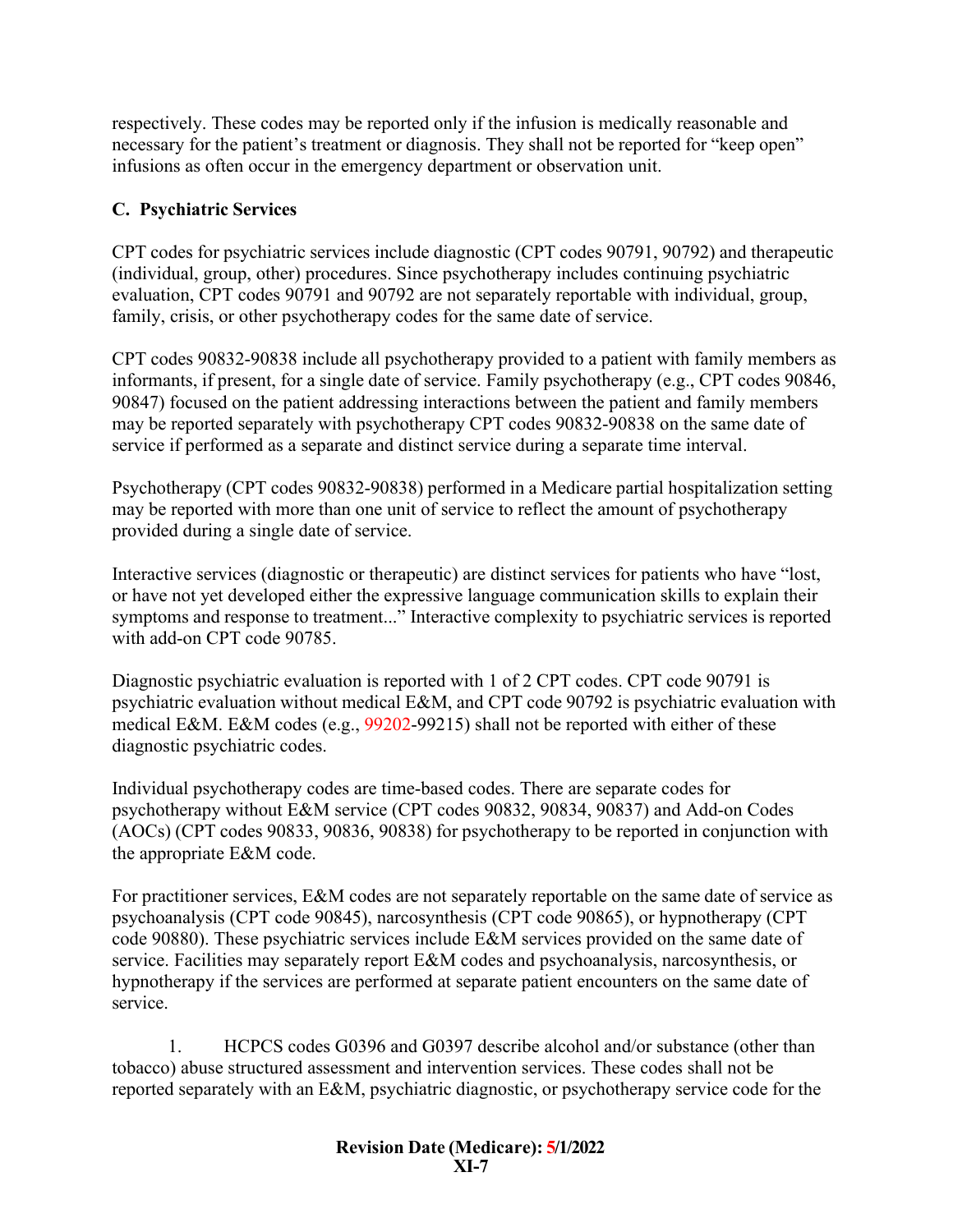respectively. These codes may be reported only if the infusion is medically reasonable and necessary for the patient's treatment or diagnosis. They shall not be reported for "keep open" infusions as often occur in the emergency department or observation unit.

### C. Psychiatric Services

CPT codes for psychiatric services include diagnostic (CPT codes 90791, 90792) and therapeutic (individual, group, other) procedures. Since psychotherapy includes continuing psychiatric evaluation, CPT codes 90791 and 90792 are not separately reportable with individual, group, family, crisis, or other psychotherapy codes for the same date of service.

CPT codes 90832-90838 include all psychotherapy provided to a patient with family members as informants, if present, for a single date of service. Family psychotherapy (e.g., CPT codes 90846, 90847) focused on the patient addressing interactions between the patient and family members may be reported separately with psychotherapy CPT codes 90832-90838 on the same date of service if performed as a separate and distinct service during a separate time interval.

Psychotherapy (CPT codes 90832-90838) performed in a Medicare partial hospitalization setting may be reported with more than one unit of service to reflect the amount of psychotherapy provided during a single date of service.

Interactive services (diagnostic or therapeutic) are distinct services for patients who have "lost, or have not yet developed either the expressive language communication skills to explain their symptoms and response to treatment..." Interactive complexity to psychiatric services is reported with add-on CPT code 90785.

Diagnostic psychiatric evaluation is reported with 1 of 2 CPT codes. CPT code 90791 is psychiatric evaluation without medical E&M, and CPT code 90792 is psychiatric evaluation with medical E&M. E&M codes (e.g., 99202-99215) shall not be reported with either of these diagnostic psychiatric codes.

Individual psychotherapy codes are time-based codes. There are separate codes for psychotherapy without E&M service (CPT codes 90832, 90834, 90837) and Add-on Codes (AOCs) (CPT codes 90833, 90836, 90838) for psychotherapy to be reported in conjunction with the appropriate E&M code.

For practitioner services, E&M codes are not separately reportable on the same date of service as psychoanalysis (CPT code 90845), narcosynthesis (CPT code 90865), or hypnotherapy (CPT code 90880). These psychiatric services include E&M services provided on the same date of service. Facilities may separately report E&M codes and psychoanalysis, narcosynthesis, or hypnotherapy if the services are performed at separate patient encounters on the same date of service.

1. HCPCS codes G0396 and G0397 describe alcohol and/or substance (other than tobacco) abuse structured assessment and intervention services. These codes shall not be reported separately with an E&M, psychiatric diagnostic, or psychotherapy service code for the

**Revision Date (Medicare): 5/1/2022**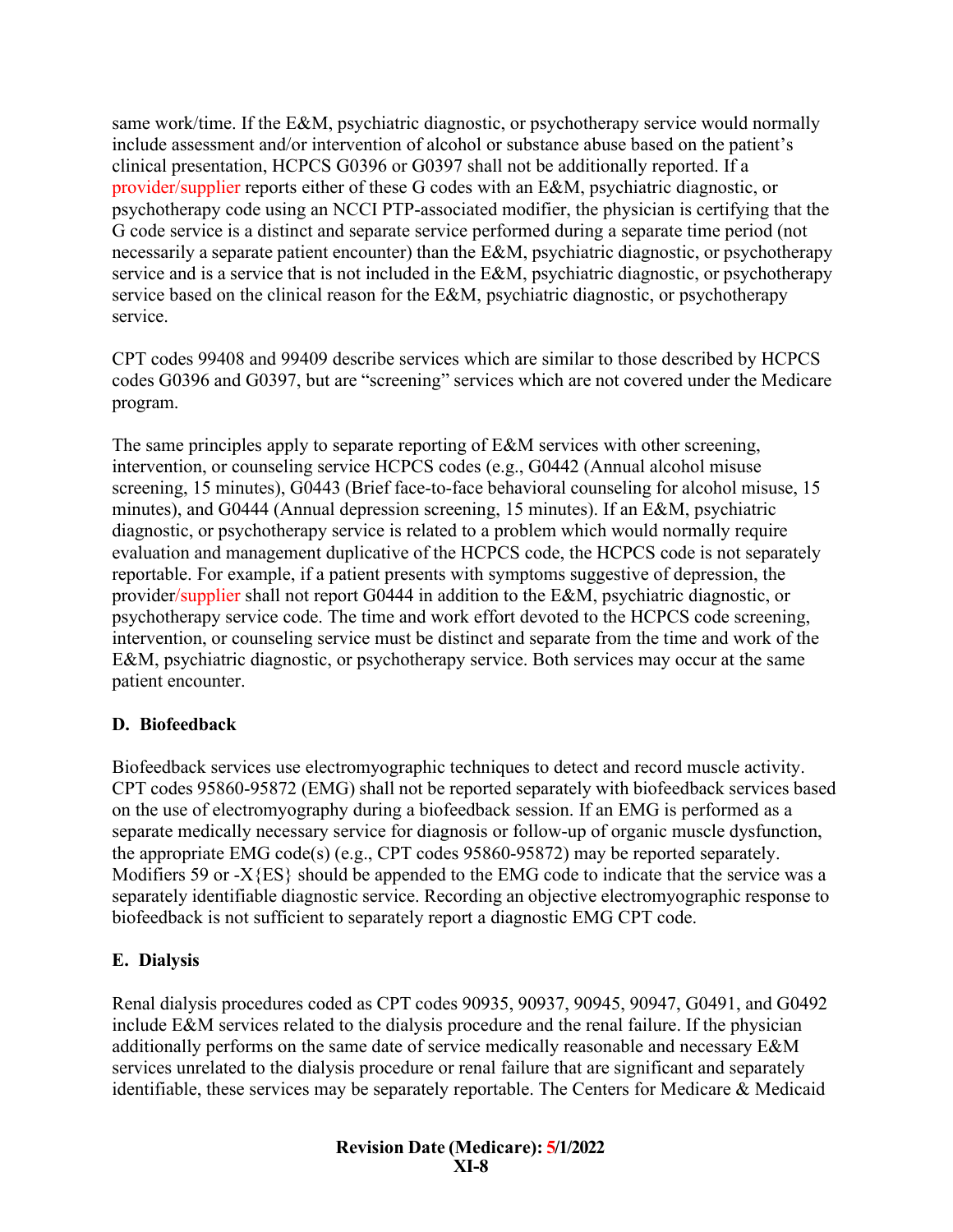same work/time. If the E&M, psychiatric diagnostic, or psychotherapy service would normally include assessment and/or intervention of alcohol or substance abuse based on the patient's clinical presentation, HCPCS G0396 or G0397 shall not be additionally reported. If a provider/supplier reports either of these G codes with an E&M, psychiatric diagnostic, or psychotherapy code using an NCCI PTP-associated modifier, the physician is certifying that the G code service is a distinct and separate service performed during a separate time period (not necessarily a separate patient encounter) than the E&M, psychiatric diagnostic, or psychotherapy service and is a service that is not included in the E&M, psychiatric diagnostic, or psychotherapy service based on the clinical reason for the E&M, psychiatric diagnostic, or psychotherapy service.

CPT codes 99408 and 99409 describe services which are similar to those described by HCPCS codes G0396 and G0397, but are "screening" services which are not covered under the Medicare program.

The same principles apply to separate reporting of E&M services with other screening, intervention, or counseling service HCPCS codes (e.g., G0442 (Annual alcohol misuse screening, 15 minutes), G0443 (Brief face-to-face behavioral counseling for alcohol misuse, 15 minutes), and G0444 (Annual depression screening, 15 minutes). If an E&M, psychiatric diagnostic, or psychotherapy service is related to a problem which would normally require evaluation and management duplicative of the HCPCS code, the HCPCS code is not separately reportable. For example, if a patient presents with symptoms suggestive of depression, the provider/supplier shall not report G0444 in addition to the E&M, psychiatric diagnostic, or psychotherapy service code. The time and work effort devoted to the HCPCS code screening, intervention, or counseling service must be distinct and separate from the time and work of the E&M, psychiatric diagnostic, or psychotherapy service. Both services may occur at the same patient encounter.

## D. Biofeedback

Biofeedback services use electromyographic techniques to detect and record muscle activity. CPT codes 95860-95872 (EMG) shall not be reported separately with biofeedback services based on the use of electromyography during a biofeedback session. If an EMG is performed as a separate medically necessary service for diagnosis or follow-up of organic muscle dysfunction, the appropriate EMG code(s) (e.g., CPT codes 95860-95872) may be reported separately. Modifiers 59 or -X{ES} should be appended to the EMG code to indicate that the service was a separately identifiable diagnostic service. Recording an objective electromyographic response to biofeedback is not sufficient to separately report a diagnostic EMG CPT code.

## E. Dialysis

Renal dialysis procedures coded as CPT codes 90935, 90937, 90945, 90947, G0491, and G0492 include E&M services related to the dialysis procedure and the renal failure. If the physician additionally performs on the same date of service medically reasonable and necessary E&M services unrelated to the dialysis procedure or renal failure that are significant and separately identifiable, these services may be separately reportable. The Centers for Medicare & Medicaid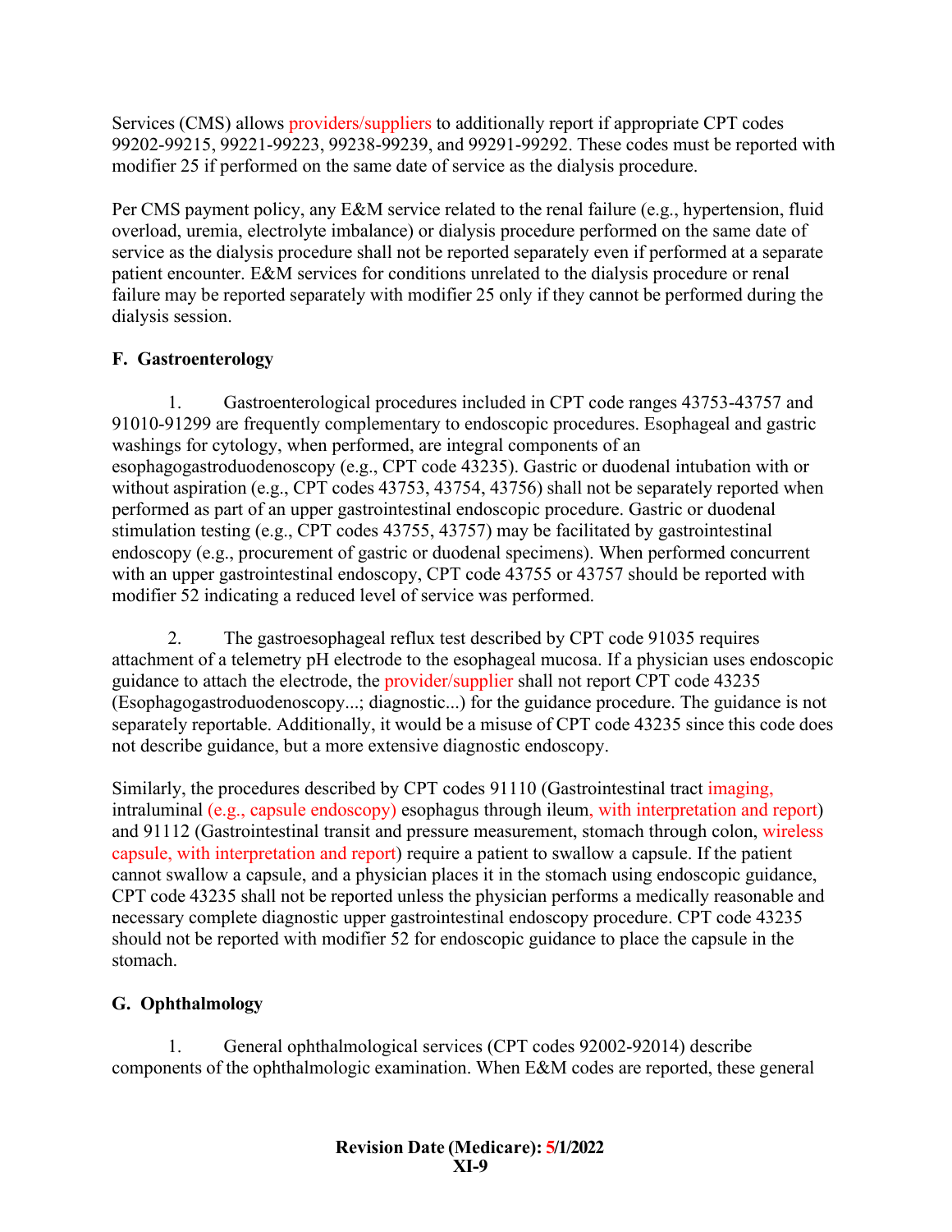Services (CMS) allows providers/suppliers to additionally report if appropriate CPT codes 99202-99215, 99221-99223, 99238-99239, and 99291-99292. These codes must be reported with modifier 25 if performed on the same date of service as the dialysis procedure.

Per CMS payment policy, any E&M service related to the renal failure (e.g., hypertension, fluid overload, uremia, electrolyte imbalance) or dialysis procedure performed on the same date of service as the dialysis procedure shall not be reported separately even if performed at a separate patient encounter. E&M services for conditions unrelated to the dialysis procedure or renal failure may be reported separately with modifier 25 only if they cannot be performed during the dialysis session.

## F. Gastroenterology

1. Gastroenterological procedures included in CPT code ranges 43753-43757 and 91010-91299 are frequently complementary to endoscopic procedures. Esophageal and gastric washings for cytology, when performed, are integral components of an esophagogastroduodenoscopy (e.g., CPT code 43235). Gastric or duodenal intubation with or without aspiration (e.g., CPT codes 43753, 43754, 43756) shall not be separately reported when performed as part of an upper gastrointestinal endoscopic procedure. Gastric or duodenal stimulation testing (e.g., CPT codes 43755, 43757) may be facilitated by gastrointestinal endoscopy (e.g., procurement of gastric or duodenal specimens). When performed concurrent with an upper gastrointestinal endoscopy, CPT code 43755 or 43757 should be reported with modifier 52 indicating a reduced level of service was performed.

2. The gastroesophageal reflux test described by CPT code 91035 requires attachment of a telemetry pH electrode to the esophageal mucosa. If a physician uses endoscopic guidance to attach the electrode, the provider/supplier shall not report CPT code 43235 (Esophagogastroduodenoscopy...; diagnostic...) for the guidance procedure. The guidance is not separately reportable. Additionally, it would be a misuse of CPT code 43235 since this code does not describe guidance, but a more extensive diagnostic endoscopy.

Similarly, the procedures described by CPT codes 91110 (Gastrointestinal tract imaging, intraluminal (e.g., capsule endoscopy) esophagus through ileum, with interpretation and report) and 91112 (Gastrointestinal transit and pressure measurement, stomach through colon, wireless capsule, with interpretation and report) require a patient to swallow a capsule. If the patient cannot swallow a capsule, and a physician places it in the stomach using endoscopic guidance, CPT code 43235 shall not be reported unless the physician performs a medically reasonable and necessary complete diagnostic upper gastrointestinal endoscopy procedure. CPT code 43235 should not be reported with modifier 52 for endoscopic guidance to place the capsule in the stomach.

## G. Ophthalmology

1. General ophthalmological services (CPT codes 92002-92014) describe components of the ophthalmologic examination. When E&M codes are reported, these general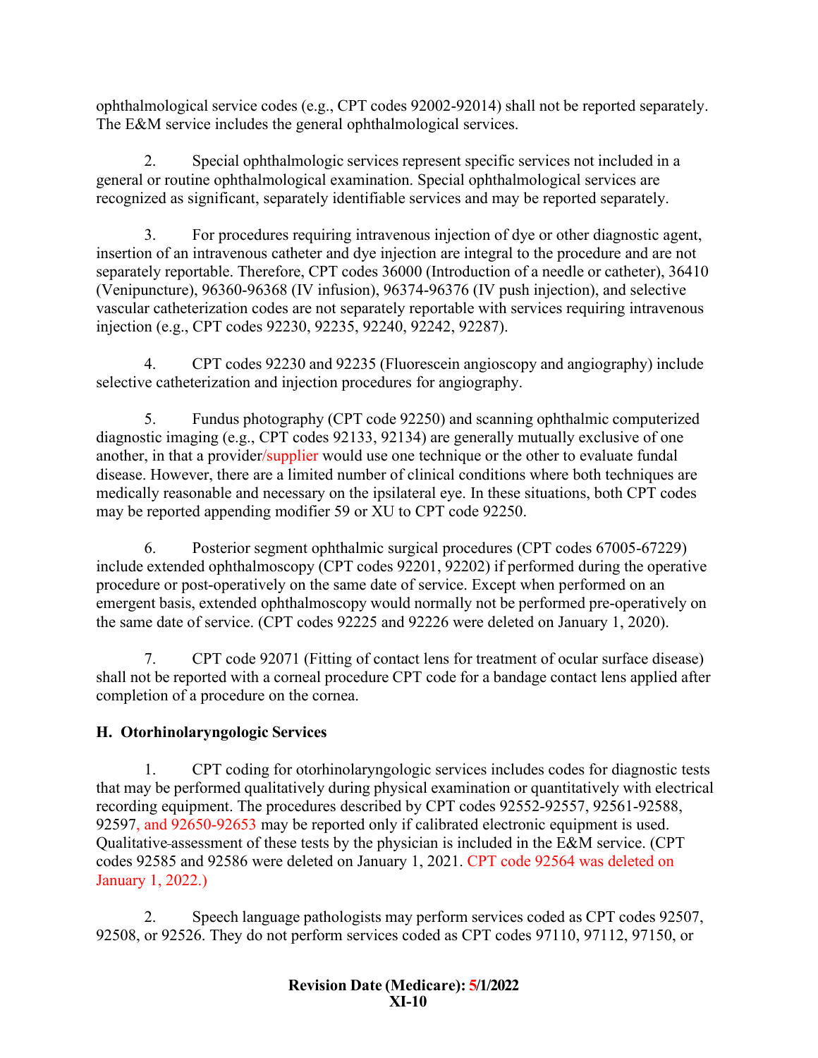ophthalmological service codes (e.g., CPT codes 92002-92014) shall not be reported separately. The E&M service includes the general ophthalmological services.

2. Special ophthalmologic services represent specific services not included in a general or routine ophthalmological examination. Special ophthalmological services are recognized as significant, separately identifiable services and may be reported separately.

3. For procedures requiring intravenous injection of dye or other diagnostic agent, insertion of an intravenous catheter and dye injection are integral to the procedure and are not separately reportable. Therefore, CPT codes 36000 (Introduction of a needle or catheter), 36410 (Venipuncture), 96360-96368 (IV infusion), 96374-96376 (IV push injection), and selective vascular catheterization codes are not separately reportable with services requiring intravenous injection (e.g., CPT codes 92230, 92235, 92240, 92242, 92287).

4. CPT codes 92230 and 92235 (Fluorescein angioscopy and angiography) include selective catheterization and injection procedures for angiography.

5. Fundus photography (CPT code 92250) and scanning ophthalmic computerized diagnostic imaging (e.g., CPT codes 92133, 92134) are generally mutually exclusive of one another, in that a provider/supplier would use one technique or the other to evaluate fundal disease. However, there are a limited number of clinical conditions where both techniques are medically reasonable and necessary on the ipsilateral eye. In these situations, both CPT codes may be reported appending modifier 59 or XU to CPT code 92250.

6. Posterior segment ophthalmic surgical procedures (CPT codes 67005-67229) include extended ophthalmoscopy (CPT codes 92201, 92202) if performed during the operative procedure or post-operatively on the same date of service. Except when performed on an emergent basis, extended ophthalmoscopy would normally not be performed pre-operatively on the same date of service. (CPT codes 92225 and 92226 were deleted on January 1, 2020).

7. CPT code 92071 (Fitting of contact lens for treatment of ocular surface disease) shall not be reported with a corneal procedure CPT code for a bandage contact lens applied after completion of a procedure on the cornea.

## H. Otorhinolaryngologic Services

1. CPT coding for otorhinolaryngologic services includes codes for diagnostic tests that may be performed qualitatively during physical examination or quantitatively with electrical recording equipment. The procedures described by CPT codes 92552-92557, 92561-92588, 92597, and 92650-92653 may be reported only if calibrated electronic equipment is used. Qualitative assessment of these tests by the physician is included in the E&M service. (CPT codes 92585 and 92586 were deleted on January 1, 2021. CPT code 92564 was deleted on January 1, 2022.)

2. Speech language pathologists may perform services coded as CPT codes 92507, 92508, or 92526. They do not perform services coded as CPT codes 97110, 97112, 97150, or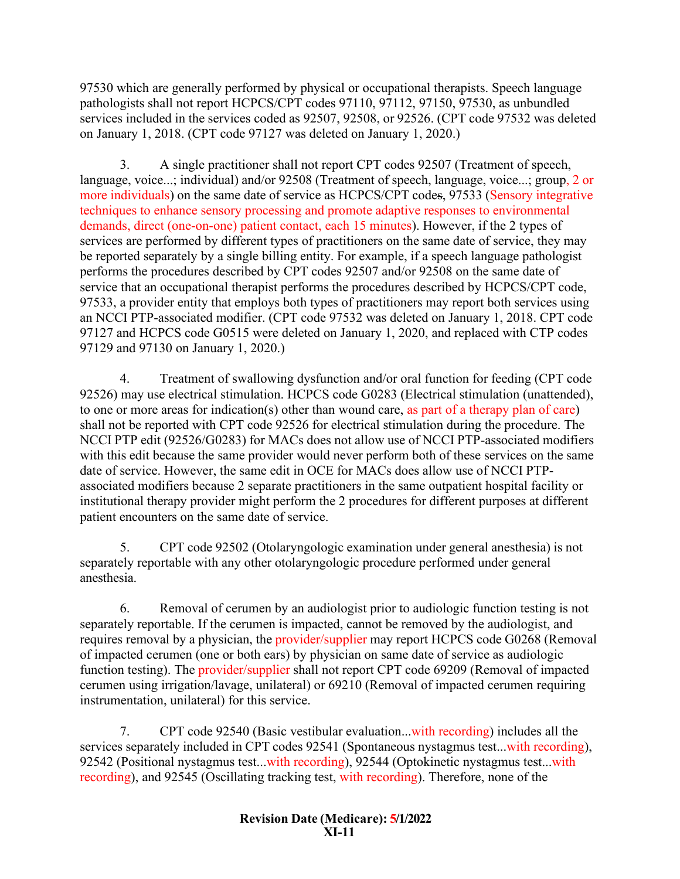97530 which are generally performed by physical or occupational therapists. Speech language pathologists shall not report HCPCS/CPT codes 97110, 97112, 97150, 97530, as unbundled services included in the services coded as 92507, 92508, or 92526. (CPT code 97532 was deleted on January 1, 2018. (CPT code 97127 was deleted on January 1, 2020.)

3. A single practitioner shall not report CPT codes 92507 (Treatment of speech, language, voice...; individual) and/or 92508 (Treatment of speech, language, voice...; group, 2 or more individuals) on the same date of service as HCPCS/CPT codes, 97533 (Sensory integrative techniques to enhance sensory processing and promote adaptive responses to environmental demands, direct (one-on-one) patient contact, each 15 minutes). However, if the 2 types of services are performed by different types of practitioners on the same date of service, they may be reported separately by a single billing entity. For example, if a speech language pathologist performs the procedures described by CPT codes 92507 and/or 92508 on the same date of service that an occupational therapist performs the procedures described by HCPCS/CPT code, 97533, a provider entity that employs both types of practitioners may report both services using an NCCI PTP-associated modifier. (CPT code 97532 was deleted on January 1, 2018. CPT code 97127 and HCPCS code G0515 were deleted on January 1, 2020, and replaced with CTP codes 97129 and 97130 on January 1, 2020.)

4. Treatment of swallowing dysfunction and/or oral function for feeding (CPT code 92526) may use electrical stimulation. HCPCS code G0283 (Electrical stimulation (unattended), to one or more areas for indication(s) other than wound care, as part of a therapy plan of care) shall not be reported with CPT code 92526 for electrical stimulation during the procedure. The NCCI PTP edit (92526/G0283) for MACs does not allow use of NCCI PTP-associated modifiers with this edit because the same provider would never perform both of these services on the same date of service. However, the same edit in OCE for MACs does allow use of NCCI PTP-associated modifiers because 2 separate practitioners in the same outpatient hospital facility or institutional therapy provider might perform the 2 procedures for different purposes at different patient encounters on the same date of service.

5. CPT code 92502 (Otolaryngologic examination under general anesthesia) is not separately reportable with any other otolaryngologic procedure performed under general anesthesia.

6. Removal of cerumen by an audiologist prior to audiologic function testing is not separately reportable. If the cerumen is impacted, cannot be removed by the audiologist, and requires removal by a physician, the provider/supplier may report HCPCS code G0268 (Removal of impacted cerumen (one or both ears) by physician on same date of service as audiologic function testing). The provider/supplier shall not report CPT code 69209 (Removal of impacted cerumen using irrigation/lavage, unilateral) or 69210 (Removal of impacted cerumen requiring instrumentation, unilateral) for this service.

7. CPT code 92540 (Basic vestibular evaluation...with recording) includes all the services separately included in CPT codes 92541 (Spontaneous nystagmus test...with recording), 92542 (Positional nystagmus test...with recording), 92544 (Optokinetic nystagmus test...with recording), and 92545 (Oscillating tracking test, with recording). Therefore, none of the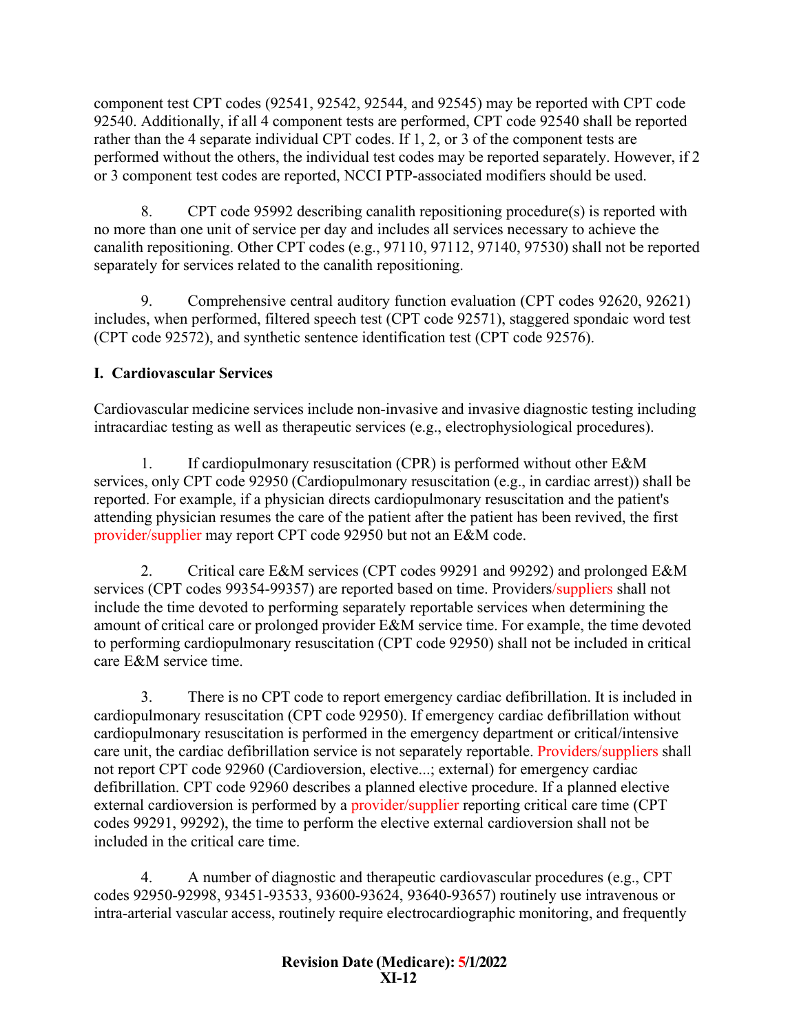component test CPT codes (92541, 92542, 92544, and 92545) may be reported with CPT code 92540. Additionally, if all 4 component tests are performed, CPT code 92540 shall be reported rather than the 4 separate individual CPT codes. If 1, 2, or 3 of the component tests are performed without the others, the individual test codes may be reported separately. However, if 2 or 3 component test codes are reported, NCCI PTP-associated modifiers should be used.

8. CPT code 95992 describing canalith repositioning procedure(s) is reported with no more than one unit of service per day and includes all services necessary to achieve the canalith repositioning. Other CPT codes (e.g., 97110, 97112, 97140, 97530) shall not be reported separately for services related to the canalith repositioning.

9. Comprehensive central auditory function evaluation (CPT codes 92620, 92621) includes, when performed, filtered speech test (CPT code 92571), staggered spondaic word test (CPT code 92572), and synthetic sentence identification test (CPT code 92576).

## I. Cardiovascular Services

Cardiovascular medicine services include non-invasive and invasive diagnostic testing including intracardiac testing as well as therapeutic services (e.g., electrophysiological procedures).

1. If cardiopulmonary resuscitation (CPR) is performed without other E&M services, only CPT code 92950 (Cardiopulmonary resuscitation (e.g., in cardiac arrest)) shall be reported. For example, if a physician directs cardiopulmonary resuscitation and the patient's attending physician resumes the care of the patient after the patient has been revived, the first provider/supplier may report CPT code 92950 but not an E&M code.

2. Critical care E&M services (CPT codes 99291 and 99292) and prolonged E&M services (CPT codes 99354-99357) are reported based on time. Providers/suppliers shall not include the time devoted to performing separately reportable services when determining the amount of critical care or prolonged provider E&M service time. For example, the time devoted to performing cardiopulmonary resuscitation (CPT code 92950) shall not be included in critical care E&M service time.

3. There is no CPT code to report emergency cardiac defibrillation. It is included in cardiopulmonary resuscitation (CPT code 92950). If emergency cardiac defibrillation without cardiopulmonary resuscitation is performed in the emergency department or critical/intensive care unit, the cardiac defibrillation service is not separately reportable. Providers/suppliers shall not report CPT code 92960 (Cardioversion, elective...; external) for emergency cardiac defibrillation. CPT code 92960 describes a planned elective procedure. If a planned elective external cardioversion is performed by a provider/supplier reporting critical care time (CPT codes 99291, 99292), the time to perform the elective external cardioversion shall not be included in the critical care time.

4. A number of diagnostic and therapeutic cardiovascular procedures (e.g., CPT codes 92950-92998, 93451-93533, 93600-93624, 93640-93657) routinely use intravenous or intra-arterial vascular access, routinely require electrocardiographic monitoring, and frequently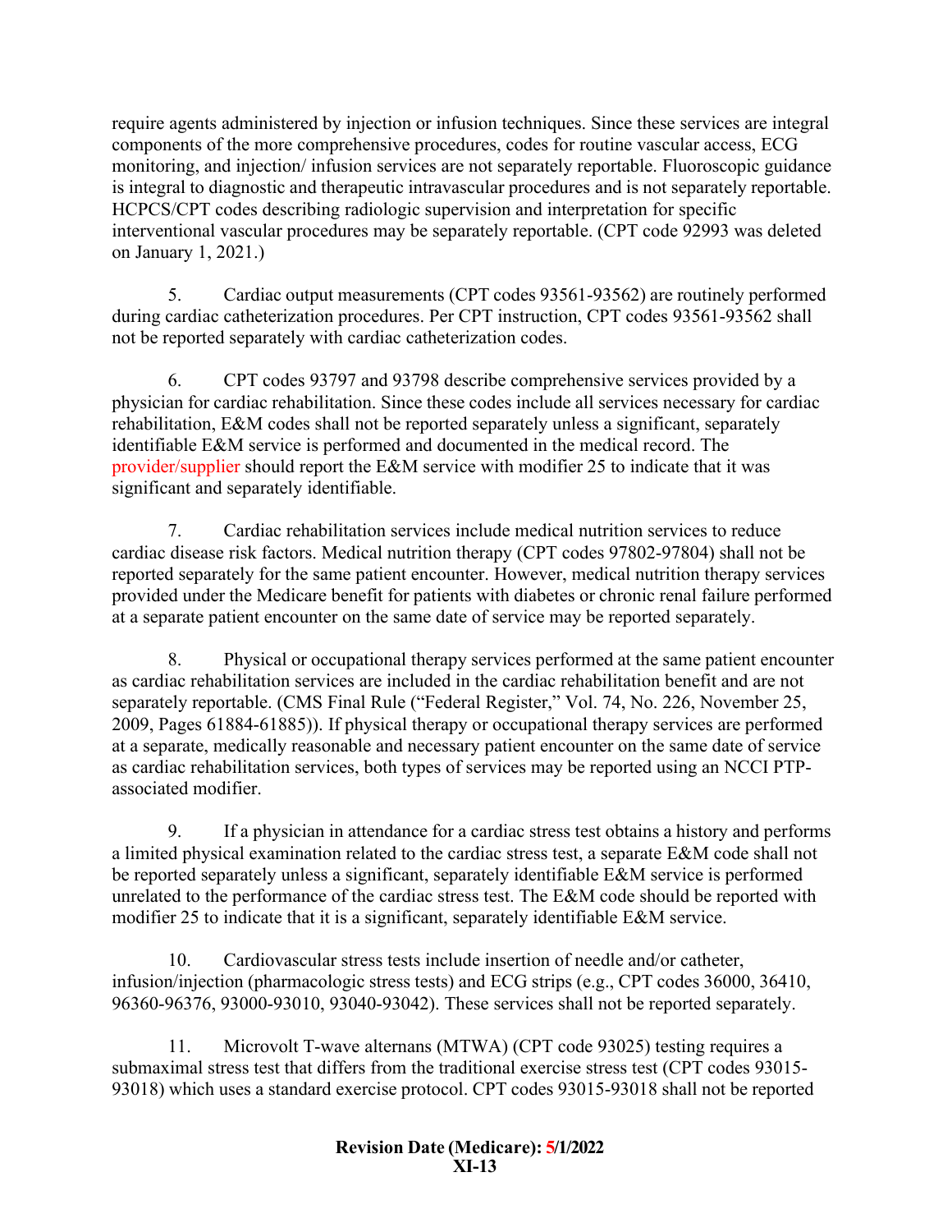require agents administered by injection or infusion techniques. Since these services are integral components of the more comprehensive procedures, codes for routine vascular access, ECG monitoring, and injection/ infusion services are not separately reportable. Fluoroscopic guidance is integral to diagnostic and therapeutic intravascular procedures and is not separately reportable. HCPCS/CPT codes describing radiologic supervision and interpretation for specific interventional vascular procedures may be separately reportable. (CPT code 92993 was deleted on January 1, 2021.)

5. Cardiac output measurements (CPT codes 93561-93562) are routinely performed during cardiac catheterization procedures. Per CPT instruction, CPT codes 93561-93562 shall not be reported separately with cardiac catheterization codes.

6. CPT codes 93797 and 93798 describe comprehensive services provided by a physician for cardiac rehabilitation. Since these codes include all services necessary for cardiac rehabilitation, E&M codes shall not be reported separately unless a significant, separately identifiable E&M service is performed and documented in the medical record. The provider/supplier should report the E&M service with modifier 25 to indicate that it was significant and separately identifiable.

7. Cardiac rehabilitation services include medical nutrition services to reduce cardiac disease risk factors. Medical nutrition therapy (CPT codes 97802-97804) shall not be reported separately for the same patient encounter. However, medical nutrition therapy services provided under the Medicare benefit for patients with diabetes or chronic renal failure performed at a separate patient encounter on the same date of service may be reported separately.

8. Physical or occupational therapy services performed at the same patient encounter as cardiac rehabilitation services are included in the cardiac rehabilitation benefit and are not separately reportable. (CMS Final Rule ("Federal Register," Vol. 74, No. 226, November 25, 2009, Pages 61884-61885)). If physical therapy or occupational therapy services are performed at a separate, medically reasonable and necessary patient encounter on the same date of service as cardiac rehabilitation services, both types of services may be reported using an NCCI PTP-associated modifier.

9. If a physician in attendance for a cardiac stress test obtains a history and performs a limited physical examination related to the cardiac stress test, a separate E&M code shall not be reported separately unless a significant, separately identifiable E&M service is performed unrelated to the performance of the cardiac stress test. The E&M code should be reported with modifier 25 to indicate that it is a significant, separately identifiable E&M service.

10. Cardiovascular stress tests include insertion of needle and/or catheter, infusion/injection (pharmacologic stress tests) and ECG strips (e.g., CPT codes 36000, 36410, 96360-96376, 93000-93010, 93040-93042). These services shall not be reported separately.

11. Microvolt T-wave alternans (MTWA) (CPT code 93025) testing requires a submaximal stress test that differs from the traditional exercise stress test (CPT codes 93015-93018) which uses a standard exercise protocol. CPT codes 93015-93018 shall not be reported

**Revision Date (Medicare): 5/1/2022**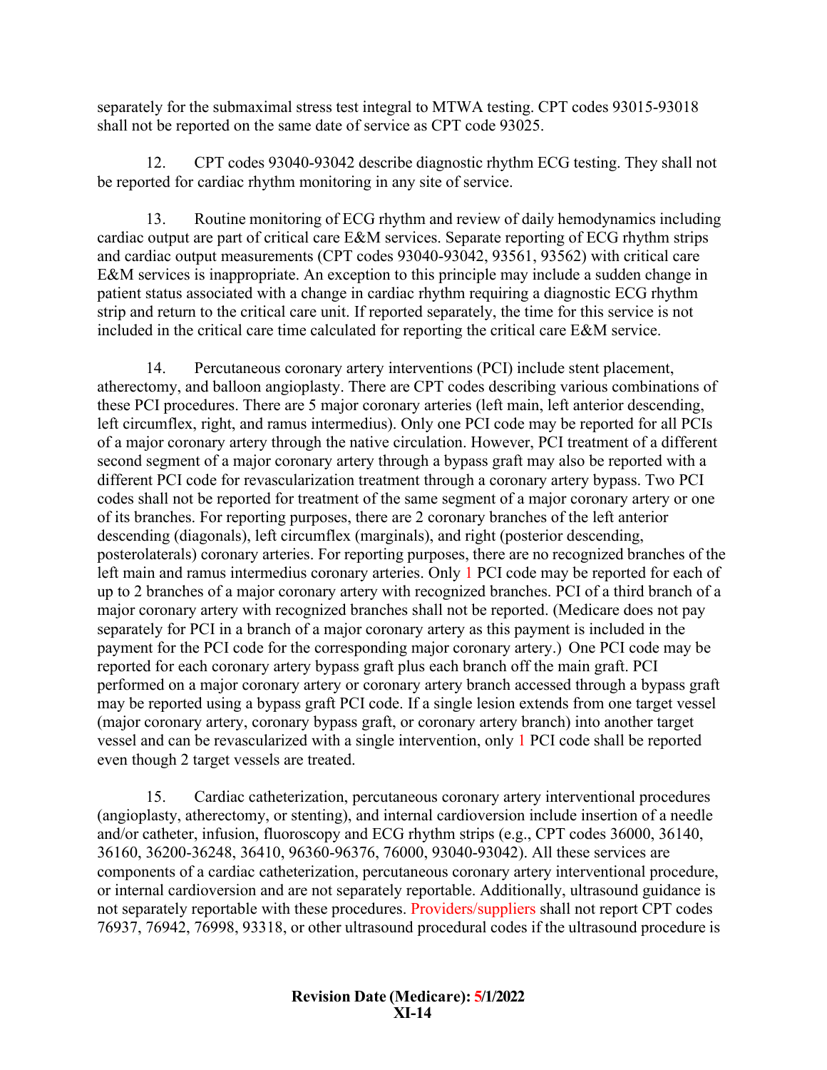separately for the submaximal stress test integral to MTWA testing. CPT codes 93015-93018 shall not be reported on the same date of service as CPT code 93025.

12. CPT codes 93040-93042 describe diagnostic rhythm ECG testing. They shall not be reported for cardiac rhythm monitoring in any site of service.

13. Routine monitoring of ECG rhythm and review of daily hemodynamics including cardiac output are part of critical care E&M services. Separate reporting of ECG rhythm strips and cardiac output measurements (CPT codes 93040-93042, 93561, 93562) with critical care E&M services is inappropriate. An exception to this principle may include a sudden change in patient status associated with a change in cardiac rhythm requiring a diagnostic ECG rhythm strip and return to the critical care unit. If reported separately, the time for this service is not included in the critical care time calculated for reporting the critical care E&M service.

14. Percutaneous coronary artery interventions (PCI) include stent placement, atherectomy, and balloon angioplasty. There are CPT codes describing various combinations of these PCI procedures. There are 5 major coronary arteries (left main, left anterior descending, left circumflex, right, and ramus intermedius). Only one PCI code may be reported for all PCIs of a major coronary artery through the native circulation. However, PCI treatment of a different second segment of a major coronary artery through a bypass graft may also be reported with a different PCI code for revascularization treatment through a coronary artery bypass. Two PCI codes shall not be reported for treatment of the same segment of a major coronary artery or one of its branches. For reporting purposes, there are 2 coronary branches of the left anterior descending (diagonals), left circumflex (marginals), and right (posterior descending, posterolaterals) coronary arteries. For reporting purposes, there are no recognized branches of the left main and ramus intermedius coronary arteries. Only 1 PCI code may be reported for each of up to 2 branches of a major coronary artery with recognized branches. PCI of a third branch of a major coronary artery with recognized branches shall not be reported. (Medicare does not pay separately for PCI in a branch of a major coronary artery as this payment is included in the payment for the PCI code for the corresponding major coronary artery.) One PCI code may be reported for each coronary artery bypass graft plus each branch off the main graft. PCI performed on a major coronary artery or coronary artery branch accessed through a bypass graft may be reported using a bypass graft PCI code. If a single lesion extends from one target vessel (major coronary artery, coronary bypass graft, or coronary artery branch) into another target vessel and can be revascularized with a single intervention, only 1 PCI code shall be reported even though 2 target vessels are treated.

15. Cardiac catheterization, percutaneous coronary artery interventional procedures (angioplasty, atherectomy, or stenting), and internal cardioversion include insertion of a needle and/or catheter, infusion, fluoroscopy and ECG rhythm strips (e.g., CPT codes 36000, 36140, 36160, 36200-36248, 36410, 96360-96376, 76000, 93040-93042). All these services are components of a cardiac catheterization, percutaneous coronary artery interventional procedure, or internal cardioversion and are not separately reportable. Additionally, ultrasound guidance is not separately reportable with these procedures. Providers/suppliers shall not report CPT codes 76937, 76942, 76998, 93318, or other ultrasound procedural codes if the ultrasound procedure is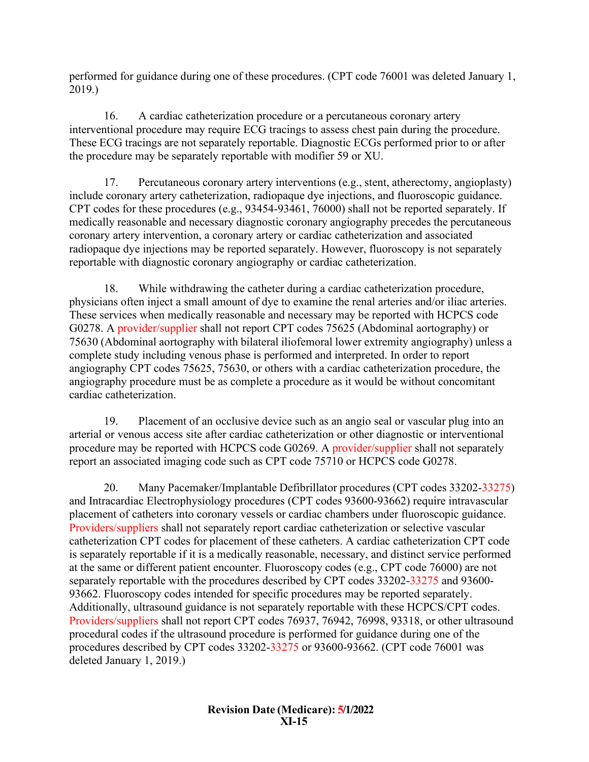performed for guidance during one of these procedures. (CPT code 76001 was deleted January 1, 2019.)

16. A cardiac catheterization procedure or a percutaneous coronary artery interventional procedure may require ECG tracings to assess chest pain during the procedure. These ECG tracings are not separately reportable. Diagnostic ECGs performed prior to or after the procedure may be separately reportable with modifier 59 or XU.

17. Percutaneous coronary artery interventions (e.g., stent, atherectomy, angioplasty) include coronary artery catheterization, radiopaque dye injections, and fluoroscopic guidance. CPT codes for these procedures (e.g., 93454-93461, 76000) shall not be reported separately. If medically reasonable and necessary diagnostic coronary angiography precedes the percutaneous coronary artery intervention, a coronary artery or cardiac catheterization and associated radiopaque dye injections may be reported separately. However, fluoroscopy is not separately reportable with diagnostic coronary angiography or cardiac catheterization.

18. While withdrawing the catheter during a cardiac catheterization procedure, physicians often inject a small amount of dye to examine the renal arteries and/or iliac arteries. These services when medically reasonable and necessary may be reported with HCPCS code G0278. A provider/supplier shall not report CPT codes 75625 (Abdominal aortography) or 75630 (Abdominal aortography with bilateral iliofemoral lower extremity angiography) unless a complete study including venous phase is performed and interpreted. In order to report angiography CPT codes 75625, 75630, or others with a cardiac catheterization procedure, the angiography procedure must be as complete a procedure as it would be without concomitant cardiac catheterization.

19. Placement of an occlusive device such as an angio seal or vascular plug into an arterial or venous access site after cardiac catheterization or other diagnostic or interventional procedure may be reported with HCPCS code G0269. A provider/supplier shall not separately report an associated imaging code such as CPT code 75710 or HCPCS code G0278.

20. Many Pacemaker/Implantable Defibrillator procedures (CPT codes 33202-33275) and Intracardiac Electrophysiology procedures (CPT codes 93600-93662) require intravascular placement of catheters into coronary vessels or cardiac chambers under fluoroscopic guidance. Providers/suppliers shall not separately report cardiac catheterization or selective vascular catheterization CPT codes for placement of these catheters. A cardiac catheterization CPT code is separately reportable if it is a medically reasonable, necessary, and distinct service performed at the same or different patient encounter. Fluoroscopy codes (e.g., CPT code 76000) are not separately reportable with the procedures described by CPT codes 33202-33275 and 93600-93662. Fluoroscopy codes intended for specific procedures may be reported separately. Additionally, ultrasound guidance is not separately reportable with these HCPCS/CPT codes. Providers/suppliers shall not report CPT codes 76937, 76942, 76998, 93318, or other ultrasound procedural codes if the ultrasound procedure is performed for guidance during one of the procedures described by CPT codes 33202-33275 or 93600-93662. (CPT code 76001 was deleted January 1, 2019.)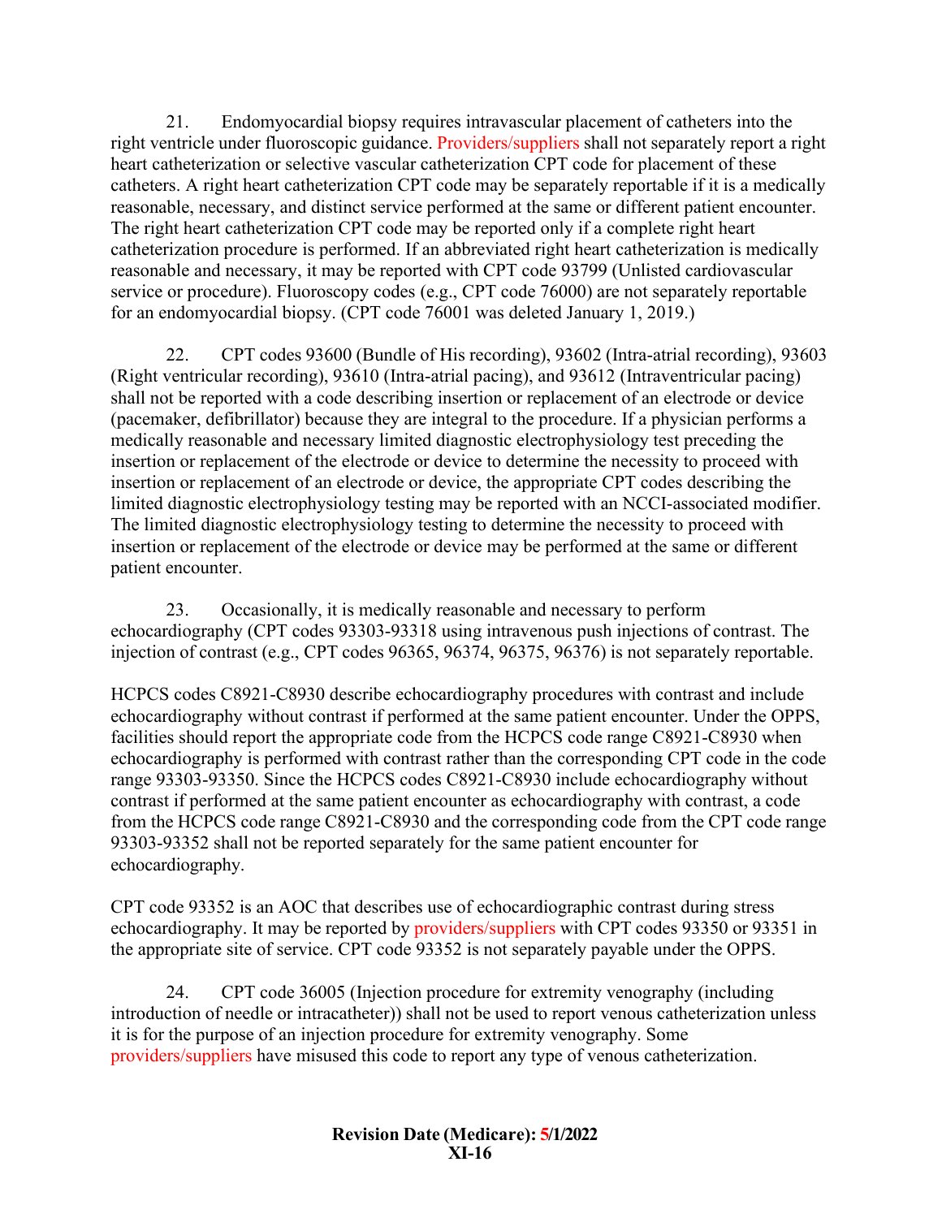21. Endomyocardial biopsy requires intravascular placement of catheters into the right ventricle under fluoroscopic guidance. Providers/suppliers shall not separately report a right heart catheterization or selective vascular catheterization CPT code for placement of these catheters. A right heart catheterization CPT code may be separately reportable if it is a medically reasonable, necessary, and distinct service performed at the same or different patient encounter. The right heart catheterization CPT code may be reported only if a complete right heart catheterization procedure is performed. If an abbreviated right heart catheterization is medically reasonable and necessary, it may be reported with CPT code 93799 (Unlisted cardiovascular service or procedure). Fluoroscopy codes (e.g., CPT code 76000) are not separately reportable for an endomyocardial biopsy. (CPT code 76001 was deleted January 1, 2019.)

22. CPT codes 93600 (Bundle of His recording), 93602 (Intra-atrial recording), 93603 (Right ventricular recording), 93610 (Intra-atrial pacing), and 93612 (Intraventricular pacing) shall not be reported with a code describing insertion or replacement of an electrode or device (pacemaker, defibrillator) because they are integral to the procedure. If a physician performs a medically reasonable and necessary limited diagnostic electrophysiology test preceding the insertion or replacement of the electrode or device to determine the necessity to proceed with insertion or replacement of an electrode or device, the appropriate CPT codes describing the limited diagnostic electrophysiology testing may be reported with an NCCI-associated modifier. The limited diagnostic electrophysiology testing to determine the necessity to proceed with insertion or replacement of the electrode or device may be performed at the same or different patient encounter.

23. Occasionally, it is medically reasonable and necessary to perform echocardiography (CPT codes 93303-93318 using intravenous push injections of contrast. The injection of contrast (e.g., CPT codes 96365, 96374, 96375, 96376) is not separately reportable.

HCPCS codes C8921-C8930 describe echocardiography procedures with contrast and include echocardiography without contrast if performed at the same patient encounter. Under the OPPS, facilities should report the appropriate code from the HCPCS code range C8921-C8930 when echocardiography is performed with contrast rather than the corresponding CPT code in the code range 93303-93350. Since the HCPCS codes C8921-C8930 include echocardiography without contrast if performed at the same patient encounter as echocardiography with contrast, a code from the HCPCS code range C8921-C8930 and the corresponding code from the CPT code range 93303-93352 shall not be reported separately for the same patient encounter for echocardiography.

CPT code 93352 is an AOC that describes use of echocardiographic contrast during stress echocardiography. It may be reported by providers/suppliers with CPT codes 93350 or 93351 in the appropriate site of service. CPT code 93352 is not separately payable under the OPPS.

24. CPT code 36005 (Injection procedure for extremity venography (including introduction of needle or intracatheter)) shall not be used to report venous catheterization unless it is for the purpose of an injection procedure for extremity venography. Some providers/suppliers have misused this code to report any type of venous catheterization.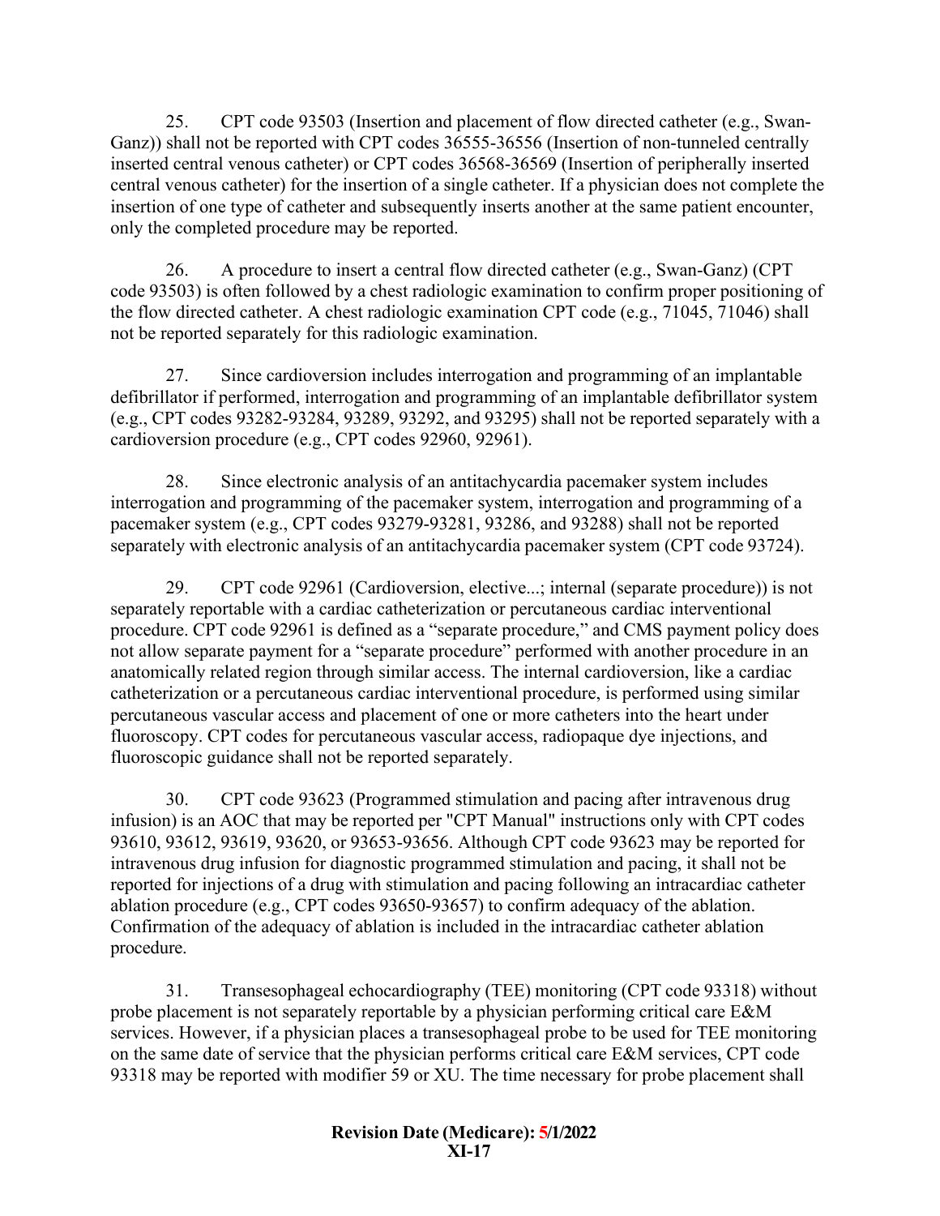25. CPT code 93503 (Insertion and placement of flow directed catheter (e.g., Swan-Ganz)) shall not be reported with CPT codes 36555-36556 (Insertion of non-tunneled centrally inserted central venous catheter) or CPT codes 36568-36569 (Insertion of peripherally inserted central venous catheter) for the insertion of a single catheter. If a physician does not complete the insertion of one type of catheter and subsequently inserts another at the same patient encounter, only the completed procedure may be reported.

26. A procedure to insert a central flow directed catheter (e.g., Swan-Ganz) (CPT code 93503) is often followed by a chest radiologic examination to confirm proper positioning of the flow directed catheter. A chest radiologic examination CPT code (e.g., 71045, 71046) shall not be reported separately for this radiologic examination.

27. Since cardioversion includes interrogation and programming of an implantable defibrillator if performed, interrogation and programming of an implantable defibrillator system (e.g., CPT codes 93282-93284, 93289, 93292, and 93295) shall not be reported separately with a cardioversion procedure (e.g., CPT codes 92960, 92961).

28. Since electronic analysis of an antitachycardia pacemaker system includes interrogation and programming of the pacemaker system, interrogation and programming of a pacemaker system (e.g., CPT codes 93279-93281, 93286, and 93288) shall not be reported separately with electronic analysis of an antitachycardia pacemaker system (CPT code 93724).

29. CPT code 92961 (Cardioversion, elective...; internal (separate procedure)) is not separately reportable with a cardiac catheterization or percutaneous cardiac interventional procedure. CPT code 92961 is defined as a "separate procedure," and CMS payment policy does not allow separate payment for a "separate procedure" performed with another procedure in an anatomically related region through similar access. The internal cardioversion, like a cardiac catheterization or a percutaneous cardiac interventional procedure, is performed using similar percutaneous vascular access and placement of one or more catheters into the heart under fluoroscopy. CPT codes for percutaneous vascular access, radiopaque dye injections, and fluoroscopic guidance shall not be reported separately.

30. CPT code 93623 (Programmed stimulation and pacing after intravenous drug infusion) is an AOC that may be reported per "CPT Manual" instructions only with CPT codes 93610, 93612, 93619, 93620, or 93653-93656. Although CPT code 93623 may be reported for intravenous drug infusion for diagnostic programmed stimulation and pacing, it shall not be reported for injections of a drug with stimulation and pacing following an intracardiac catheter ablation procedure (e.g., CPT codes 93650-93657) to confirm adequacy of the ablation. Confirmation of the adequacy of ablation is included in the intracardiac catheter ablation procedure.

31. Transesophageal echocardiography (TEE) monitoring (CPT code 93318) without probe placement is not separately reportable by a physician performing critical care E&M services. However, if a physician places a transesophageal probe to be used for TEE monitoring on the same date of service that the physician performs critical care E&M services, CPT code 93318 may be reported with modifier 59 or XU. The time necessary for probe placement shall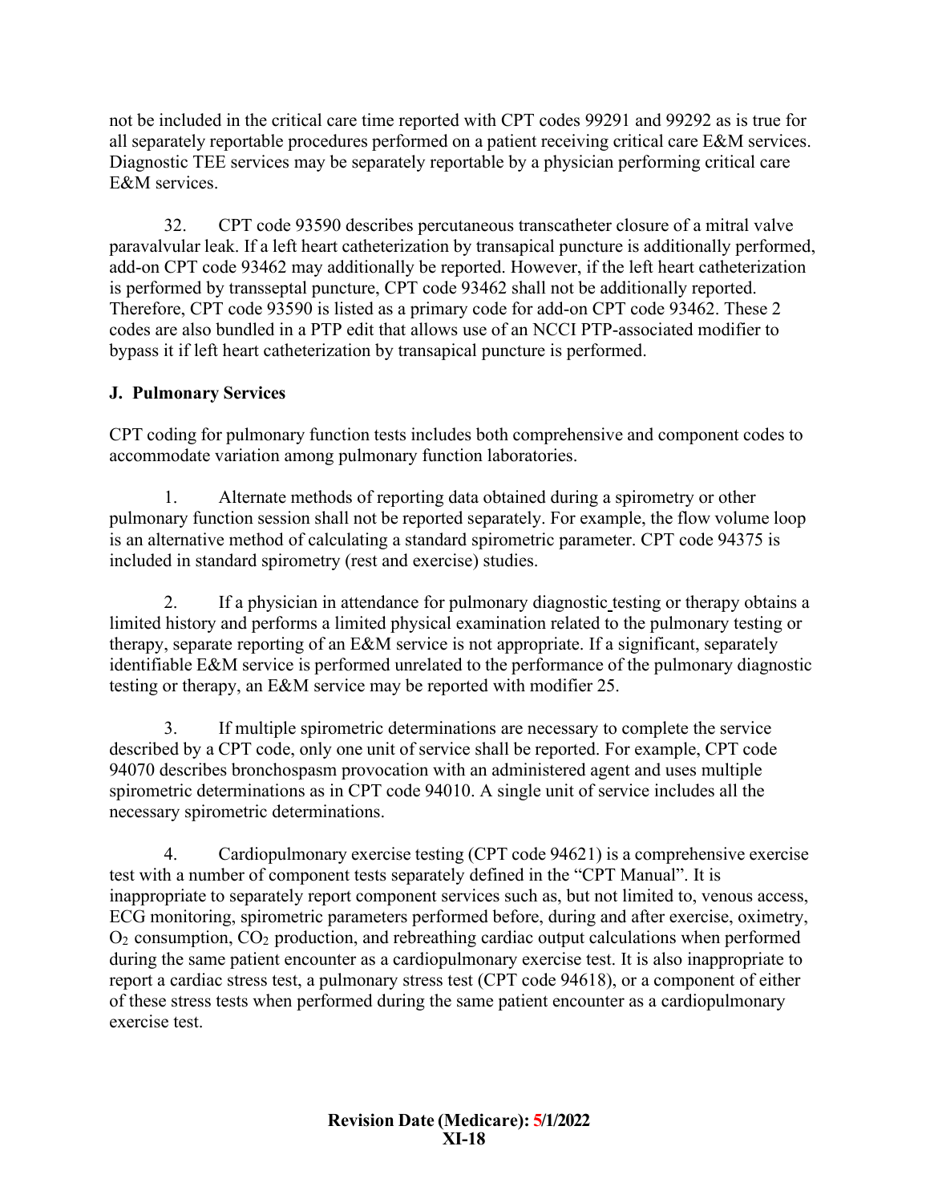not be included in the critical care time reported with CPT codes 99291 and 99292 as is true for all separately reportable procedures performed on a patient receiving critical care E&M services. Diagnostic TEE services may be separately reportable by a physician performing critical care E&M services.

32. CPT code 93590 describes percutaneous transcatheter closure of a mitral valve paravalvular leak. If a left heart catheterization by transapical puncture is additionally performed, add-on CPT code 93462 may additionally be reported. However, if the left heart catheterization is performed by transseptal puncture, CPT code 93462 shall not be additionally reported. Therefore, CPT code 93590 is listed as a primary code for add-on CPT code 93462. These 2 codes are also bundled in a PTP edit that allows use of an NCCI PTP-associated modifier to bypass it if left heart catheterization by transapical puncture is performed.

### J. Pulmonary Services

CPT coding for pulmonary function tests includes both comprehensive and component codes to accommodate variation among pulmonary function laboratories.

1. Alternate methods of reporting data obtained during a spirometry or other pulmonary function session shall not be reported separately. For example, the flow volume loop is an alternative method of calculating a standard spirometric parameter. CPT code 94375 is included in standard spirometry (rest and exercise) studies.

2. If a physician in attendance for pulmonary diagnostic testing or therapy obtains a limited history and performs a limited physical examination related to the pulmonary testing or therapy, separate reporting of an E&M service is not appropriate. If a significant, separately identifiable E&M service is performed unrelated to the performance of the pulmonary diagnostic testing or therapy, an E&M service may be reported with modifier 25.

3. If multiple spirometric determinations are necessary to complete the service described by a CPT code, only one unit of service shall be reported. For example, CPT code 94070 describes bronchospasm provocation with an administered agent and uses multiple spirometric determinations as in CPT code 94010. A single unit of service includes all the necessary spirometric determinations.

4. Cardiopulmonary exercise testing (CPT code 94621) is a comprehensive exercise test with a number of component tests separately defined in the "CPT Manual". It is inappropriate to separately report component services such as, but not limited to, venous access, ECG monitoring, spirometric parameters performed before, during and after exercise, oximetry, $O_2$ consumption, $CO_2$ production, and rebreathing cardiac output calculations when performed during the same patient encounter as a cardiopulmonary exercise test. It is also inappropriate to report a cardiac stress test, a pulmonary stress test (CPT code 94618), or a component of either of these stress tests when performed during the same patient encounter as a cardiopulmonary exercise test.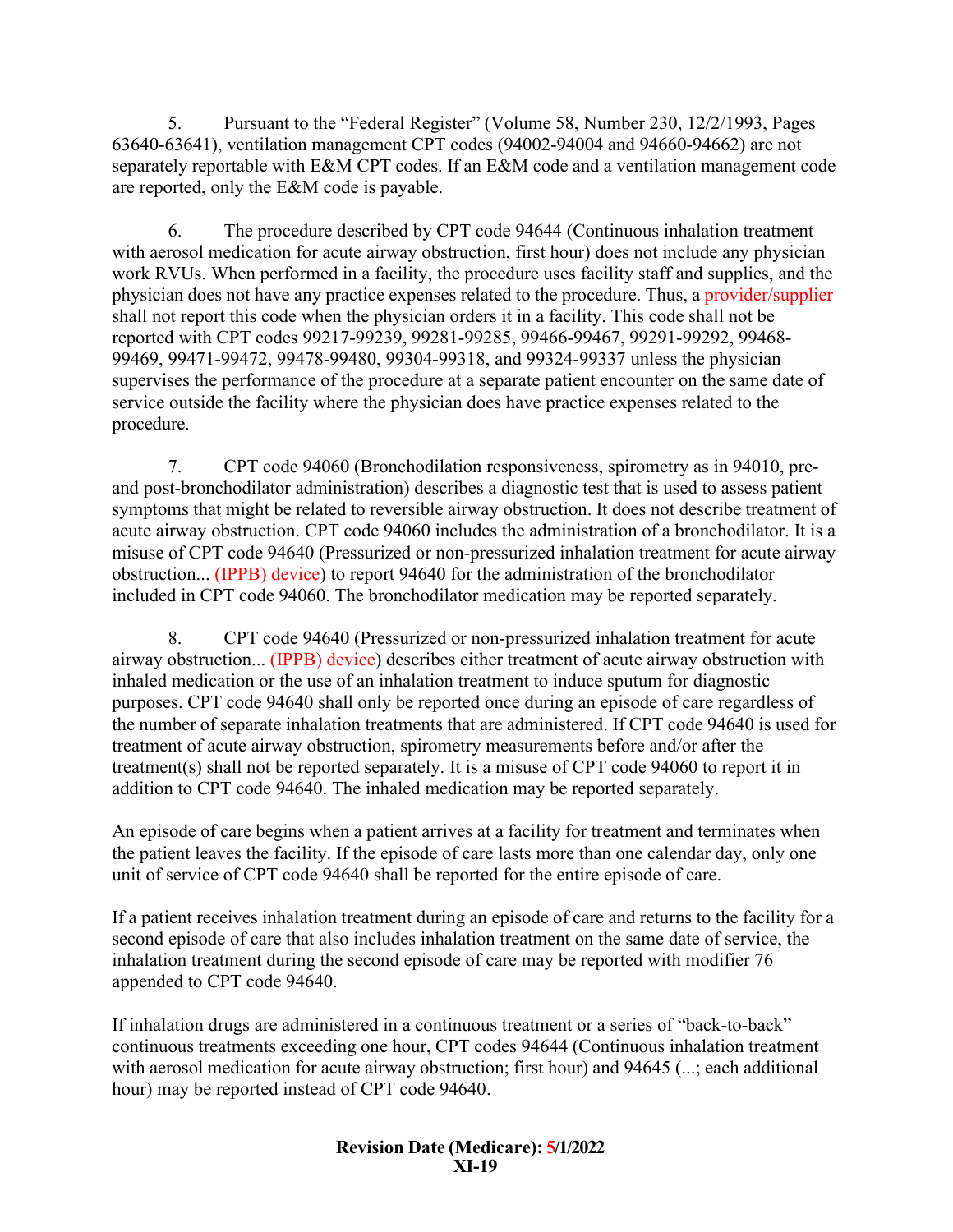5. Pursuant to the "Federal Register" (Volume 58, Number 230, 12/2/1993, Pages 63640-63641), ventilation management CPT codes (94002-94004 and 94660-94662) are not separately reportable with E&M CPT codes. If an E&M code and a ventilation management code are reported, only the E&M code is payable.

6. The procedure described by CPT code 94644 (Continuous inhalation treatment with aerosol medication for acute airway obstruction, first hour) does not include any physician work RVUs. When performed in a facility, the procedure uses facility staff and supplies, and the physician does not have any practice expenses related to the procedure. Thus, a provider/supplier shall not report this code when the physician orders it in a facility. This code shall not be reported with CPT codes 99217-99239, 99281-99285, 99466-99467, 99291-99292, 99468-99469, 99471-99472, 99478-99480, 99304-99318, and 99324-99337 unless the physician supervises the performance of the procedure at a separate patient encounter on the same date of service outside the facility where the physician does have practice expenses related to the procedure.

7. CPT code 94060 (Bronchodilation responsiveness, spirometry as in 94010, pre- and post-bronchodilator administration) describes a diagnostic test that is used to assess patient symptoms that might be related to reversible airway obstruction. It does not describe treatment of acute airway obstruction. CPT code 94060 includes the administration of a bronchodilator. It is a misuse of CPT code 94640 (Pressurized or non-pressurized inhalation treatment for acute airway obstruction... (IPPB) device) to report 94640 for the administration of the bronchodilator included in CPT code 94060. The bronchodilator medication may be reported separately.

8. CPT code 94640 (Pressurized or non-pressurized inhalation treatment for acute airway obstruction... (IPPB) device) describes either treatment of acute airway obstruction with inhaled medication or the use of an inhalation treatment to induce sputum for diagnostic purposes. CPT code 94640 shall only be reported once during an episode of care regardless of the number of separate inhalation treatments that are administered. If CPT code 94640 is used for treatment of acute airway obstruction, spirometry measurements before and/or after the treatment(s) shall not be reported separately. It is a misuse of CPT code 94060 to report it in addition to CPT code 94640. The inhaled medication may be reported separately.

An episode of care begins when a patient arrives at a facility for treatment and terminates when the patient leaves the facility. If the episode of care lasts more than one calendar day, only one unit of service of CPT code 94640 shall be reported for the entire episode of care.

If a patient receives inhalation treatment during an episode of care and returns to the facility for a second episode of care that also includes inhalation treatment on the same date of service, the inhalation treatment during the second episode of care may be reported with modifier 76 appended to CPT code 94640.

If inhalation drugs are administered in a continuous treatment or a series of "back-to-back" continuous treatments exceeding one hour, CPT codes 94644 (Continuous inhalation treatment with aerosol medication for acute airway obstruction; first hour) and 94645 (...; each additional hour) may be reported instead of CPT code 94640.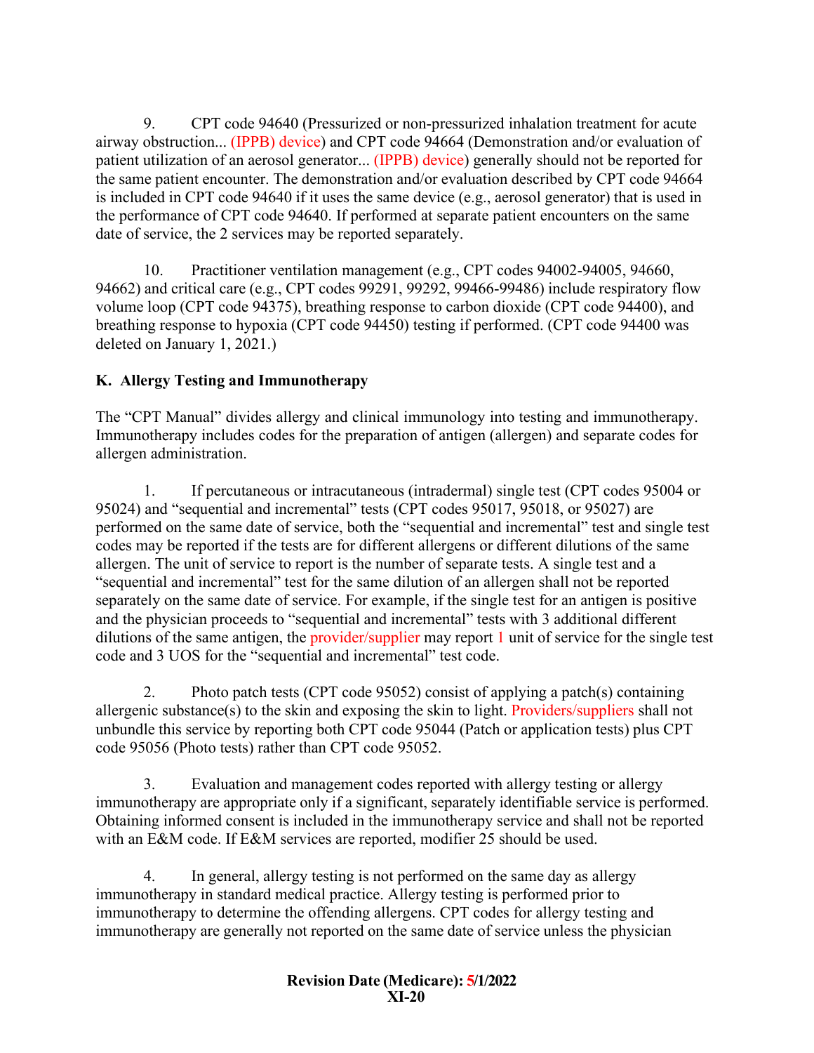9. CPT code 94640 (Pressurized or non-pressurized inhalation treatment for acute airway obstruction... (IPPB) device) and CPT code 94664 (Demonstration and/or evaluation of patient utilization of an aerosol generator... (IPPB) device) generally should not be reported for the same patient encounter. The demonstration and/or evaluation described by CPT code 94664 is included in CPT code 94640 if it uses the same device (e.g., aerosol generator) that is used in the performance of CPT code 94640. If performed at separate patient encounters on the same date of service, the 2 services may be reported separately.

10. Practitioner ventilation management (e.g., CPT codes 94002-94005, 94660, 94662) and critical care (e.g., CPT codes 99291, 99292, 99466-99486) include respiratory flow volume loop (CPT code 94375), breathing response to carbon dioxide (CPT code 94400), and breathing response to hypoxia (CPT code 94450) testing if performed. (CPT code 94400 was deleted on January 1, 2021.)

### K. Allergy Testing and Immunotherapy

The "CPT Manual" divides allergy and clinical immunology into testing and immunotherapy. Immunotherapy includes codes for the preparation of antigen (allergen) and separate codes for allergen administration.

1. If percutaneous or intracutaneous (intradermal) single test (CPT codes 95004 or 95024) and "sequential and incremental" tests (CPT codes 95017, 95018, or 95027) are performed on the same date of service, both the "sequential and incremental" test and single test codes may be reported if the tests are for different allergens or different dilutions of the same allergen. The unit of service to report is the number of separate tests. A single test and a "sequential and incremental" test for the same dilution of an allergen shall not be reported separately on the same date of service. For example, if the single test for an antigen is positive and the physician proceeds to "sequential and incremental" tests with 3 additional different dilutions of the same antigen, the provider/supplier may report 1 unit of service for the single test code and 3 UOS for the "sequential and incremental" test code.

2. Photo patch tests (CPT code 95052) consist of applying a patch(s) containing allergenic substance(s) to the skin and exposing the skin to light. Providers/suppliers shall not unbundle this service by reporting both CPT code 95044 (Patch or application tests) plus CPT code 95056 (Photo tests) rather than CPT code 95052.

3. Evaluation and management codes reported with allergy testing or allergy immunotherapy are appropriate only if a significant, separately identifiable service is performed. Obtaining informed consent is included in the immunotherapy service and shall not be reported with an E&M code. If E&M services are reported, modifier 25 should be used.

4. In general, allergy testing is not performed on the same day as allergy immunotherapy in standard medical practice. Allergy testing is performed prior to immunotherapy to determine the offending allergens. CPT codes for allergy testing and immunotherapy are generally not reported on the same date of service unless the physician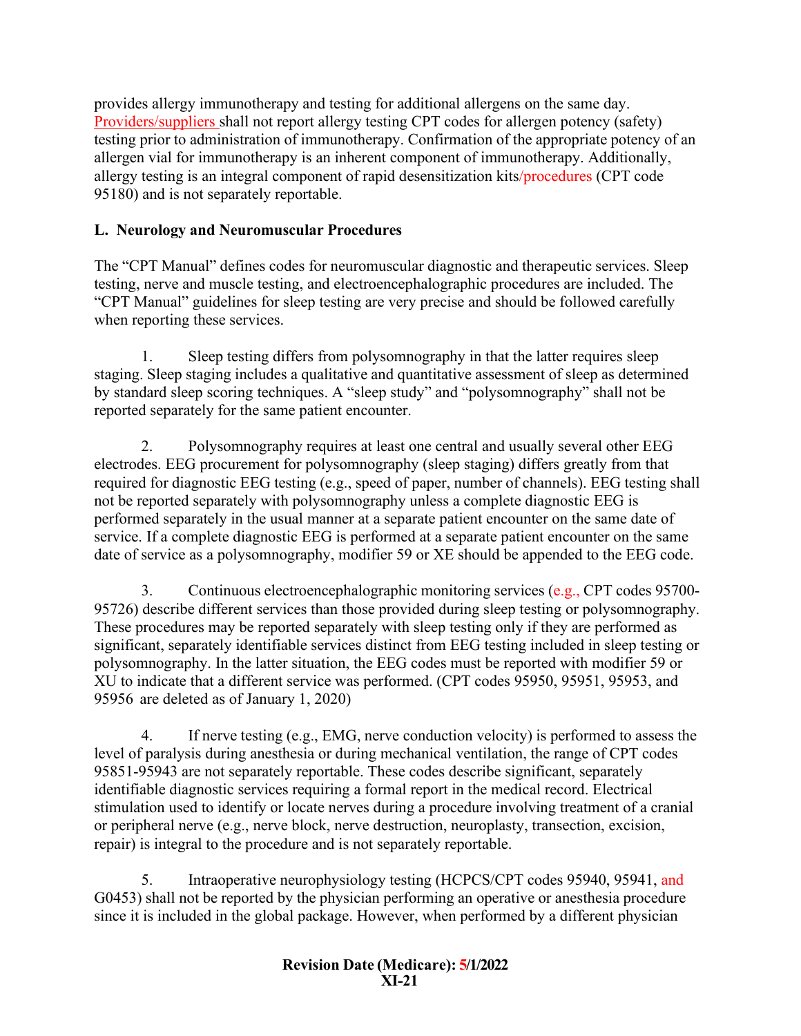provides allergy immunotherapy and testing for additional allergens on the same day. Providers/suppliers shall not report allergy testing CPT codes for allergen potency (safety) testing prior to administration of immunotherapy. Confirmation of the appropriate potency of an allergen vial for immunotherapy is an inherent component of immunotherapy. Additionally, allergy testing is an integral component of rapid desensitization kits/procedures (CPT code 95180) and is not separately reportable.

**L. Neurology and Neuromuscular Procedures**

The "CPT Manual" defines codes for neuromuscular diagnostic and therapeutic services. Sleep testing, nerve and muscle testing, and electroencephalographic procedures are included. The "CPT Manual" guidelines for sleep testing are very precise and should be followed carefully when reporting these services.

1. Sleep testing differs from polysomnography in that the latter requires sleep staging. Sleep staging includes a qualitative and quantitative assessment of sleep as determined by standard sleep scoring techniques. A "sleep study" and "polysomnography" shall not be reported separately for the same patient encounter.

2. Polysomnography requires at least one central and usually several other EEG electrodes. EEG procurement for polysomnography (sleep staging) differs greatly from that required for diagnostic EEG testing (e.g., speed of paper, number of channels). EEG testing shall not be reported separately with polysomnography unless a complete diagnostic EEG is performed separately in the usual manner at a separate patient encounter on the same date of service. If a complete diagnostic EEG is performed at a separate patient encounter on the same date of service as a polysomnography, modifier 59 or XE should be appended to the EEG code.

3. Continuous electroencephalographic monitoring services (e.g., CPT codes 95700-95726) describe different services than those provided during sleep testing or polysomnography. These procedures may be reported separately with sleep testing only if they are performed as significant, separately identifiable services distinct from EEG testing included in sleep testing or polysomnography. In the latter situation, the EEG codes must be reported with modifier 59 or XU to indicate that a different service was performed. (CPT codes 95950, 95951, 95953, and 95956 are deleted as of January 1, 2020)

4. If nerve testing (e.g., EMG, nerve conduction velocity) is performed to assess the level of paralysis during anesthesia or during mechanical ventilation, the range of CPT codes 95851-95943 are not separately reportable. These codes describe significant, separately identifiable diagnostic services requiring a formal report in the medical record. Electrical stimulation used to identify or locate nerves during a procedure involving treatment of a cranial or peripheral nerve (e.g., nerve block, nerve destruction, neuroplasty, transection, excision, repair) is integral to the procedure and is not separately reportable.

5. Intraoperative neurophysiology testing (HCPCS/CPT codes 95940, 95941, and G0453) shall not be reported by the physician performing an operative or anesthesia procedure since it is included in the global package. However, when performed by a different physician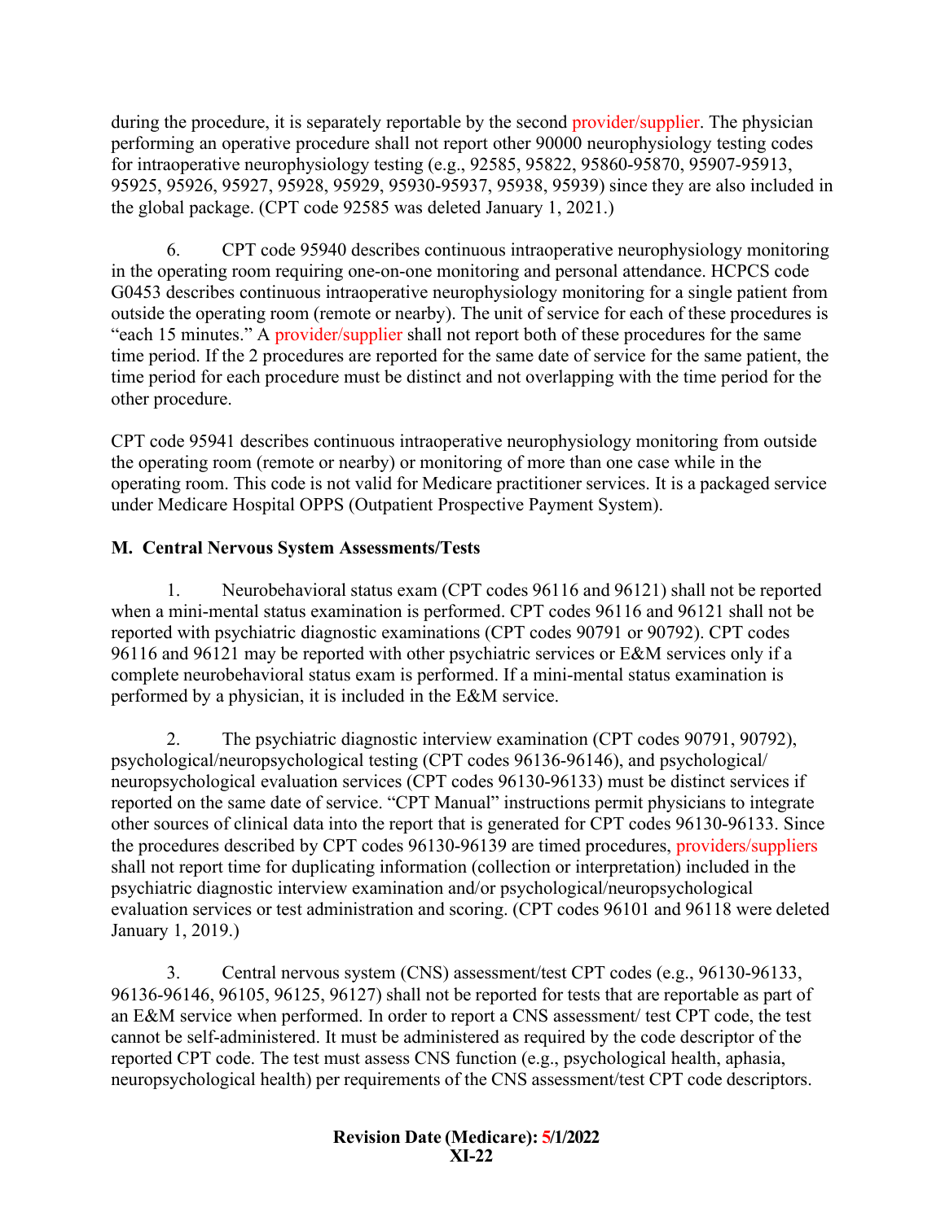during the procedure, it is separately reportable by the second provider/supplier. The physician performing an operative procedure shall not report other 90000 neurophysiology testing codes for intraoperative neurophysiology testing (e.g., 92585, 95822, 95860-95870, 95907-95913, 95925, 95926, 95927, 95928, 95929, 95930-95937, 95938, 95939) since they are also included in the global package. (CPT code 92585 was deleted January 1, 2021.)

6. CPT code 95940 describes continuous intraoperative neurophysiology monitoring in the operating room requiring one-on-one monitoring and personal attendance. HCPCS code G0453 describes continuous intraoperative neurophysiology monitoring for a single patient from outside the operating room (remote or nearby). The unit of service for each of these procedures is "each 15 minutes." A provider/supplier shall not report both of these procedures for the same time period. If the 2 procedures are reported for the same date of service for the same patient, the time period for each procedure must be distinct and not overlapping with the time period for the other procedure.

CPT code 95941 describes continuous intraoperative neurophysiology monitoring from outside the operating room (remote or nearby) or monitoring of more than one case while in the operating room. This code is not valid for Medicare practitioner services. It is a packaged service under Medicare Hospital OPPS (Outpatient Prospective Payment System).

## M. Central Nervous System Assessments/Tests

1. Neurobehavioral status exam (CPT codes 96116 and 96121) shall not be reported when a mini-mental status examination is performed. CPT codes 96116 and 96121 shall not be reported with psychiatric diagnostic examinations (CPT codes 90791 or 90792). CPT codes 96116 and 96121 may be reported with other psychiatric services or E&M services only if a complete neurobehavioral status exam is performed. If a mini-mental status examination is performed by a physician, it is included in the E&M service.

2. The psychiatric diagnostic interview examination (CPT codes 90791, 90792), psychological/neuropsychological testing (CPT codes 96136-96146), and psychological/ neuropsychological evaluation services (CPT codes 96130-96133) must be distinct services if reported on the same date of service. "CPT Manual" instructions permit physicians to integrate other sources of clinical data into the report that is generated for CPT codes 96130-96133. Since the procedures described by CPT codes 96130-96139 are timed procedures, providers/suppliers shall not report time for duplicating information (collection or interpretation) included in the psychiatric diagnostic interview examination and/or psychological/neuropsychological evaluation services or test administration and scoring. (CPT codes 96101 and 96118 were deleted January 1, 2019.)

3. Central nervous system (CNS) assessment/test CPT codes (e.g., 96130-96133, 96136-96146, 96105, 96125, 96127) shall not be reported for tests that are reportable as part of an E&M service when performed. In order to report a CNS assessment/ test CPT code, the test cannot be self-administered. It must be administered as required by the code descriptor of the reported CPT code. The test must assess CNS function (e.g., psychological health, aphasia, neuropsychological health) per requirements of the CNS assessment/test CPT code descriptors.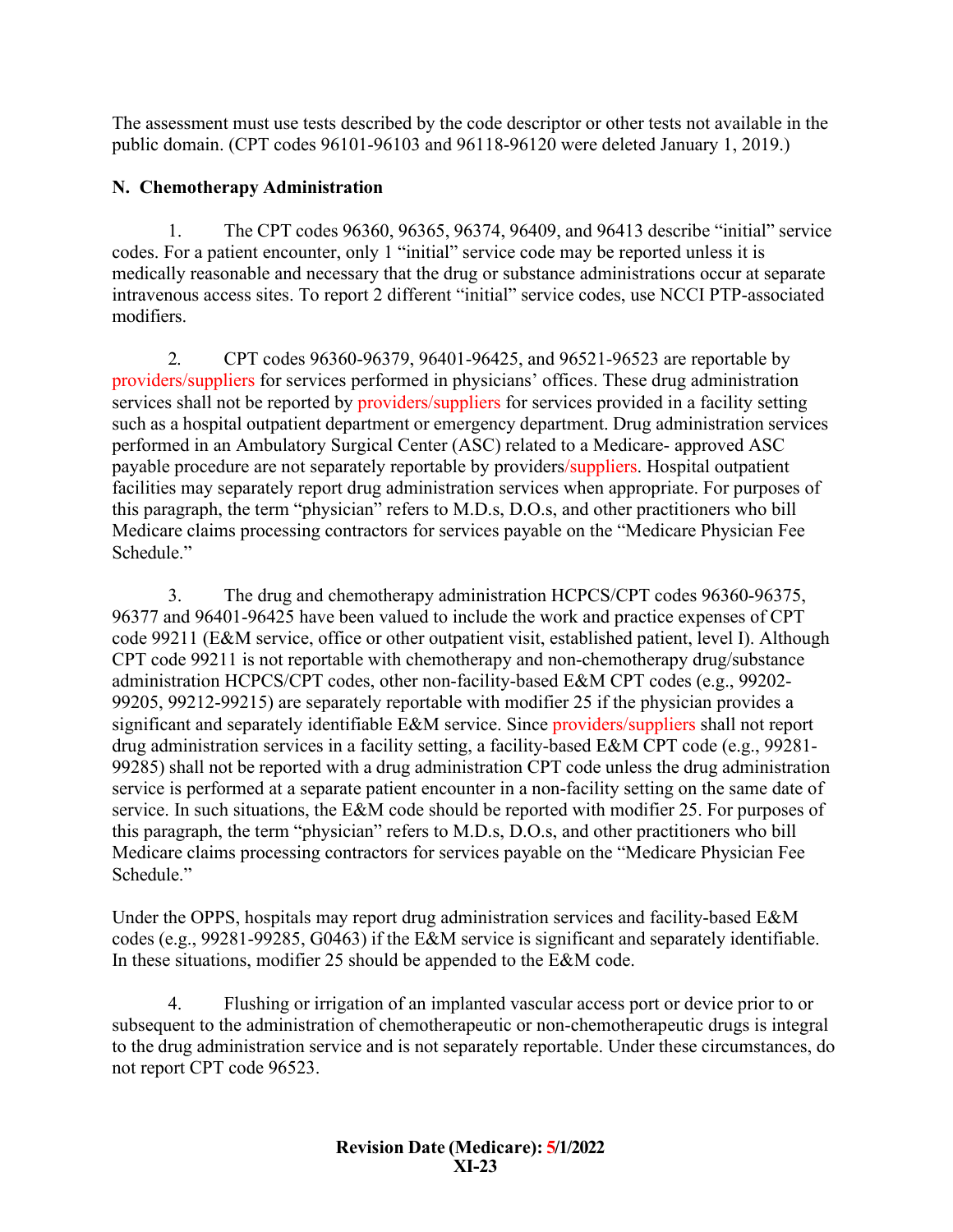The assessment must use tests described by the code descriptor or other tests not available in the public domain. (CPT codes 96101-96103 and 96118-96120 were deleted January 1, 2019.)

**N. Chemotherapy Administration**

1. The CPT codes 96360, 96365, 96374, 96409, and 96413 describe "initial" service codes. For a patient encounter, only 1 "initial" service code may be reported unless it is medically reasonable and necessary that the drug or substance administrations occur at separate intravenous access sites. To report 2 different "initial" service codes, use NCCI PTP-associated modifiers.

2. CPT codes 96360-96379, 96401-96425, and 96521-96523 are reportable by providers/suppliers for services performed in physicians' offices. These drug administration services shall not be reported by providers/suppliers for services provided in a facility setting such as a hospital outpatient department or emergency department. Drug administration services performed in an Ambulatory Surgical Center (ASC) related to a Medicare- approved ASC payable procedure are not separately reportable by providers/suppliers. Hospital outpatient facilities may separately report drug administration services when appropriate. For purposes of this paragraph, the term "physician" refers to M.D.s, D.O.s, and other practitioners who bill Medicare claims processing contractors for services payable on the "Medicare Physician Fee Schedule."

3. The drug and chemotherapy administration HCPCS/CPT codes 96360-96375, 96377 and 96401-96425 have been valued to include the work and practice expenses of CPT code 99211 (E&M service, office or other outpatient visit, established patient, level I). Although CPT code 99211 is not reportable with chemotherapy and non-chemotherapy drug/substance administration HCPCS/CPT codes, other non-facility-based E&M CPT codes (e.g., 99202-99205, 99212-99215) are separately reportable with modifier 25 if the physician provides a significant and separately identifiable E&M service. Since providers/suppliers shall not report drug administration services in a facility setting, a facility-based E&M CPT code (e.g., 99281-99285) shall not be reported with a drug administration CPT code unless the drug administration service is performed at a separate patient encounter in a non-facility setting on the same date of service. In such situations, the E&M code should be reported with modifier 25. For purposes of this paragraph, the term "physician" refers to M.D.s, D.O.s, and other practitioners who bill Medicare claims processing contractors for services payable on the "Medicare Physician Fee Schedule."

Under the OPPS, hospitals may report drug administration services and facility-based E&M codes (e.g., 99281-99285, G0463) if the E&M service is significant and separately identifiable. In these situations, modifier 25 should be appended to the E&M code.

4. Flushing or irrigation of an implanted vascular access port or device prior to or subsequent to the administration of chemotherapeutic or non-chemotherapeutic drugs is integral to the drug administration service and is not separately reportable. Under these circumstances, do not report CPT code 96523.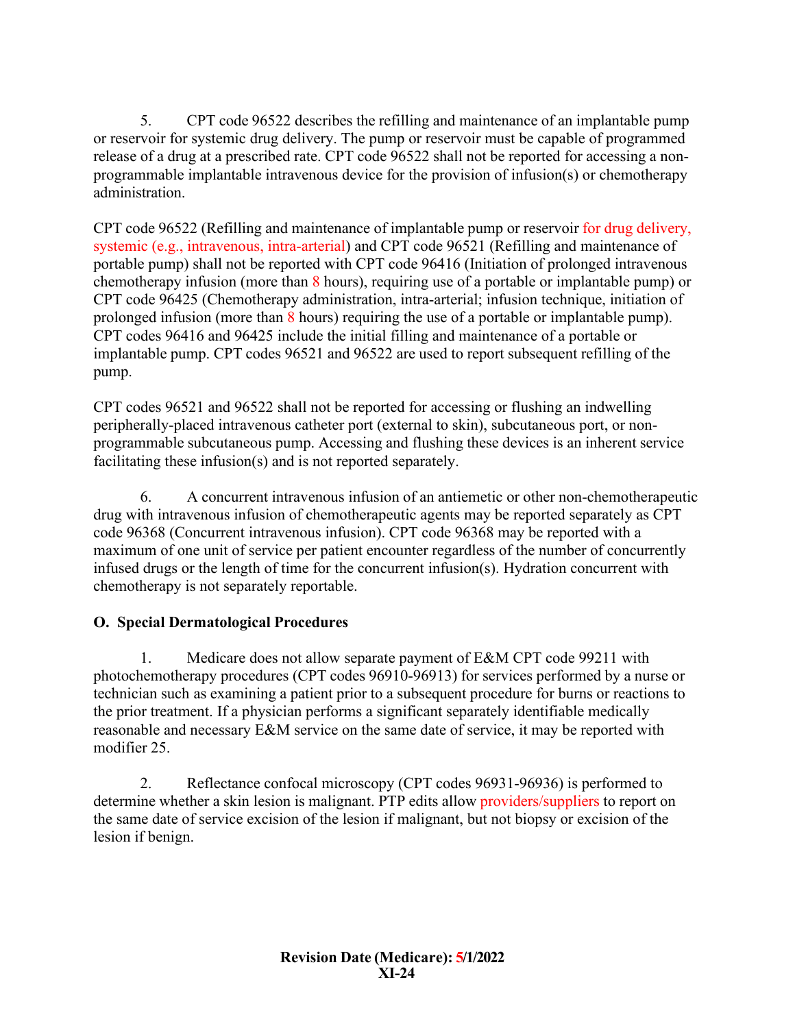5. CPT code 96522 describes the refilling and maintenance of an implantable pump or reservoir for systemic drug delivery. The pump or reservoir must be capable of programmed release of a drug at a prescribed rate. CPT code 96522 shall not be reported for accessing a non-programmable implantable intravenous device for the provision of infusion(s) or chemotherapy administration.

CPT code 96522 (Refilling and maintenance of implantable pump or reservoir for drug delivery, systemic (e.g., intravenous, intra-arterial) and CPT code 96521 (Refilling and maintenance of portable pump) shall not be reported with CPT code 96416 (Initiation of prolonged intravenous chemotherapy infusion (more than 8 hours), requiring use of a portable or implantable pump) or CPT code 96425 (Chemotherapy administration, intra-arterial; infusion technique, initiation of prolonged infusion (more than 8 hours) requiring the use of a portable or implantable pump). CPT codes 96416 and 96425 include the initial filling and maintenance of a portable or implantable pump. CPT codes 96521 and 96522 are used to report subsequent refilling of the pump.

CPT codes 96521 and 96522 shall not be reported for accessing or flushing an indwelling peripherally-placed intravenous catheter port (external to skin), subcutaneous port, or non-programmable subcutaneous pump. Accessing and flushing these devices is an inherent service facilitating these infusion(s) and is not reported separately.

6. A concurrent intravenous infusion of an antiemetic or other non-chemotherapeutic drug with intravenous infusion of chemotherapeutic agents may be reported separately as CPT code 96368 (Concurrent intravenous infusion). CPT code 96368 may be reported with a maximum of one unit of service per patient encounter regardless of the number of concurrently infused drugs or the length of time for the concurrent infusion(s). Hydration concurrent with chemotherapy is not separately reportable.

## O. Special Dermatological Procedures

1. Medicare does not allow separate payment of E&M CPT code 99211 with photochemotherapy procedures (CPT codes 96910-96913) for services performed by a nurse or technician such as examining a patient prior to a subsequent procedure for burns or reactions to the prior treatment. If a physician performs a significant separately identifiable medically reasonable and necessary E&M service on the same date of service, it may be reported with modifier 25.

2. Reflectance confocal microscopy (CPT codes 96931-96936) is performed to determine whether a skin lesion is malignant. PTP edits allow providers/suppliers to report on the same date of service excision of the lesion if malignant, but not biopsy or excision of the lesion if benign.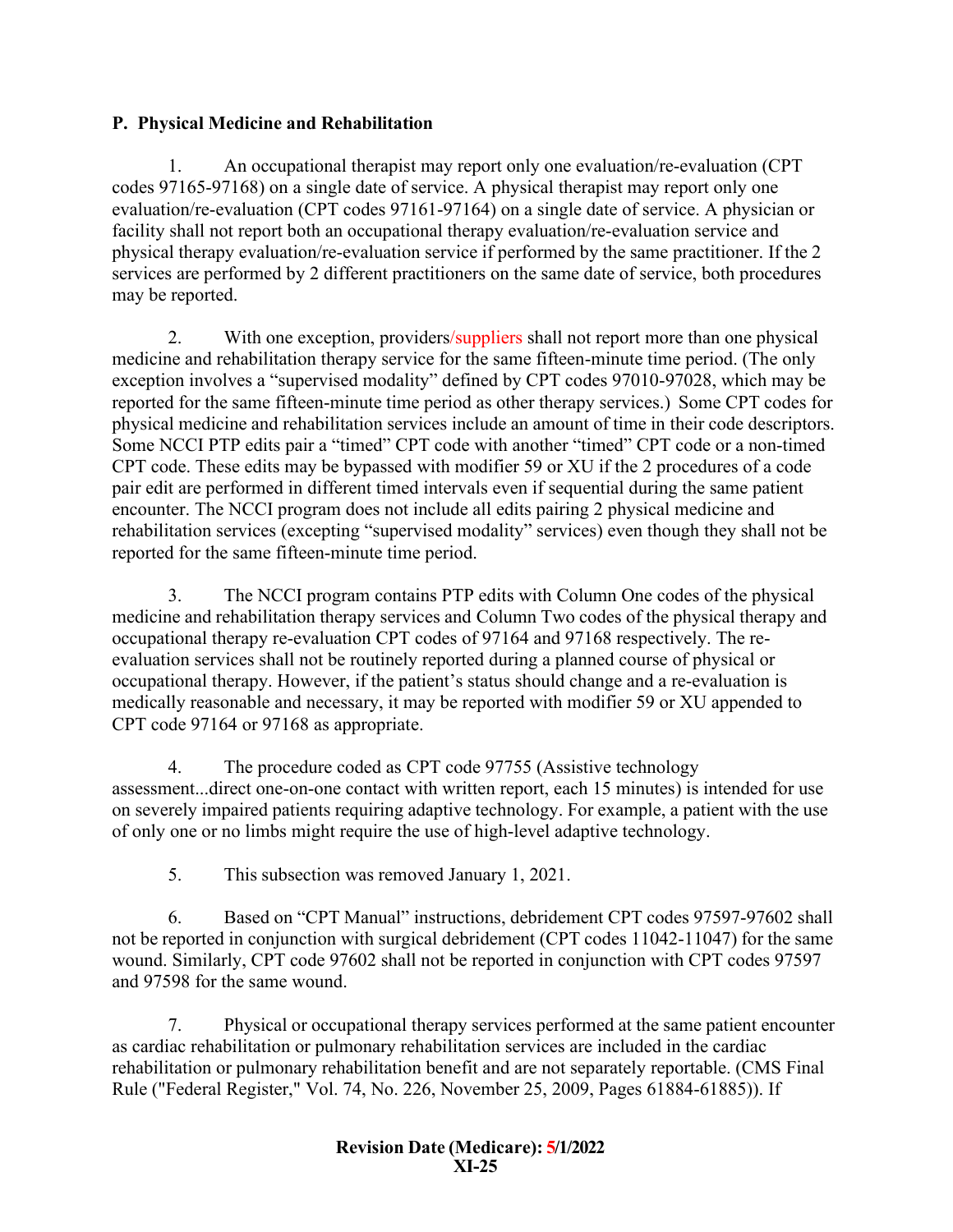## P. Physical Medicine and Rehabilitation

1. An occupational therapist may report only one evaluation/re-evaluation (CPT codes 97165-97168) on a single date of service. A physical therapist may report only one evaluation/re-evaluation (CPT codes 97161-97164) on a single date of service. A physician or facility shall not report both an occupational therapy evaluation/re-evaluation service and physical therapy evaluation/re-evaluation service if performed by the same practitioner. If the 2 services are performed by 2 different practitioners on the same date of service, both procedures may be reported.

2. With one exception, providers/suppliers shall not report more than one physical medicine and rehabilitation therapy service for the same fifteen-minute time period. (The only exception involves a "supervised modality" defined by CPT codes 97010-97028, which may be reported for the same fifteen-minute time period as other therapy services.) Some CPT codes for physical medicine and rehabilitation services include an amount of time in their code descriptors. Some NCCI PTP edits pair a "timed" CPT code with another "timed" CPT code or a non-timed CPT code. These edits may be bypassed with modifier 59 or XU if the 2 procedures of a code pair edit are performed in different timed intervals even if sequential during the same patient encounter. The NCCI program does not include all edits pairing 2 physical medicine and rehabilitation services (excepting "supervised modality" services) even though they shall not be reported for the same fifteen-minute time period.

3. The NCCI program contains PTP edits with Column One codes of the physical medicine and rehabilitation therapy services and Column Two codes of the physical therapy and occupational therapy re-evaluation CPT codes of 97164 and 97168 respectively. The re-evaluation services shall not be routinely reported during a planned course of physical or occupational therapy. However, if the patient's status should change and a re-evaluation is medically reasonable and necessary, it may be reported with modifier 59 or XU appended to CPT code 97164 or 97168 as appropriate.

4. The procedure coded as CPT code 97755 (Assistive technology assessment...direct one-on-one contact with written report, each 15 minutes) is intended for use on severely impaired patients requiring adaptive technology. For example, a patient with the use of only one or no limbs might require the use of high-level adaptive technology.

5. This subsection was removed January 1, 2021.

6. Based on "CPT Manual" instructions, debridement CPT codes 97597-97602 shall not be reported in conjunction with surgical debridement (CPT codes 11042-11047) for the same wound. Similarly, CPT code 97602 shall not be reported in conjunction with CPT codes 97597 and 97598 for the same wound.

7. Physical or occupational therapy services performed at the same patient encounter as cardiac rehabilitation or pulmonary rehabilitation services are included in the cardiac rehabilitation or pulmonary rehabilitation benefit and are not separately reportable. (CMS Final Rule ("Federal Register," Vol. 74, No. 226, November 25, 2009, Pages 61884-61885)). If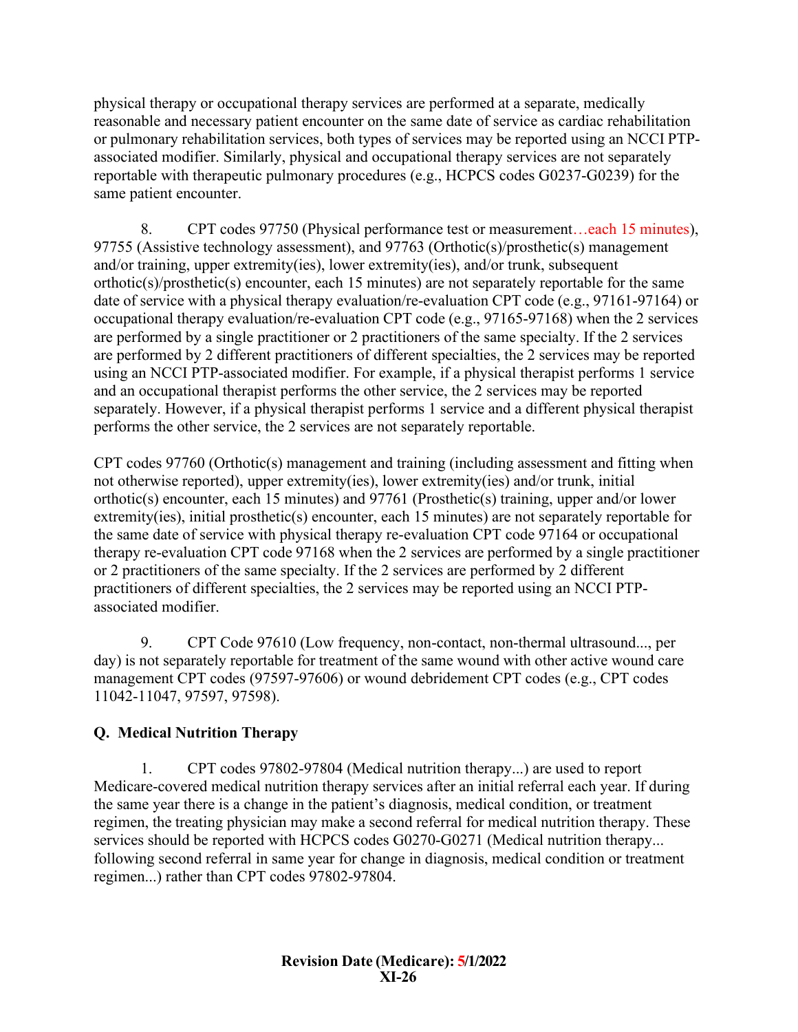physical therapy or occupational therapy services are performed at a separate, medically reasonable and necessary patient encounter on the same date of service as cardiac rehabilitation or pulmonary rehabilitation services, both types of services may be reported using an NCCI PTP-associated modifier. Similarly, physical and occupational therapy services are not separately reportable with therapeutic pulmonary procedures (e.g., HCPCS codes G0237-G0239) for the same patient encounter.

8. CPT codes 97750 (Physical performance test or measurement…each 15 minutes), 97755 (Assistive technology assessment), and 97763 (Orthotic(s)/prosthetic(s) management and/or training, upper extremity(ies), lower extremity(ies), and/or trunk, subsequent orthotic(s)/prosthetic(s) encounter, each 15 minutes) are not separately reportable for the same date of service with a physical therapy evaluation/re-evaluation CPT code (e.g., 97161-97164) or occupational therapy evaluation/re-evaluation CPT code (e.g., 97165-97168) when the 2 services are performed by a single practitioner or 2 practitioners of the same specialty. If the 2 services are performed by 2 different practitioners of different specialties, the 2 services may be reported using an NCCI PTP-associated modifier. For example, if a physical therapist performs 1 service and an occupational therapist performs the other service, the 2 services may be reported separately. However, if a physical therapist performs 1 service and a different physical therapist performs the other service, the 2 services are not separately reportable.

CPT codes 97760 (Orthotic(s) management and training (including assessment and fitting when not otherwise reported), upper extremity(ies), lower extremity(ies) and/or trunk, initial orthotic(s) encounter, each 15 minutes) and 97761 (Prosthetic(s) training, upper and/or lower extremity(ies), initial prosthetic(s) encounter, each 15 minutes) are not separately reportable for the same date of service with physical therapy re-evaluation CPT code 97164 or occupational therapy re-evaluation CPT code 97168 when the 2 services are performed by a single practitioner or 2 practitioners of the same specialty. If the 2 services are performed by 2 different practitioners of different specialties, the 2 services may be reported using an NCCI PTP-associated modifier.

9. CPT Code 97610 (Low frequency, non-contact, non-thermal ultrasound..., per day) is not separately reportable for treatment of the same wound with other active wound care management CPT codes (97597-97606) or wound debridement CPT codes (e.g., CPT codes 11042-11047, 97597, 97598).

## Q. Medical Nutrition Therapy

1. CPT codes 97802-97804 (Medical nutrition therapy...) are used to report Medicare-covered medical nutrition therapy services after an initial referral each year. If during the same year there is a change in the patient's diagnosis, medical condition, or treatment regimen, the treating physician may make a second referral for medical nutrition therapy. These services should be reported with HCPCS codes G0270-G0271 (Medical nutrition therapy... following second referral in same year for change in diagnosis, medical condition or treatment regimen...) rather than CPT codes 97802-97804.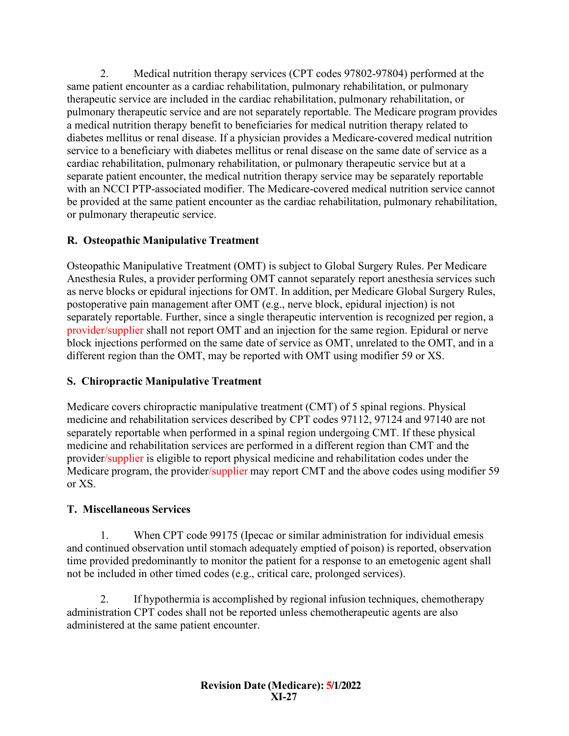2. Medical nutrition therapy services (CPT codes 97802-97804) performed at the same patient encounter as a cardiac rehabilitation, pulmonary rehabilitation, or pulmonary therapeutic service are included in the cardiac rehabilitation, pulmonary rehabilitation, or pulmonary therapeutic service and are not separately reportable. The Medicare program provides a medical nutrition therapy benefit to beneficiaries for medical nutrition therapy related to diabetes mellitus or renal disease. If a physician provides a Medicare-covered medical nutrition service to a beneficiary with diabetes mellitus or renal disease on the same date of service as a cardiac rehabilitation, pulmonary rehabilitation, or pulmonary therapeutic service but at a separate patient encounter, the medical nutrition therapy service may be separately reportable with an NCCI PTP-associated modifier. The Medicare-covered medical nutrition service cannot be provided at the same patient encounter as the cardiac rehabilitation, pulmonary rehabilitation, or pulmonary therapeutic service.

### R. Osteopathic Manipulative Treatment

Osteopathic Manipulative Treatment (OMT) is subject to Global Surgery Rules. Per Medicare Anesthesia Rules, a provider performing OMT cannot separately report anesthesia services such as nerve blocks or epidural injections for OMT. In addition, per Medicare Global Surgery Rules, postoperative pain management after OMT (e.g., nerve block, epidural injection) is not separately reportable. Further, since a single therapeutic intervention is recognized per region, a provider/supplier shall not report OMT and an injection for the same region. Epidural or nerve block injections performed on the same date of service as OMT, unrelated to the OMT, and in a different region than the OMT, may be reported with OMT using modifier 59 or XS.

### S. Chiropractic Manipulative Treatment

Medicare covers chiropractic manipulative treatment (CMT) of 5 spinal regions. Physical medicine and rehabilitation services described by CPT codes 97112, 97124 and 97140 are not separately reportable when performed in a spinal region undergoing CMT. If these physical medicine and rehabilitation services are performed in a different region than CMT and the provider/supplier is eligible to report physical medicine and rehabilitation codes under the Medicare program, the provider/supplier may report CMT and the above codes using modifier 59 or XS.

### T. Miscellaneous Services

1. When CPT code 99175 (Ipecac or similar administration for individual emesis and continued observation until stomach adequately emptied of poison) is reported, observation time provided predominantly to monitor the patient for a response to an emetogenic agent shall not be included in other timed codes (e.g., critical care, prolonged services).

2. If hypothermia is accomplished by regional infusion techniques, chemotherapy administration CPT codes shall not be reported unless chemotherapeutic agents are also administered at the same patient encounter.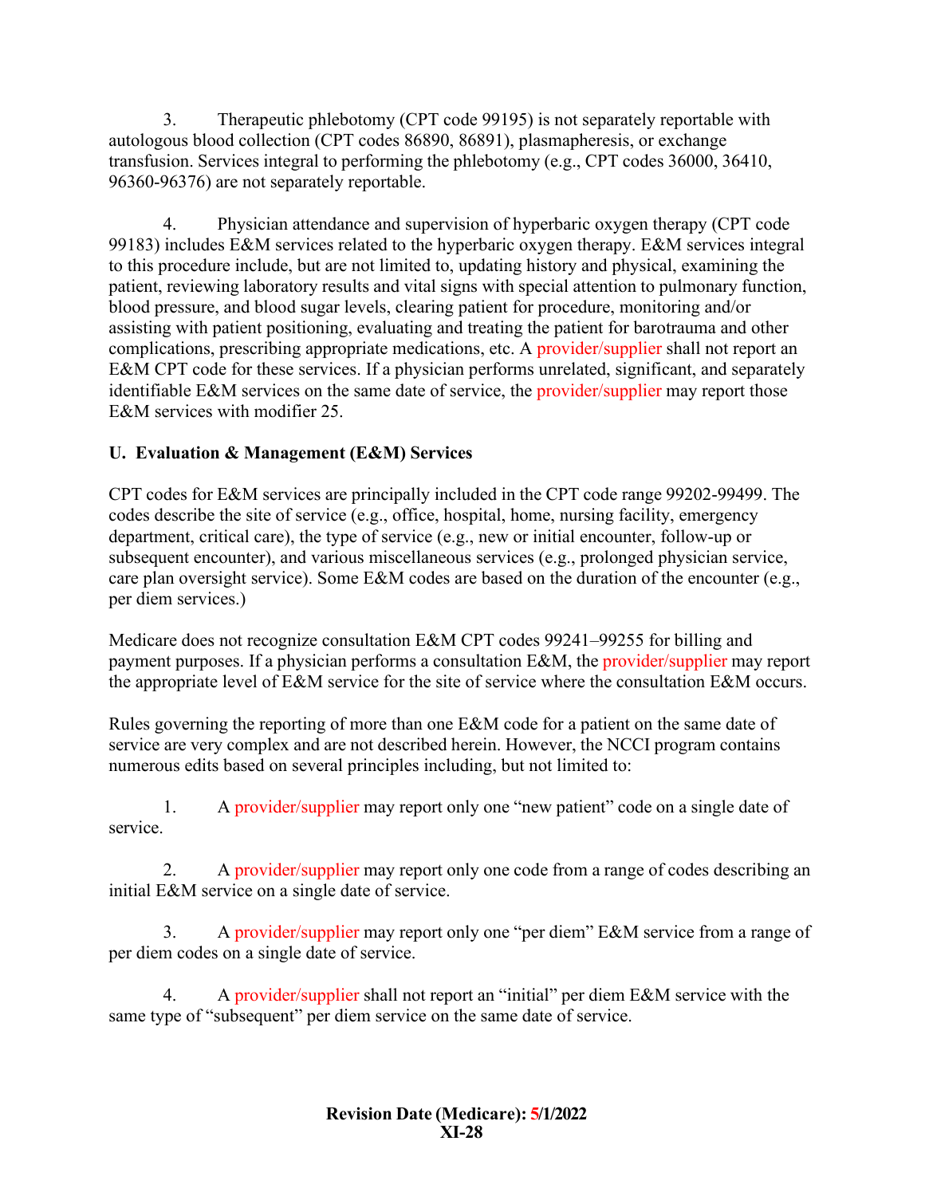3. Therapeutic phlebotomy (CPT code 99195) is not separately reportable with autologous blood collection (CPT codes 86890, 86891), plasmapheresis, or exchange transfusion. Services integral to performing the phlebotomy (e.g., CPT codes 36000, 36410, 96360-96376) are not separately reportable.

4. Physician attendance and supervision of hyperbaric oxygen therapy (CPT code 99183) includes E&M services related to the hyperbaric oxygen therapy. E&M services integral to this procedure include, but are not limited to, updating history and physical, examining the patient, reviewing laboratory results and vital signs with special attention to pulmonary function, blood pressure, and blood sugar levels, clearing patient for procedure, monitoring and/or assisting with patient positioning, evaluating and treating the patient for barotrauma and other complications, prescribing appropriate medications, etc. A provider/supplier shall not report an E&M CPT code for these services. If a physician performs unrelated, significant, and separately identifiable E&M services on the same date of service, the provider/supplier may report those E&M services with modifier 25.

## U. Evaluation & Management (E&M) Services

CPT codes for E&M services are principally included in the CPT code range 99202-99499. The codes describe the site of service (e.g., office, hospital, home, nursing facility, emergency department, critical care), the type of service (e.g., new or initial encounter, follow-up or subsequent encounter), and various miscellaneous services (e.g., prolonged physician service, care plan oversight service). Some E&M codes are based on the duration of the encounter (e.g., per diem services.)

Medicare does not recognize consultation E&M CPT codes 99241–99255 for billing and payment purposes. If a physician performs a consultation E&M, the provider/supplier may report the appropriate level of E&M service for the site of service where the consultation E&M occurs.

Rules governing the reporting of more than one E&M code for a patient on the same date of service are very complex and are not described herein. However, the NCCI program contains numerous edits based on several principles including, but not limited to:

1. A provider/supplier may report only one "new patient" code on a single date of service.

2. A provider/supplier may report only one code from a range of codes describing an initial E&M service on a single date of service.

3. A provider/supplier may report only one "per diem" E&M service from a range of per diem codes on a single date of service.

4. A provider/supplier shall not report an "initial" per diem E&M service with the same type of "subsequent" per diem service on the same date of service.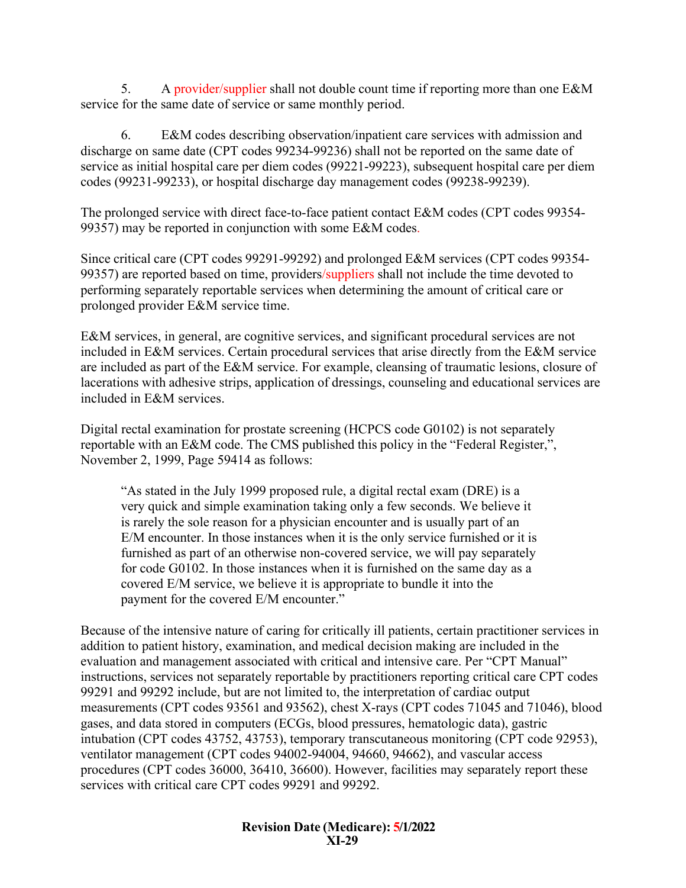5. A provider/supplier shall not double count time if reporting more than one E&M service for the same date of service or same monthly period.

6. E&M codes describing observation/inpatient care services with admission and discharge on same date (CPT codes 99234-99236) shall not be reported on the same date of service as initial hospital care per diem codes (99221-99223), subsequent hospital care per diem codes (99231-99233), or hospital discharge day management codes (99238-99239).

The prolonged service with direct face-to-face patient contact E&M codes (CPT codes 99354-99357) may be reported in conjunction with some E&M codes.

Since critical care (CPT codes 99291-99292) and prolonged E&M services (CPT codes 99354-99357) are reported based on time, providers/suppliers shall not include the time devoted to performing separately reportable services when determining the amount of critical care or prolonged provider E&M service time.

E&M services, in general, are cognitive services, and significant procedural services are not included in E&M services. Certain procedural services that arise directly from the E&M service are included as part of the E&M service. For example, cleansing of traumatic lesions, closure of lacerations with adhesive strips, application of dressings, counseling and educational services are included in E&M services.

Digital rectal examination for prostate screening (HCPCS code G0102) is not separately reportable with an E&M code. The CMS published this policy in the "Federal Register,", November 2, 1999, Page 59414 as follows:

> "As stated in the July 1999 proposed rule, a digital rectal exam (DRE) is a very quick and simple examination taking only a few seconds. We believe it is rarely the sole reason for a physician encounter and is usually part of an E/M encounter. In those instances when it is the only service furnished or it is furnished as part of an otherwise non-covered service, we will pay separately for code G0102. In those instances when it is furnished on the same day as a covered E/M service, we believe it is appropriate to bundle it into the payment for the covered E/M encounter."

Because of the intensive nature of caring for critically ill patients, certain practitioner services in addition to patient history, examination, and medical decision making are included in the evaluation and management associated with critical and intensive care. Per "CPT Manual" instructions, services not separately reportable by practitioners reporting critical care CPT codes 99291 and 99292 include, but are not limited to, the interpretation of cardiac output measurements (CPT codes 93561 and 93562), chest X-rays (CPT codes 71045 and 71046), blood gases, and data stored in computers (ECGs, blood pressures, hematologic data), gastric intubation (CPT codes 43752, 43753), temporary transcutaneous monitoring (CPT code 92953), ventilator management (CPT codes 94002-94004, 94660, 94662), and vascular access procedures (CPT codes 36000, 36410, 36600). However, facilities may separately report these services with critical care CPT codes 99291 and 99292.

**Revision Date (Medicare): 5/1/2022**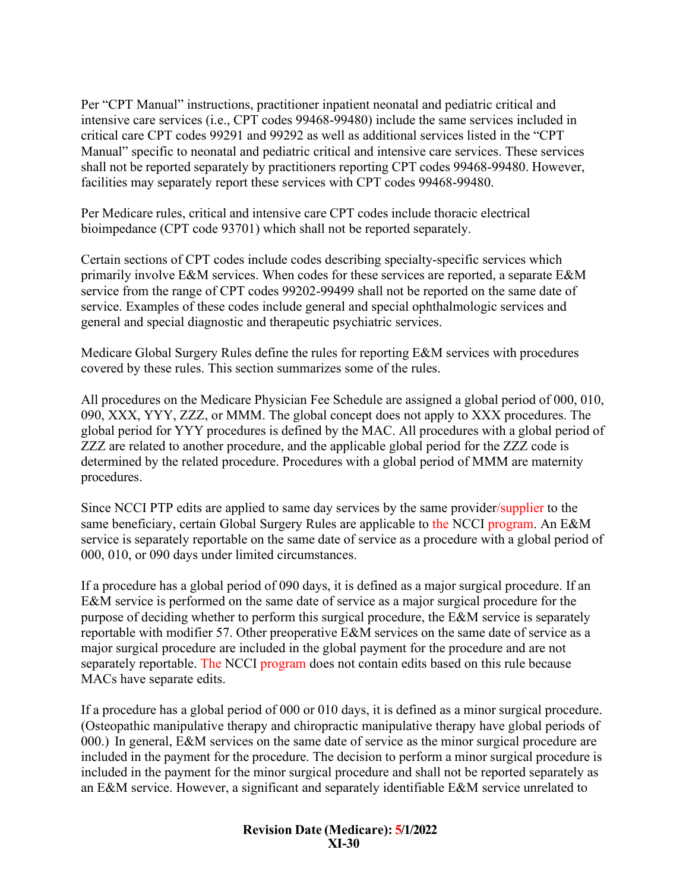Per "CPT Manual" instructions, practitioner inpatient neonatal and pediatric critical and intensive care services (i.e., CPT codes 99468-99480) include the same services included in critical care CPT codes 99291 and 99292 as well as additional services listed in the "CPT Manual" specific to neonatal and pediatric critical and intensive care services. These services shall not be reported separately by practitioners reporting CPT codes 99468-99480. However, facilities may separately report these services with CPT codes 99468-99480.

Per Medicare rules, critical and intensive care CPT codes include thoracic electrical bioimpedance (CPT code 93701) which shall not be reported separately.

Certain sections of CPT codes include codes describing specialty-specific services which primarily involve E&M services. When codes for these services are reported, a separate E&M service from the range of CPT codes 99202-99499 shall not be reported on the same date of service. Examples of these codes include general and special ophthalmologic services and general and special diagnostic and therapeutic psychiatric services.

Medicare Global Surgery Rules define the rules for reporting E&M services with procedures covered by these rules. This section summarizes some of the rules.

All procedures on the Medicare Physician Fee Schedule are assigned a global period of 000, 010, 090, XXX, YYY, ZZZ, or MMM. The global concept does not apply to XXX procedures. The global period for YYY procedures is defined by the MAC. All procedures with a global period of ZZZ are related to another procedure, and the applicable global period for the ZZZ code is determined by the related procedure. Procedures with a global period of MMM are maternity procedures.

Since NCCI PTP edits are applied to same day services by the same provider/supplier to the same beneficiary, certain Global Surgery Rules are applicable to the NCCI program. An E&M service is separately reportable on the same date of service as a procedure with a global period of 000, 010, or 090 days under limited circumstances.

If a procedure has a global period of 090 days, it is defined as a major surgical procedure. If an E&M service is performed on the same date of service as a major surgical procedure for the purpose of deciding whether to perform this surgical procedure, the E&M service is separately reportable with modifier 57. Other preoperative E&M services on the same date of service as a major surgical procedure are included in the global payment for the procedure and are not separately reportable. The NCCI program does not contain edits based on this rule because MACs have separate edits.

If a procedure has a global period of 000 or 010 days, it is defined as a minor surgical procedure. (Osteopathic manipulative therapy and chiropractic manipulative therapy have global periods of 000.) In general, E&M services on the same date of service as the minor surgical procedure are included in the payment for the procedure. The decision to perform a minor surgical procedure is included in the payment for the minor surgical procedure and shall not be reported separately as an E&M service. However, a significant and separately identifiable E&M service unrelated to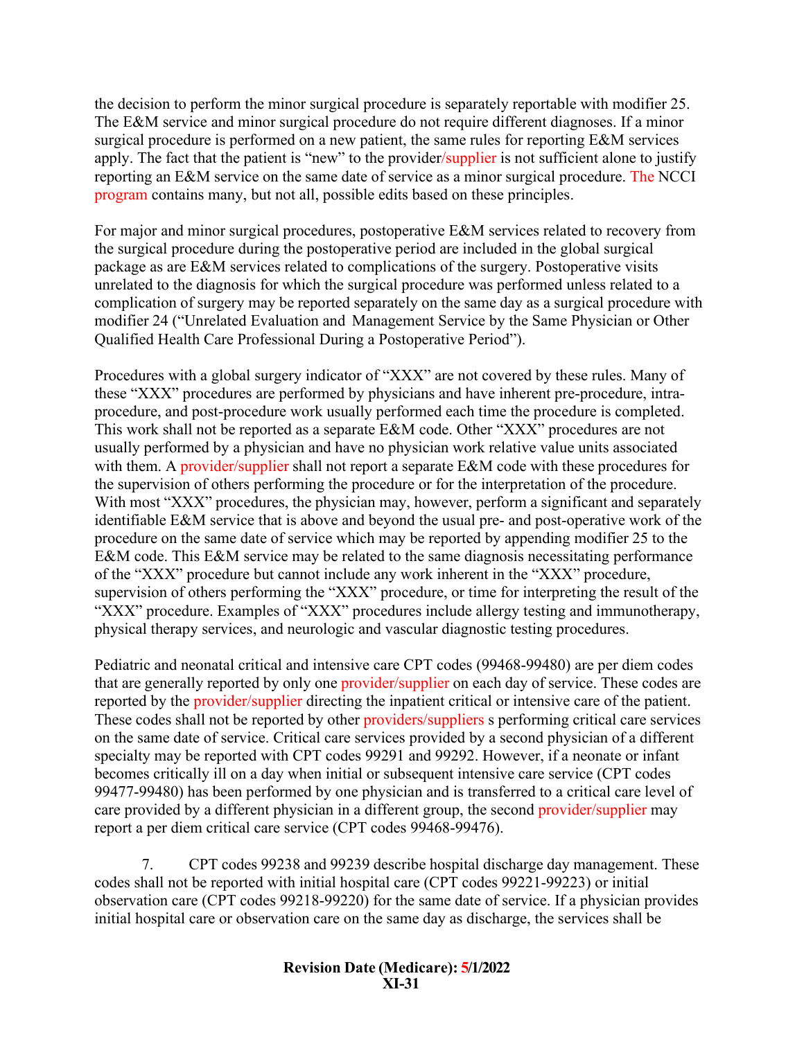the decision to perform the minor surgical procedure is separately reportable with modifier 25. The E&M service and minor surgical procedure do not require different diagnoses. If a minor surgical procedure is performed on a new patient, the same rules for reporting E&M services apply. The fact that the patient is "new" to the provider/supplier is not sufficient alone to justify reporting an E&M service on the same date of service as a minor surgical procedure. The NCCI program contains many, but not all, possible edits based on these principles.

For major and minor surgical procedures, postoperative E&M services related to recovery from the surgical procedure during the postoperative period are included in the global surgical package as are E&M services related to complications of the surgery. Postoperative visits unrelated to the diagnosis for which the surgical procedure was performed unless related to a complication of surgery may be reported separately on the same day as a surgical procedure with modifier 24 ("Unrelated Evaluation and Management Service by the Same Physician or Other Qualified Health Care Professional During a Postoperative Period").

Procedures with a global surgery indicator of "XXX" are not covered by these rules. Many of these "XXX" procedures are performed by physicians and have inherent pre-procedure, intra-procedure, and post-procedure work usually performed each time the procedure is completed. This work shall not be reported as a separate E&M code. Other "XXX" procedures are not usually performed by a physician and have no physician work relative value units associated with them. A provider/supplier shall not report a separate E&M code with these procedures for the supervision of others performing the procedure or for the interpretation of the procedure. With most "XXX" procedures, the physician may, however, perform a significant and separately identifiable E&M service that is above and beyond the usual pre- and post-operative work of the procedure on the same date of service which may be reported by appending modifier 25 to the E&M code. This E&M service may be related to the same diagnosis necessitating performance of the "XXX" procedure but cannot include any work inherent in the "XXX" procedure, supervision of others performing the "XXX" procedure, or time for interpreting the result of the "XXX" procedure. Examples of "XXX" procedures include allergy testing and immunotherapy, physical therapy services, and neurologic and vascular diagnostic testing procedures.

Pediatric and neonatal critical and intensive care CPT codes (99468-99480) are per diem codes that are generally reported by only one provider/supplier on each day of service. These codes are reported by the provider/supplier directing the inpatient critical or intensive care of the patient. These codes shall not be reported by other providers/suppliers s performing critical care services on the same date of service. Critical care services provided by a second physician of a different specialty may be reported with CPT codes 99291 and 99292. However, if a neonate or infant becomes critically ill on a day when initial or subsequent intensive care service (CPT codes 99477-99480) has been performed by one physician and is transferred to a critical care level of care provided by a different physician in a different group, the second provider/supplier may report a per diem critical care service (CPT codes 99468-99476).

7. CPT codes 99238 and 99239 describe hospital discharge day management. These codes shall not be reported with initial hospital care (CPT codes 99221-99223) or initial observation care (CPT codes 99218-99220) for the same date of service. If a physician provides initial hospital care or observation care on the same day as discharge, the services shall be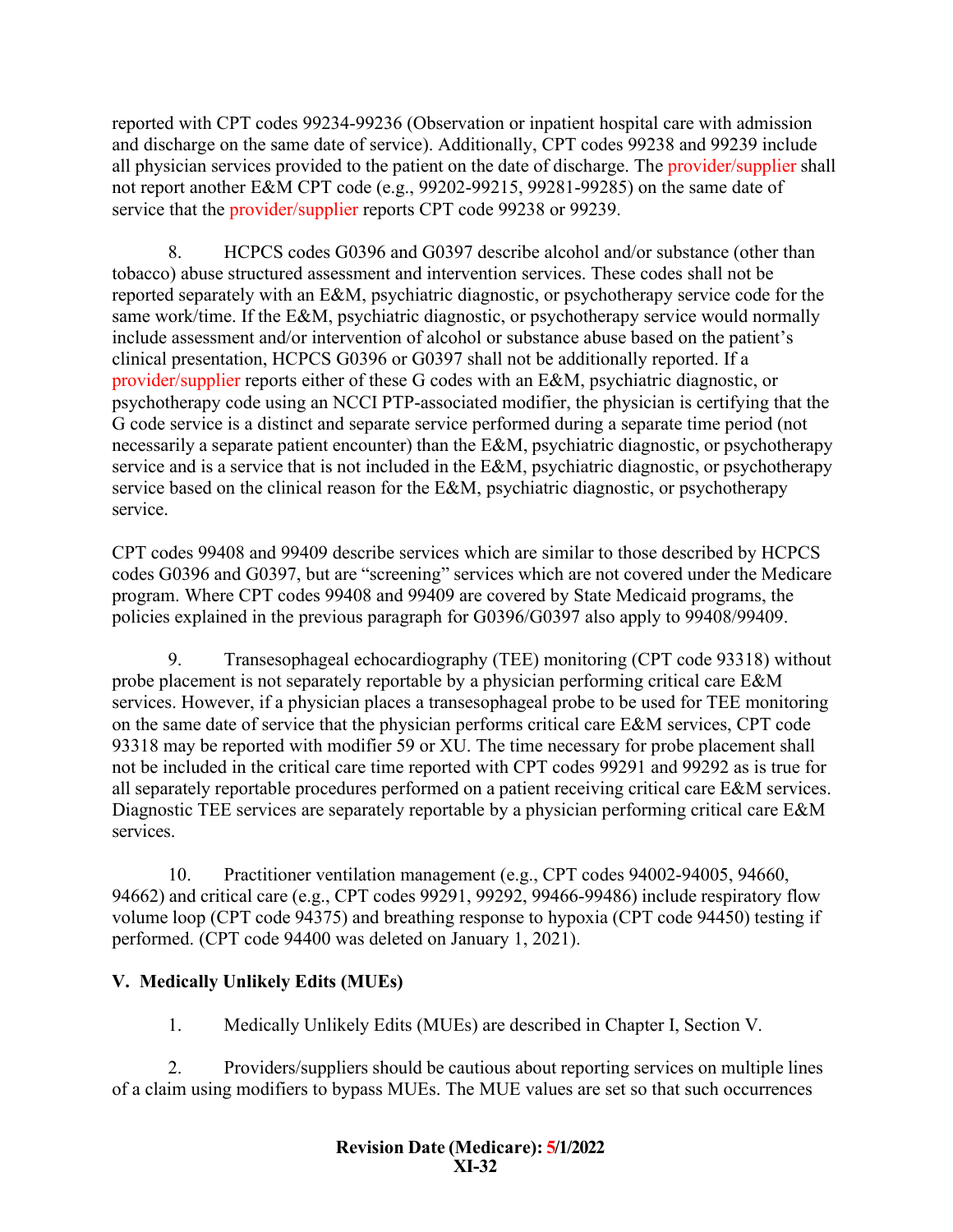reported with CPT codes 99234-99236 (Observation or inpatient hospital care with admission and discharge on the same date of service). Additionally, CPT codes 99238 and 99239 include all physician services provided to the patient on the date of discharge. The provider/supplier shall not report another E&M CPT code (e.g., 99202-99215, 99281-99285) on the same date of service that the provider/supplier reports CPT code 99238 or 99239.

8. HCPCS codes G0396 and G0397 describe alcohol and/or substance (other than tobacco) abuse structured assessment and intervention services. These codes shall not be reported separately with an E&M, psychiatric diagnostic, or psychotherapy service code for the same work/time. If the E&M, psychiatric diagnostic, or psychotherapy service would normally include assessment and/or intervention of alcohol or substance abuse based on the patient's clinical presentation, HCPCS G0396 or G0397 shall not be additionally reported. If a provider/supplier reports either of these G codes with an E&M, psychiatric diagnostic, or psychotherapy code using an NCCI PTP-associated modifier, the physician is certifying that the G code service is a distinct and separate service performed during a separate time period (not necessarily a separate patient encounter) than the E&M, psychiatric diagnostic, or psychotherapy service and is a service that is not included in the E&M, psychiatric diagnostic, or psychotherapy service based on the clinical reason for the E&M, psychiatric diagnostic, or psychotherapy service.

CPT codes 99408 and 99409 describe services which are similar to those described by HCPCS codes G0396 and G0397, but are "screening" services which are not covered under the Medicare program. Where CPT codes 99408 and 99409 are covered by State Medicaid programs, the policies explained in the previous paragraph for G0396/G0397 also apply to 99408/99409.

9. Transesophageal echocardiography (TEE) monitoring (CPT code 93318) without probe placement is not separately reportable by a physician performing critical care E&M services. However, if a physician places a transesophageal probe to be used for TEE monitoring on the same date of service that the physician performs critical care E&M services, CPT code 93318 may be reported with modifier 59 or XU. The time necessary for probe placement shall not be included in the critical care time reported with CPT codes 99291 and 99292 as is true for all separately reportable procedures performed on a patient receiving critical care E&M services. Diagnostic TEE services are separately reportable by a physician performing critical care E&M services.

10. Practitioner ventilation management (e.g., CPT codes 94002-94005, 94660, 94662) and critical care (e.g., CPT codes 99291, 99292, 99466-99486) include respiratory flow volume loop (CPT code 94375) and breathing response to hypoxia (CPT code 94450) testing if performed. (CPT code 94400 was deleted on January 1, 2021).

## V. Medically Unlikely Edits (MUEs)

1. Medically Unlikely Edits (MUEs) are described in Chapter I, Section V.

2. Providers/suppliers should be cautious about reporting services on multiple lines of a claim using modifiers to bypass MUEs. The MUE values are set so that such occurrences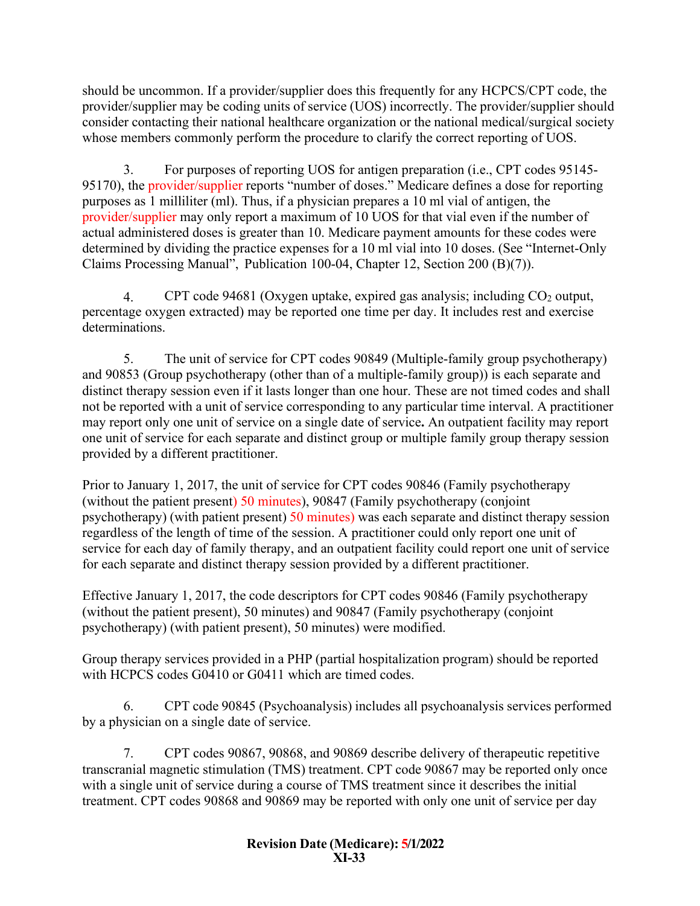should be uncommon. If a provider/supplier does this frequently for any HCPCS/CPT code, the provider/supplier may be coding units of service (UOS) incorrectly. The provider/supplier should consider contacting their national healthcare organization or the national medical/surgical society whose members commonly perform the procedure to clarify the correct reporting of UOS.

3. For purposes of reporting UOS for antigen preparation (i.e., CPT codes 95145-95170), the provider/supplier reports "number of doses." Medicare defines a dose for reporting purposes as 1 milliliter (ml). Thus, if a physician prepares a 10 ml vial of antigen, the provider/supplier may only report a maximum of 10 UOS for that vial even if the number of actual administered doses is greater than 10. Medicare payment amounts for these codes were determined by dividing the practice expenses for a 10 ml vial into 10 doses. (See "Internet-Only Claims Processing Manual", Publication 100-04, Chapter 12, Section 200 (B)(7)).

4. CPT code 94681 (Oxygen uptake, expired gas analysis; including $CO_2$ output, percentage oxygen extracted) may be reported one time per day. It includes rest and exercise determinations.

5. The unit of service for CPT codes 90849 (Multiple-family group psychotherapy) and 90853 (Group psychotherapy (other than of a multiple-family group)) is each separate and distinct therapy session even if it lasts longer than one hour. These are not timed codes and shall not be reported with a unit of service corresponding to any particular time interval. A practitioner may report only one unit of service on a single date of service**.** An outpatient facility may report one unit of service for each separate and distinct group or multiple family group therapy session provided by a different practitioner.

Prior to January 1, 2017, the unit of service for CPT codes 90846 (Family psychotherapy (without the patient present) 50 minutes), 90847 (Family psychotherapy (conjoint psychotherapy) (with patient present) 50 minutes) was each separate and distinct therapy session regardless of the length of time of the session. A practitioner could only report one unit of service for each day of family therapy, and an outpatient facility could report one unit of service for each separate and distinct therapy session provided by a different practitioner.

Effective January 1, 2017, the code descriptors for CPT codes 90846 (Family psychotherapy (without the patient present), 50 minutes) and 90847 (Family psychotherapy (conjoint psychotherapy) (with patient present), 50 minutes) were modified.

Group therapy services provided in a PHP (partial hospitalization program) should be reported with HCPCS codes G0410 or G0411 which are timed codes.

6. CPT code 90845 (Psychoanalysis) includes all psychoanalysis services performed by a physician on a single date of service.

7. CPT codes 90867, 90868, and 90869 describe delivery of therapeutic repetitive transcranial magnetic stimulation (TMS) treatment. CPT code 90867 may be reported only once with a single unit of service during a course of TMS treatment since it describes the initial treatment. CPT codes 90868 and 90869 may be reported with only one unit of service per day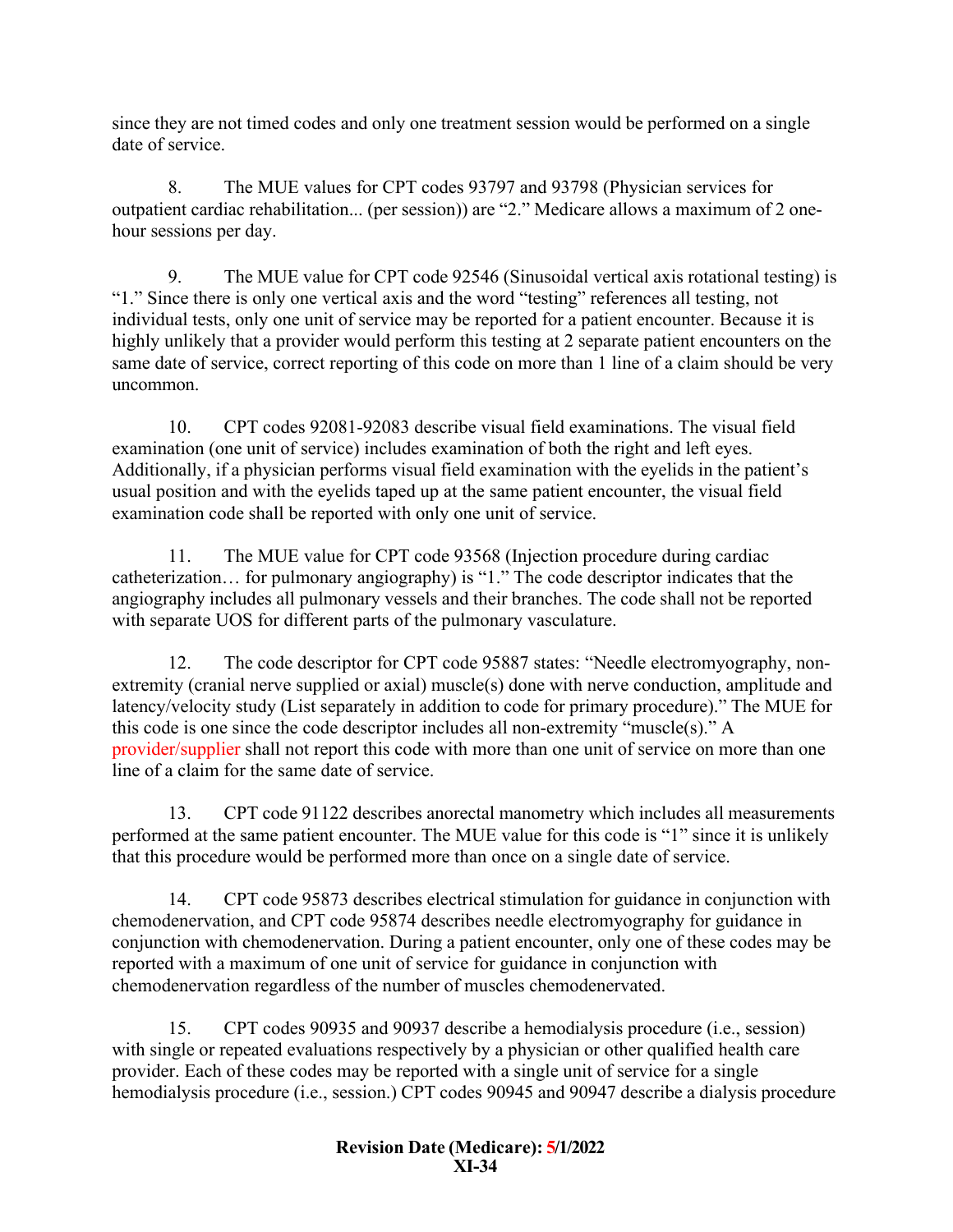since they are not timed codes and only one treatment session would be performed on a single date of service.

8. The MUE values for CPT codes 93797 and 93798 (Physician services for outpatient cardiac rehabilitation... (per session)) are “2.” Medicare allows a maximum of 2 one-hour sessions per day.

9. The MUE value for CPT code 92546 (Sinusoidal vertical axis rotational testing) is “1.” Since there is only one vertical axis and the word “testing” references all testing, not individual tests, only one unit of service may be reported for a patient encounter. Because it is highly unlikely that a provider would perform this testing at 2 separate patient encounters on the same date of service, correct reporting of this code on more than 1 line of a claim should be very uncommon.

10. CPT codes 92081-92083 describe visual field examinations. The visual field examination (one unit of service) includes examination of both the right and left eyes. Additionally, if a physician performs visual field examination with the eyelids in the patient’s usual position and with the eyelids taped up at the same patient encounter, the visual field examination code shall be reported with only one unit of service.

11. The MUE value for CPT code 93568 (Injection procedure during cardiac catheterization… for pulmonary angiography) is “1.” The code descriptor indicates that the angiography includes all pulmonary vessels and their branches. The code shall not be reported with separate UOS for different parts of the pulmonary vasculature.

12. The code descriptor for CPT code 95887 states: “Needle electromyography, non-extremity (cranial nerve supplied or axial) muscle(s) done with nerve conduction, amplitude and latency/velocity study (List separately in addition to code for primary procedure).” The MUE for this code is one since the code descriptor includes all non-extremity “muscle(s).” A provider/supplier shall not report this code with more than one unit of service on more than one line of a claim for the same date of service.

13. CPT code 91122 describes anorectal manometry which includes all measurements performed at the same patient encounter. The MUE value for this code is “1” since it is unlikely that this procedure would be performed more than once on a single date of service.

14. CPT code 95873 describes electrical stimulation for guidance in conjunction with chemodenervation, and CPT code 95874 describes needle electromyography for guidance in conjunction with chemodenervation. During a patient encounter, only one of these codes may be reported with a maximum of one unit of service for guidance in conjunction with chemodenervation regardless of the number of muscles chemodenervated.

15. CPT codes 90935 and 90937 describe a hemodialysis procedure (i.e., session) with single or repeated evaluations respectively by a physician or other qualified health care provider. Each of these codes may be reported with a single unit of service for a single hemodialysis procedure (i.e., session.) CPT codes 90945 and 90947 describe a dialysis procedure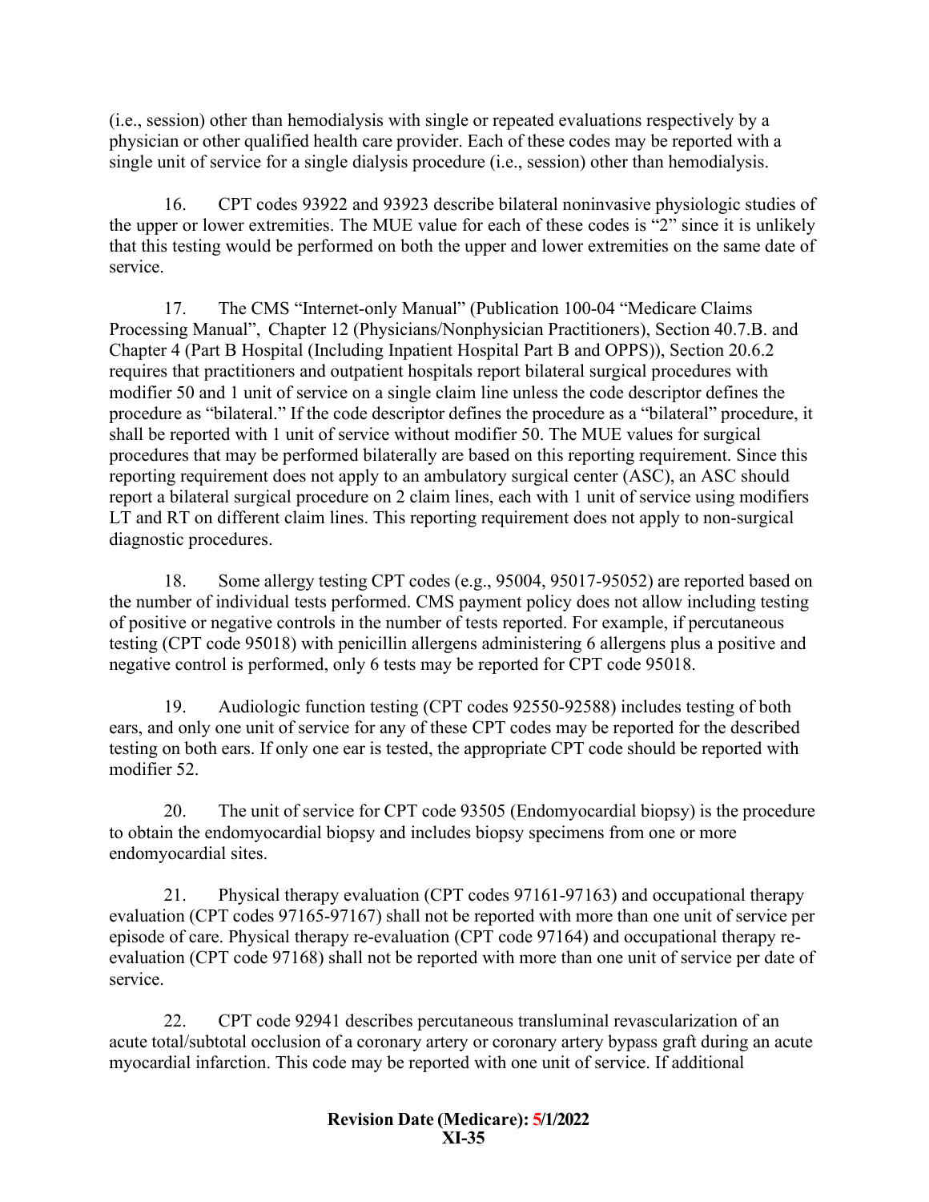(i.e., session) other than hemodialysis with single or repeated evaluations respectively by a physician or other qualified health care provider. Each of these codes may be reported with a single unit of service for a single dialysis procedure (i.e., session) other than hemodialysis.

16. CPT codes 93922 and 93923 describe bilateral noninvasive physiologic studies of the upper or lower extremities. The MUE value for each of these codes is "2" since it is unlikely that this testing would be performed on both the upper and lower extremities on the same date of service.

17. The CMS "Internet-only Manual" (Publication 100-04 "Medicare Claims Processing Manual", Chapter 12 (Physicians/Nonphysician Practitioners), Section 40.7.B. and Chapter 4 (Part B Hospital (Including Inpatient Hospital Part B and OPPS)), Section 20.6.2 requires that practitioners and outpatient hospitals report bilateral surgical procedures with modifier 50 and 1 unit of service on a single claim line unless the code descriptor defines the procedure as "bilateral." If the code descriptor defines the procedure as a "bilateral" procedure, it shall be reported with 1 unit of service without modifier 50. The MUE values for surgical procedures that may be performed bilaterally are based on this reporting requirement. Since this reporting requirement does not apply to an ambulatory surgical center (ASC), an ASC should report a bilateral surgical procedure on 2 claim lines, each with 1 unit of service using modifiers LT and RT on different claim lines. This reporting requirement does not apply to non-surgical diagnostic procedures.

18. Some allergy testing CPT codes (e.g., 95004, 95017-95052) are reported based on the number of individual tests performed. CMS payment policy does not allow including testing of positive or negative controls in the number of tests reported. For example, if percutaneous testing (CPT code 95018) with penicillin allergens administering 6 allergens plus a positive and negative control is performed, only 6 tests may be reported for CPT code 95018.

19. Audiologic function testing (CPT codes 92550-92588) includes testing of both ears, and only one unit of service for any of these CPT codes may be reported for the described testing on both ears. If only one ear is tested, the appropriate CPT code should be reported with modifier 52.

20. The unit of service for CPT code 93505 (Endomyocardial biopsy) is the procedure to obtain the endomyocardial biopsy and includes biopsy specimens from one or more endomyocardial sites.

21. Physical therapy evaluation (CPT codes 97161-97163) and occupational therapy evaluation (CPT codes 97165-97167) shall not be reported with more than one unit of service per episode of care. Physical therapy re-evaluation (CPT code 97164) and occupational therapy re-evaluation (CPT code 97168) shall not be reported with more than one unit of service per date of service.

22. CPT code 92941 describes percutaneous transluminal revascularization of an acute total/subtotal occlusion of a coronary artery or coronary artery bypass graft during an acute myocardial infarction. This code may be reported with one unit of service. If additional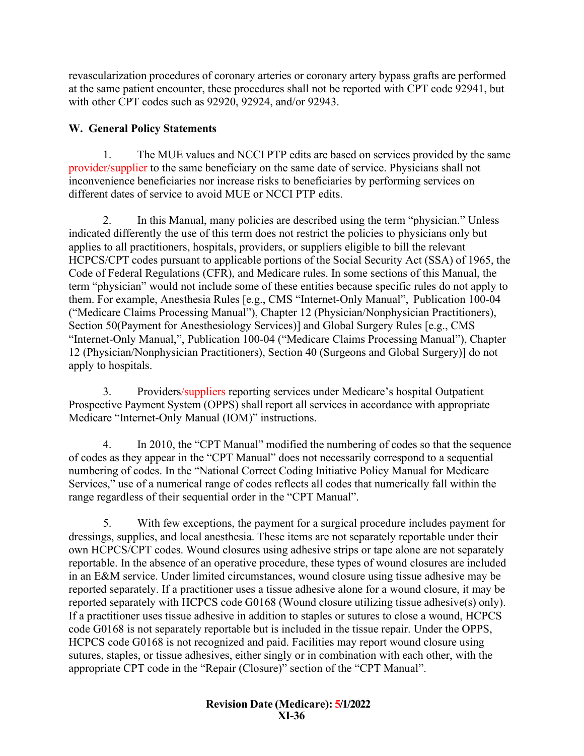revascularization procedures of coronary arteries or coronary artery bypass grafts are performed at the same patient encounter, these procedures shall not be reported with CPT code 92941, but with other CPT codes such as 92920, 92924, and/or 92943.

## W. General Policy Statements

1. The MUE values and NCCI PTP edits are based on services provided by the same provider/supplier to the same beneficiary on the same date of service. Physicians shall not inconvenience beneficiaries nor increase risks to beneficiaries by performing services on different dates of service to avoid MUE or NCCI PTP edits.

2. In this Manual, many policies are described using the term "physician." Unless indicated differently the use of this term does not restrict the policies to physicians only but applies to all practitioners, hospitals, providers, or suppliers eligible to bill the relevant HCPCS/CPT codes pursuant to applicable portions of the Social Security Act (SSA) of 1965, the Code of Federal Regulations (CFR), and Medicare rules. In some sections of this Manual, the term "physician" would not include some of these entities because specific rules do not apply to them. For example, Anesthesia Rules [e.g., CMS "Internet-Only Manual", Publication 100-04 ("Medicare Claims Processing Manual"), Chapter 12 (Physician/Nonphysician Practitioners), Section 50(Payment for Anesthesiology Services)] and Global Surgery Rules [e.g., CMS "Internet-Only Manual,", Publication 100-04 ("Medicare Claims Processing Manual"), Chapter 12 (Physician/Nonphysician Practitioners), Section 40 (Surgeons and Global Surgery)] do not apply to hospitals.

3. Providers/suppliers reporting services under Medicare's hospital Outpatient Prospective Payment System (OPPS) shall report all services in accordance with appropriate Medicare "Internet-Only Manual (IOM)" instructions.

4. In 2010, the "CPT Manual" modified the numbering of codes so that the sequence of codes as they appear in the "CPT Manual" does not necessarily correspond to a sequential numbering of codes. In the "National Correct Coding Initiative Policy Manual for Medicare Services," use of a numerical range of codes reflects all codes that numerically fall within the range regardless of their sequential order in the "CPT Manual".

5. With few exceptions, the payment for a surgical procedure includes payment for dressings, supplies, and local anesthesia. These items are not separately reportable under their own HCPCS/CPT codes. Wound closures using adhesive strips or tape alone are not separately reportable. In the absence of an operative procedure, these types of wound closures are included in an E&M service. Under limited circumstances, wound closure using tissue adhesive may be reported separately. If a practitioner uses a tissue adhesive alone for a wound closure, it may be reported separately with HCPCS code G0168 (Wound closure utilizing tissue adhesive(s) only). If a practitioner uses tissue adhesive in addition to staples or sutures to close a wound, HCPCS code G0168 is not separately reportable but is included in the tissue repair. Under the OPPS, HCPCS code G0168 is not recognized and paid. Facilities may report wound closure using sutures, staples, or tissue adhesives, either singly or in combination with each other, with the appropriate CPT code in the "Repair (Closure)" section of the "CPT Manual".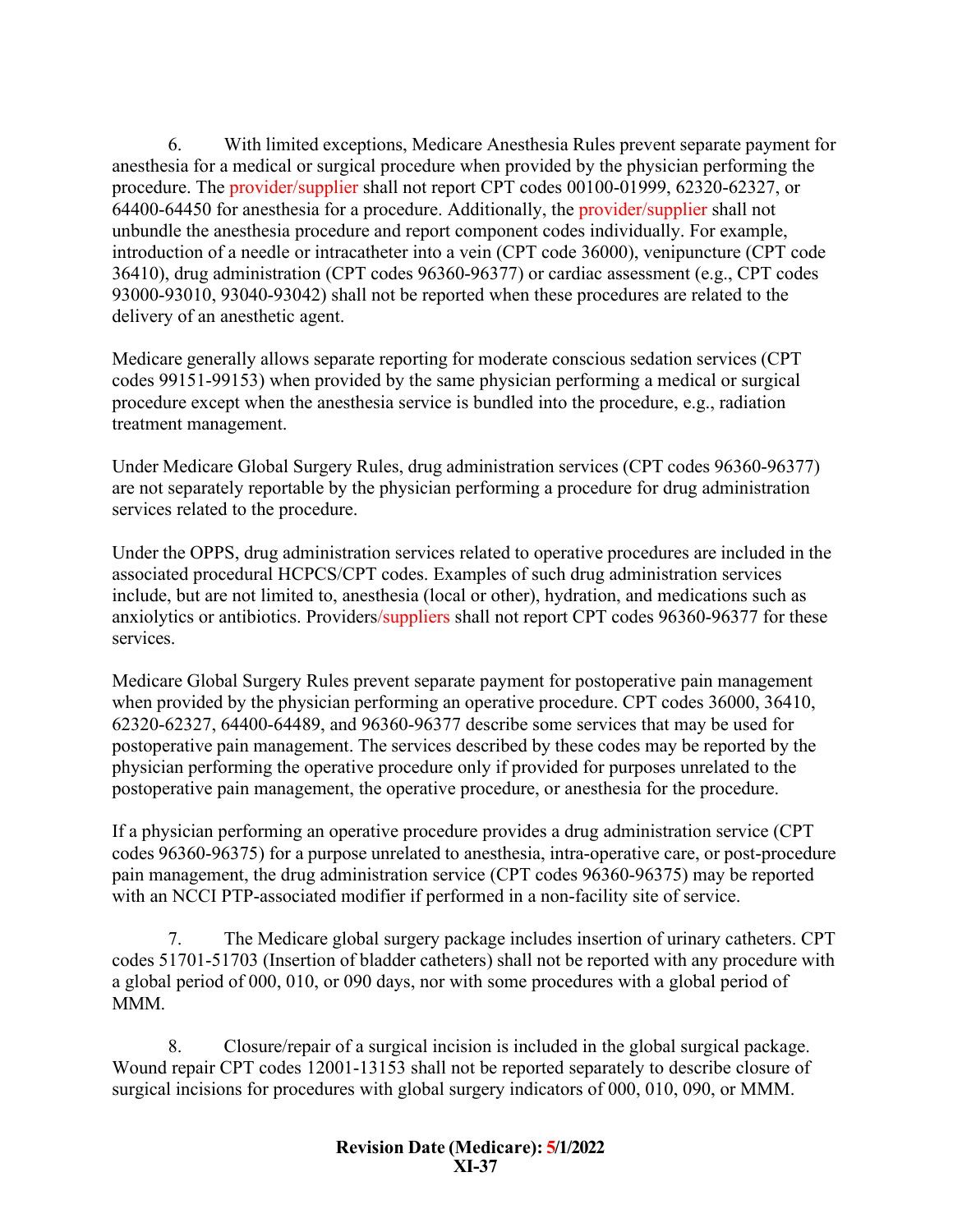6. With limited exceptions, Medicare Anesthesia Rules prevent separate payment for anesthesia for a medical or surgical procedure when provided by the physician performing the procedure. The provider/supplier shall not report CPT codes 00100-01999, 62320-62327, or 64400-64450 for anesthesia for a procedure. Additionally, the provider/supplier shall not unbundle the anesthesia procedure and report component codes individually. For example, introduction of a needle or intracatheter into a vein (CPT code 36000), venipuncture (CPT code 36410), drug administration (CPT codes 96360-96377) or cardiac assessment (e.g., CPT codes 93000-93010, 93040-93042) shall not be reported when these procedures are related to the delivery of an anesthetic agent.

Medicare generally allows separate reporting for moderate conscious sedation services (CPT codes 99151-99153) when provided by the same physician performing a medical or surgical procedure except when the anesthesia service is bundled into the procedure, e.g., radiation treatment management.

Under Medicare Global Surgery Rules, drug administration services (CPT codes 96360-96377) are not separately reportable by the physician performing a procedure for drug administration services related to the procedure.

Under the OPPS, drug administration services related to operative procedures are included in the associated procedural HCPCS/CPT codes. Examples of such drug administration services include, but are not limited to, anesthesia (local or other), hydration, and medications such as anxiolytics or antibiotics. Providers/suppliers shall not report CPT codes 96360-96377 for these services.

Medicare Global Surgery Rules prevent separate payment for postoperative pain management when provided by the physician performing an operative procedure. CPT codes 36000, 36410, 62320-62327, 64400-64489, and 96360-96377 describe some services that may be used for postoperative pain management. The services described by these codes may be reported by the physician performing the operative procedure only if provided for purposes unrelated to the postoperative pain management, the operative procedure, or anesthesia for the procedure.

If a physician performing an operative procedure provides a drug administration service (CPT codes 96360-96375) for a purpose unrelated to anesthesia, intra-operative care, or post-procedure pain management, the drug administration service (CPT codes 96360-96375) may be reported with an NCCI PTP-associated modifier if performed in a non-facility site of service.

7. The Medicare global surgery package includes insertion of urinary catheters. CPT codes 51701-51703 (Insertion of bladder catheters) shall not be reported with any procedure with a global period of 000, 010, or 090 days, nor with some procedures with a global period of MMM.

8. Closure/repair of a surgical incision is included in the global surgical package. Wound repair CPT codes 12001-13153 shall not be reported separately to describe closure of surgical incisions for procedures with global surgery indicators of 000, 010, 090, or MMM.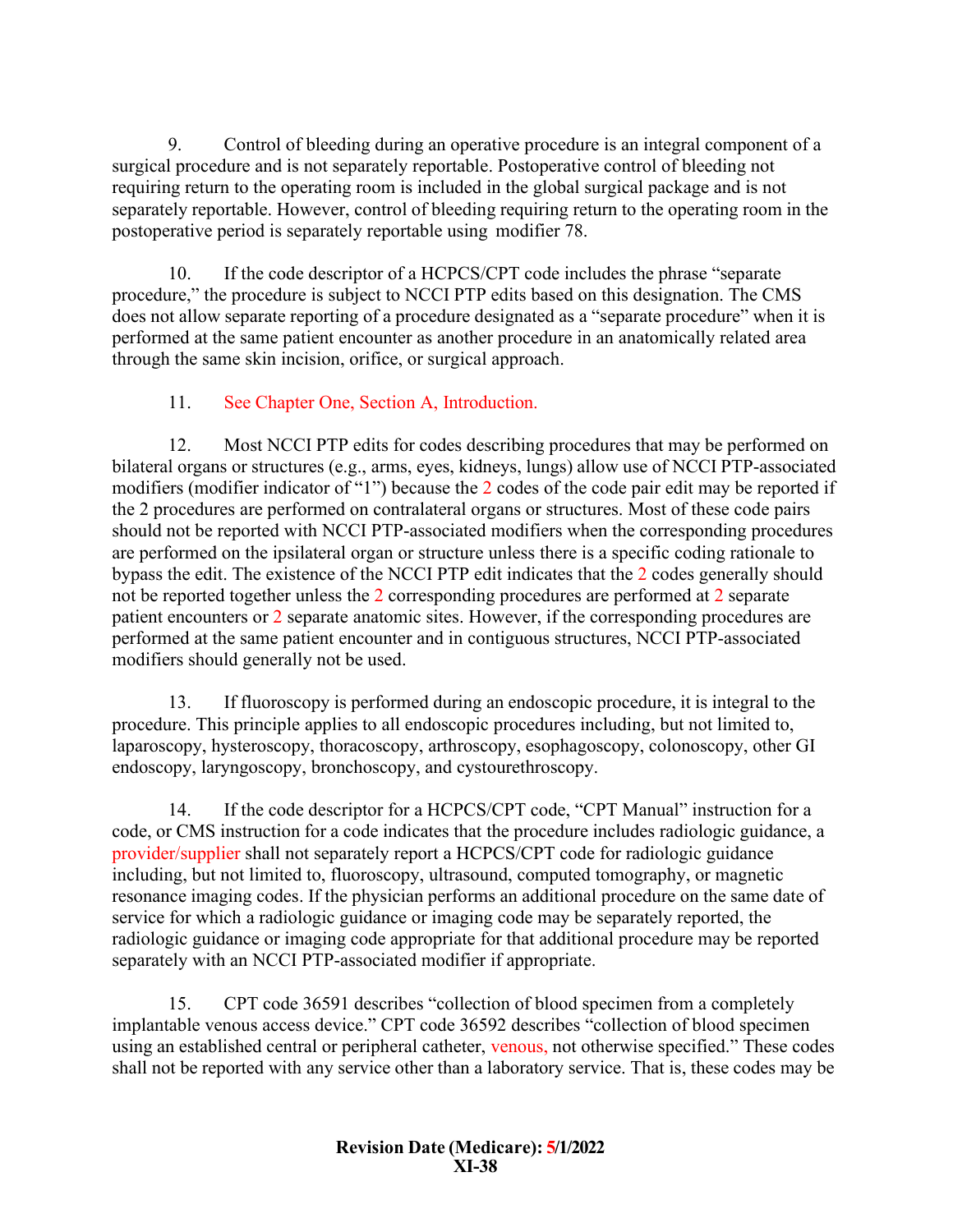9. Control of bleeding during an operative procedure is an integral component of a surgical procedure and is not separately reportable. Postoperative control of bleeding not requiring return to the operating room is included in the global surgical package and is not separately reportable. However, control of bleeding requiring return to the operating room in the postoperative period is separately reportable using modifier 78.

10. If the code descriptor of a HCPCS/CPT code includes the phrase "separate procedure," the procedure is subject to NCCI PTP edits based on this designation. The CMS does not allow separate reporting of a procedure designated as a "separate procedure" when it is performed at the same patient encounter as another procedure in an anatomically related area through the same skin incision, orifice, or surgical approach.

11. See Chapter One, Section A, Introduction.

12. Most NCCI PTP edits for codes describing procedures that may be performed on bilateral organs or structures (e.g., arms, eyes, kidneys, lungs) allow use of NCCI PTP-associated modifiers (modifier indicator of "1") because the 2 codes of the code pair edit may be reported if the 2 procedures are performed on contralateral organs or structures. Most of these code pairs should not be reported with NCCI PTP-associated modifiers when the corresponding procedures are performed on the ipsilateral organ or structure unless there is a specific coding rationale to bypass the edit. The existence of the NCCI PTP edit indicates that the 2 codes generally should not be reported together unless the 2 corresponding procedures are performed at 2 separate patient encounters or 2 separate anatomic sites. However, if the corresponding procedures are performed at the same patient encounter and in contiguous structures, NCCI PTP-associated modifiers should generally not be used.

13. If fluoroscopy is performed during an endoscopic procedure, it is integral to the procedure. This principle applies to all endoscopic procedures including, but not limited to, laparoscopy, hysteroscopy, thoracoscopy, arthroscopy, esophagoscopy, colonoscopy, other GI endoscopy, laryngoscopy, bronchoscopy, and cystourethroscopy.

14. If the code descriptor for a HCPCS/CPT code, "CPT Manual" instruction for a code, or CMS instruction for a code indicates that the procedure includes radiologic guidance, a provider/supplier shall not separately report a HCPCS/CPT code for radiologic guidance including, but not limited to, fluoroscopy, ultrasound, computed tomography, or magnetic resonance imaging codes. If the physician performs an additional procedure on the same date of service for which a radiologic guidance or imaging code may be separately reported, the radiologic guidance or imaging code appropriate for that additional procedure may be reported separately with an NCCI PTP-associated modifier if appropriate.

15. CPT code 36591 describes "collection of blood specimen from a completely implantable venous access device." CPT code 36592 describes "collection of blood specimen using an established central or peripheral catheter, venous, not otherwise specified." These codes shall not be reported with any service other than a laboratory service. That is, these codes may be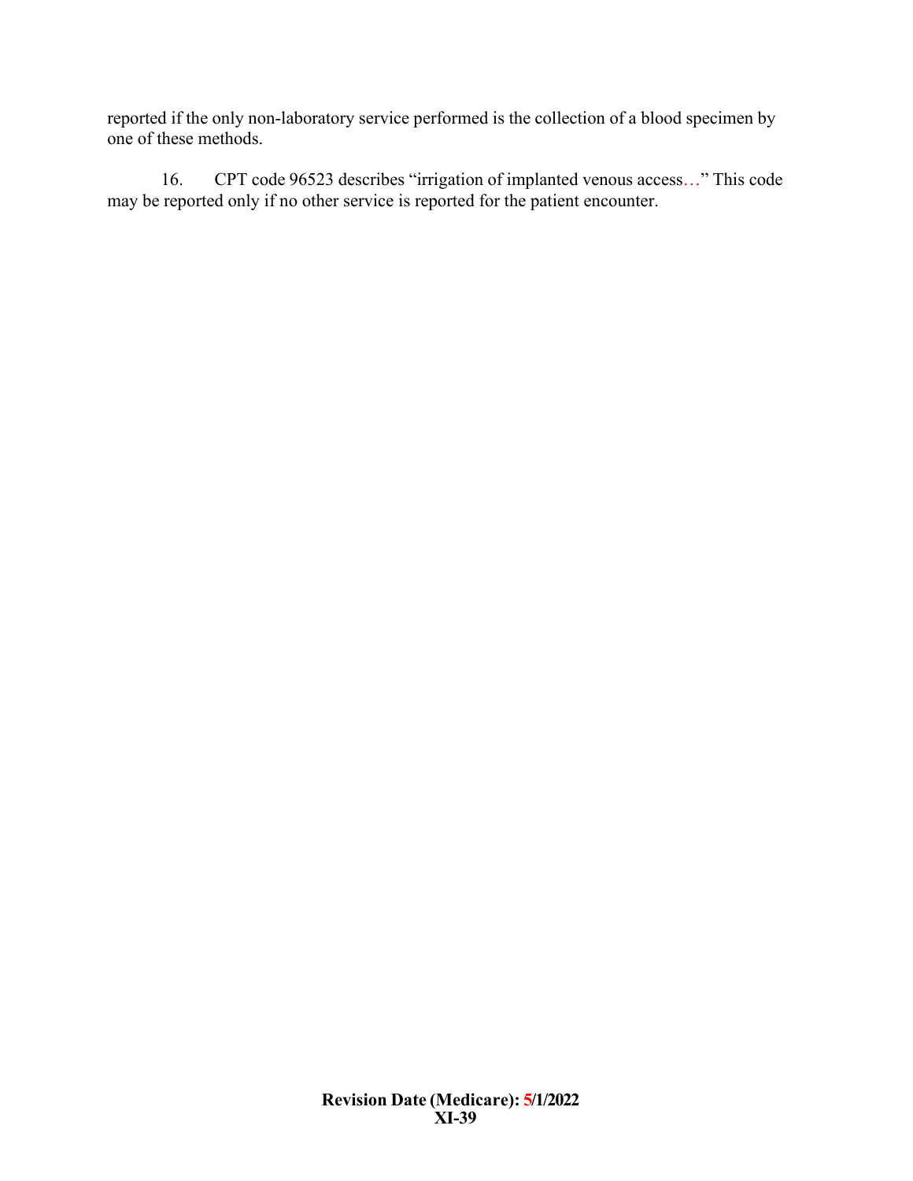reported if the only non-laboratory service performed is the collection of a blood specimen by one of these methods.

16. CPT code 96523 describes "irrigation of implanted venous access…" This code may be reported only if no other service is reported for the patient encounter.